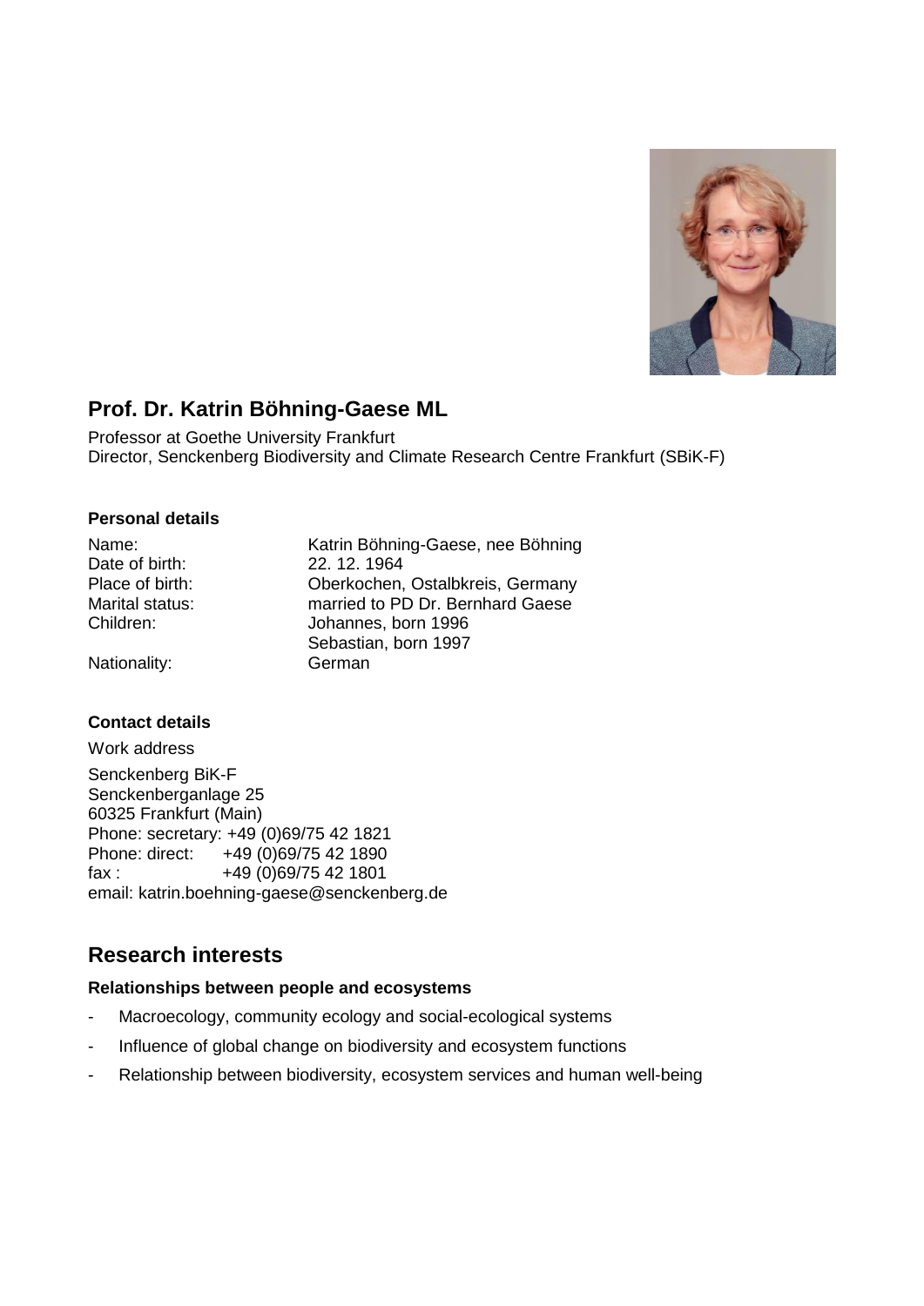## Prof. Dr. Katrin Böhning-Gaese ML

Professor at Goethe University Frankfurt
Director, Senckenberg Biodiversity and Climate Research Centre Frankfurt (SBiK-F)

### Personal details

| | |
|---|---|
| Name: | Katrin Böhning-Gaese, nee Böhning |
| Date of birth: | 22. 12. 1964 |
| Place of birth: | Oberkochen, Ostalbkreis, Germany |
| Marital status: | married to PD Dr. Bernhard Gaese |
| Children: | Johannes, born 1996<br>Sebastian, born 1997 |
| Nationality: | German |

### Contact details

Work address

Senckenberg BiK-F
Senckenberganlage 25
60325 Frankfurt (Main)
Phone: secretary: +49 (0)69/75 42 1821
Phone: direct: +49 (0)69/75 42 1890
fax : +49 (0)69/75 42 1801
email: katrin.boehning-gaese@senckenberg.de

## Research interests

### Relationships between people and ecosystems

- Macroecology, community ecology and social-ecological systems
- Influence of global change on biodiversity and ecosystem functions
- Relationship between biodiversity, ecosystem services and human well-being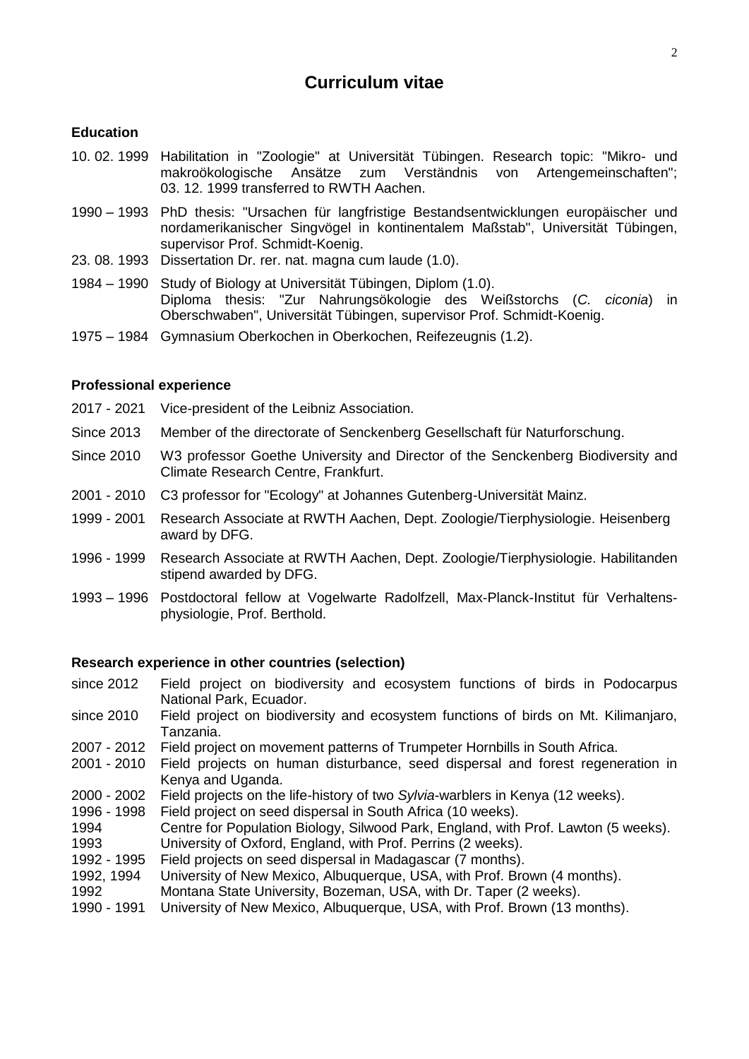# Curriculum vitae

## Education

10\. 02. 1999 Habilitation in "Zoologie" at Universität Tübingen. Research topic: "Mikro- und makroökologische Ansätze zum Verständnis von Artengemeinschaften"; 03. 12. 1999 transferred to RWTH Aachen.

1990 – 1993 PhD thesis: "Ursachen für langfristige Bestandsentwicklungen europäischer und nordamerikanischer Singvögel in kontinentalem Maßstab", Universität Tübingen, supervisor Prof. Schmidt-Koenig.

23\. 08. 1993 Dissertation Dr. rer. nat. magna cum laude (1.0).

1984 – 1990 Study of Biology at Universität Tübingen, Diplom (1.0). Diploma thesis: "Zur Nahrungsökologie des Weißstorchs (*C. ciconia*) in Oberschwaben", Universität Tübingen, supervisor Prof. Schmidt-Koenig.

1975 – 1984 Gymnasium Oberkochen in Oberkochen, Reifezeugnis (1.2).

## Professional experience

2017 - 2021 Vice-president of the Leibniz Association.

Since 2013 Member of the directorate of Senckenberg Gesellschaft für Naturforschung.

Since 2010 W3 professor Goethe University and Director of the Senckenberg Biodiversity and Climate Research Centre, Frankfurt.

2001 - 2010 C3 professor for "Ecology" at Johannes Gutenberg-Universität Mainz.

1999 - 2001 Research Associate at RWTH Aachen, Dept. Zoologie/Tierphysiologie. Heisenberg award by DFG.

1996 - 1999 Research Associate at RWTH Aachen, Dept. Zoologie/Tierphysiologie. Habilitanden stipend awarded by DFG.

1993 – 1996 Postdoctoral fellow at Vogelwarte Radolfzell, Max-Planck-Institut für Verhaltens-physiologie, Prof. Berthold.

## Research experience in other countries (selection)

since 2012 Field project on biodiversity and ecosystem functions of birds in Podocarpus National Park, Ecuador.

since 2010 Field project on biodiversity and ecosystem functions of birds on Mt. Kilimanjaro, Tanzania.

2007 - 2012 Field project on movement patterns of Trumpeter Hornbills in South Africa.

2001 - 2010 Field projects on human disturbance, seed dispersal and forest regeneration in Kenya and Uganda.

2000 - 2002 Field projects on the life-history of two *Sylvia*-warblers in Kenya (12 weeks).

1996 - 1998 Field project on seed dispersal in South Africa (10 weeks).

1994 Centre for Population Biology, Silwood Park, England, with Prof. Lawton (5 weeks).

1993 University of Oxford, England, with Prof. Perrins (2 weeks).

1992 - 1995 Field projects on seed dispersal in Madagascar (7 months).

1992, 1994 University of New Mexico, Albuquerque, USA, with Prof. Brown (4 months).

1992 Montana State University, Bozeman, USA, with Dr. Taper (2 weeks).

1990 - 1991 University of New Mexico, Albuquerque, USA, with Prof. Brown (13 months).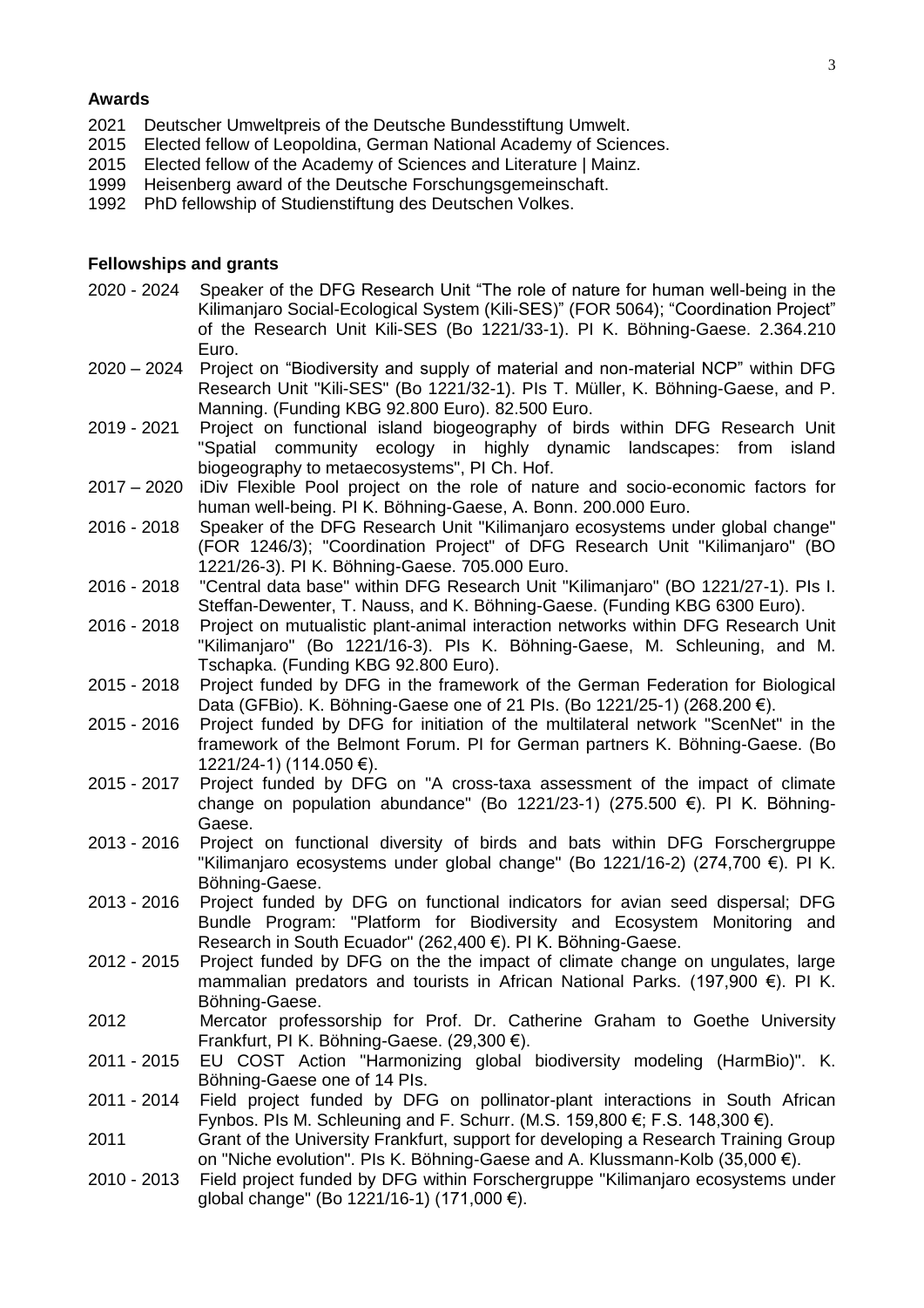**Awards**

2021 Deutscher Umweltpreis of the Deutsche Bundesstiftung Umwelt.
2015 Elected fellow of Leopoldina, German National Academy of Sciences.
2015 Elected fellow of the Academy of Sciences and Literature | Mainz.
1999 Heisenberg award of the Deutsche Forschungsgemeinschaft.
1992 PhD fellowship of Studienstiftung des Deutschen Volkes.

**Fellowships and grants**

2020 - 2024 Speaker of the DFG Research Unit “The role of nature for human well-being in the Kilimanjaro Social-Ecological System (Kili-SES)” (FOR 5064); “Coordination Project” of the Research Unit Kili-SES (Bo 1221/33-1). PI K. Böhning-Gaese. 2.364.210 Euro.

2020 – 2024 Project on “Biodiversity and supply of material and non-material NCP” within DFG Research Unit "Kili-SES" (Bo 1221/32-1). PIs T. Müller, K. Böhning-Gaese, and P. Manning. (Funding KBG 92.800 Euro). 82.500 Euro.

2019 - 2021 Project on functional island biogeography of birds within DFG Research Unit "Spatial community ecology in highly dynamic landscapes: from island biogeography to metaecosystems", PI Ch. Hof.

2017 – 2020 iDiv Flexible Pool project on the role of nature and socio-economic factors for human well-being. PI K. Böhning-Gaese, A. Bonn. 200.000 Euro.

2016 - 2018 Speaker of the DFG Research Unit "Kilimanjaro ecosystems under global change" (FOR 1246/3); "Coordination Project" of DFG Research Unit "Kilimanjaro" (BO 1221/26-3). PI K. Böhning-Gaese. 705.000 Euro.

2016 - 2018 "Central data base" within DFG Research Unit "Kilimanjaro" (BO 1221/27-1). PIs I. Steffan-Dewenter, T. Nauss, and K. Böhning-Gaese. (Funding KBG 6300 Euro).

2016 - 2018 Project on mutualistic plant-animal interaction networks within DFG Research Unit "Kilimanjaro" (Bo 1221/16-3). PIs K. Böhning-Gaese, M. Schleuning, and M. Tschapka. (Funding KBG 92.800 Euro).

2015 - 2018 Project funded by DFG in the framework of the German Federation for Biological Data (GFBio). K. Böhning-Gaese one of 21 PIs. (Bo 1221/25-1) (268.200 €).

2015 - 2016 Project funded by DFG for initiation of the multilateral network "ScenNet" in the framework of the Belmont Forum. PI for German partners K. Böhning-Gaese. (Bo 1221/24-1) (114.050 €).

2015 - 2017 Project funded by DFG on "A cross-taxa assessment of the impact of climate change on population abundance" (Bo 1221/23-1) (275.500 €). PI K. Böhning-Gaese.

2013 - 2016 Project on functional diversity of birds and bats within DFG Forschergruppe "Kilimanjaro ecosystems under global change" (Bo 1221/16-2) (274,700 €). PI K. Böhning-Gaese.

2013 - 2016 Project funded by DFG on functional indicators for avian seed dispersal; DFG Bundle Program: "Platform for Biodiversity and Ecosystem Monitoring and Research in South Ecuador" (262,400 €). PI K. Böhning-Gaese.

2012 - 2015 Project funded by DFG on the the impact of climate change on ungulates, large mammalian predators and tourists in African National Parks. (197,900 €). PI K. Böhning-Gaese.

2012 Mercator professorship for Prof. Dr. Catherine Graham to Goethe University Frankfurt, PI K. Böhning-Gaese. (29,300 €).

2011 - 2015 EU COST Action "Harmonizing global biodiversity modeling (HarmBio)". K. Böhning-Gaese one of 14 PIs.

2011 - 2014 Field project funded by DFG on pollinator-plant interactions in South African Fynbos. PIs M. Schleuning and F. Schurr. (M.S. 159,800 €; F.S. 148,300 €).

2011 Grant of the University Frankfurt, support for developing a Research Training Group on "Niche evolution". PIs K. Böhning-Gaese and A. Klussmann-Kolb (35,000 €).

2010 - 2013 Field project funded by DFG within Forschergruppe "Kilimanjaro ecosystems under global change" (Bo 1221/16-1) (171,000 €).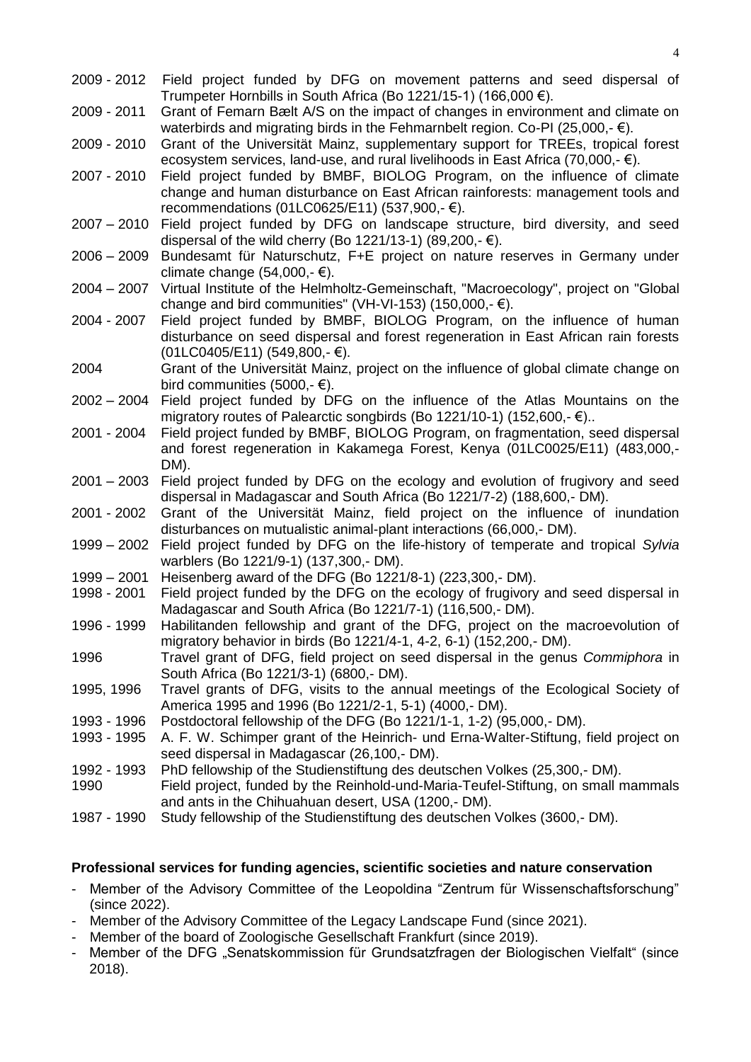2009 - 2012 Field project funded by DFG on movement patterns and seed dispersal of Trumpeter Hornbills in South Africa (Bo 1221/15-1) (166,000 €).

2009 - 2011 Grant of Femarn Bælt A/S on the impact of changes in environment and climate on waterbirds and migrating birds in the Fehmarnbelt region. Co-PI (25,000,- €).

2009 - 2010 Grant of the Universität Mainz, supplementary support for TREEs, tropical forest ecosystem services, land-use, and rural livelihoods in East Africa (70,000,- €).

2007 - 2010 Field project funded by BMBF, BIOLOG Program, on the influence of climate change and human disturbance on East African rainforests: management tools and recommendations (01LC0625/E11) (537,900,- €).

2007 – 2010 Field project funded by DFG on landscape structure, bird diversity, and seed dispersal of the wild cherry (Bo 1221/13-1) (89,200,- €).

2006 – 2009 Bundesamt für Naturschutz, F+E project on nature reserves in Germany under climate change (54,000,- €).

2004 – 2007 Virtual Institute of the Helmholtz-Gemeinschaft, "Macroecology", project on "Global change and bird communities" (VH-VI-153) (150,000,- €).

2004 - 2007 Field project funded by BMBF, BIOLOG Program, on the influence of human disturbance on seed dispersal and forest regeneration in East African rain forests (01LC0405/E11) (549,800,- €).

2004 Grant of the Universität Mainz, project on the influence of global climate change on bird communities (5000,- €).

2002 – 2004 Field project funded by DFG on the influence of the Atlas Mountains on the migratory routes of Palearctic songbirds (Bo 1221/10-1) (152,600,- €)..

2001 - 2004 Field project funded by BMBF, BIOLOG Program, on fragmentation, seed dispersal and forest regeneration in Kakamega Forest, Kenya (01LC0025/E11) (483,000,- DM).

2001 – 2003 Field project funded by DFG on the ecology and evolution of frugivory and seed dispersal in Madagascar and South Africa (Bo 1221/7-2) (188,600,- DM).

2001 - 2002 Grant of the Universität Mainz, field project on the influence of inundation disturbances on mutualistic animal-plant interactions (66,000,- DM).

1999 – 2002 Field project funded by DFG on the life-history of temperate and tropical *Sylvia* warblers (Bo 1221/9-1) (137,300,- DM).

1999 – 2001 Heisenberg award of the DFG (Bo 1221/8-1) (223,300,- DM).

1998 - 2001 Field project funded by the DFG on the ecology of frugivory and seed dispersal in Madagascar and South Africa (Bo 1221/7-1) (116,500,- DM).

1996 - 1999 Habilitanden fellowship and grant of the DFG, project on the macroevolution of migratory behavior in birds (Bo 1221/4-1, 4-2, 6-1) (152,200,- DM).

1996 Travel grant of DFG, field project on seed dispersal in the genus *Commiphora* in South Africa (Bo 1221/3-1) (6800,- DM).

1995, 1996 Travel grants of DFG, visits to the annual meetings of the Ecological Society of America 1995 and 1996 (Bo 1221/2-1, 5-1) (4000,- DM).

1993 - 1996 Postdoctoral fellowship of the DFG (Bo 1221/1-1, 1-2) (95,000,- DM).

1993 - 1995 A. F. W. Schimper grant of the Heinrich- und Erna-Walter-Stiftung, field project on seed dispersal in Madagascar (26,100,- DM).

1992 - 1993 PhD fellowship of the Studienstiftung des deutschen Volkes (25,300,- DM).

1990 Field project, funded by the Reinhold-und-Maria-Teufel-Stiftung, on small mammals and ants in the Chihuahuan desert, USA (1200,- DM).

1987 - 1990 Study fellowship of the Studienstiftung des deutschen Volkes (3600,- DM).

**Professional services for funding agencies, scientific societies and nature conservation**

- Member of the Advisory Committee of the Leopoldina "Zentrum für Wissenschaftsforschung" (since 2022).
- Member of the Advisory Committee of the Legacy Landscape Fund (since 2021).
- Member of the board of Zoologische Gesellschaft Frankfurt (since 2019).
- Member of the DFG „Senatskommission für Grundsatzfragen der Biologischen Vielfalt" (since 2018).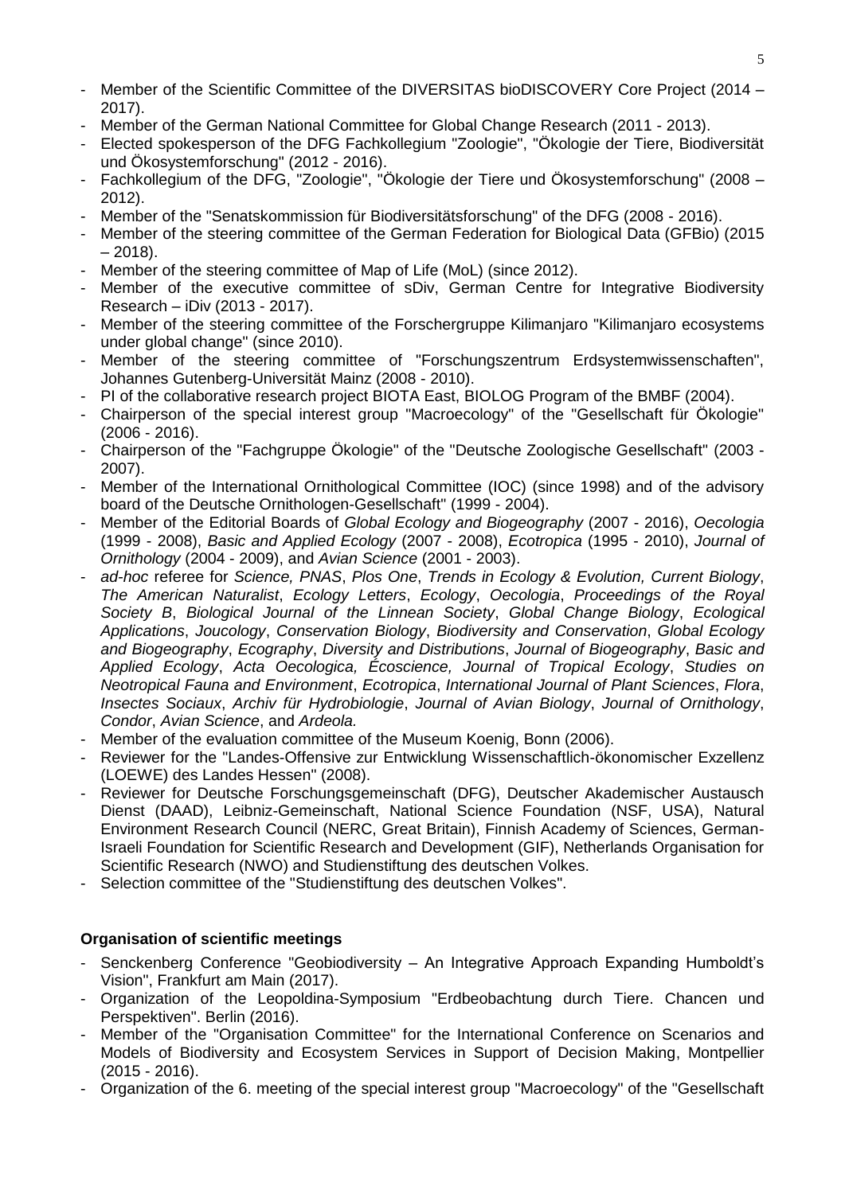- Member of the Scientific Committee of the DIVERSITAS bioDISCOVERY Core Project (2014 – 2017).
- Member of the German National Committee for Global Change Research (2011 - 2013).
- Elected spokesperson of the DFG Fachkollegium "Zoologie", "Ökologie der Tiere, Biodiversität und Ökosystemforschung" (2012 - 2016).
- Fachkollegium of the DFG, "Zoologie", "Ökologie der Tiere und Ökosystemforschung" (2008 – 2012).
- Member of the "Senatskommission für Biodiversitätsforschung" of the DFG (2008 - 2016).
- Member of the steering committee of the German Federation for Biological Data (GFBio) (2015 – 2018).
- Member of the steering committee of Map of Life (MoL) (since 2012).
- Member of the executive committee of sDiv, German Centre for Integrative Biodiversity Research – iDiv (2013 - 2017).
- Member of the steering committee of the Forschergruppe Kilimanjaro "Kilimanjaro ecosystems under global change" (since 2010).
- Member of the steering committee of "Forschungszentrum Erdsystemwissenschaften", Johannes Gutenberg-Universität Mainz (2008 - 2010).
- PI of the collaborative research project BIOTA East, BIOLOG Program of the BMBF (2004).
- Chairperson of the special interest group "Macroecology" of the "Gesellschaft für Ökologie" (2006 - 2016).
- Chairperson of the "Fachgruppe Ökologie" of the "Deutsche Zoologische Gesellschaft" (2003 - 2007).
- Member of the International Ornithological Committee (IOC) (since 1998) and of the advisory board of the Deutsche Ornithologen-Gesellschaft" (1999 - 2004).
- Member of the Editorial Boards of *Global Ecology and Biogeography* (2007 - 2016), *Oecologia* (1999 - 2008), *Basic and Applied Ecology* (2007 - 2008), *Ecotropica* (1995 - 2010), *Journal of Ornithology* (2004 - 2009), and *Avian Science* (2001 - 2003).
- *ad-hoc* referee for *Science, PNAS*, *Plos One*, *Trends in Ecology & Evolution, Current Biology*, *The American Naturalist*, *Ecology Letters*, *Ecology*, *Oecologia*, *Proceedings of the Royal Society B*, *Biological Journal of the Linnean Society*, *Global Change Biology*, *Ecological Applications*, *Joucology*, *Conservation Biology*, *Biodiversity and Conservation*, *Global Ecology and Biogeography*, *Ecography*, *Diversity and Distributions*, *Journal of Biogeography*, *Basic and Applied Ecology*, *Acta Oecologica, Écoscience, Journal of Tropical Ecology*, *Studies on Neotropical Fauna and Environment*, *Ecotropica*, *International Journal of Plant Sciences*, *Flora*, *Insectes Sociaux*, *Archiv für Hydrobiologie*, *Journal of Avian Biology*, *Journal of Ornithology*, *Condor*, *Avian Science*, and *Ardeola.*
- Member of the evaluation committee of the Museum Koenig, Bonn (2006).
- Reviewer for the "Landes-Offensive zur Entwicklung Wissenschaftlich-ökonomischer Exzellenz (LOEWE) des Landes Hessen" (2008).
- Reviewer for Deutsche Forschungsgemeinschaft (DFG), Deutscher Akademischer Austausch Dienst (DAAD), Leibniz-Gemeinschaft, National Science Foundation (NSF, USA), Natural Environment Research Council (NERC, Great Britain), Finnish Academy of Sciences, German-Israeli Foundation for Scientific Research and Development (GIF), Netherlands Organisation for Scientific Research (NWO) and Studienstiftung des deutschen Volkes.
- Selection committee of the "Studienstiftung des deutschen Volkes".

**Organisation of scientific meetings**

- Senckenberg Conference "Geobiodiversity – An Integrative Approach Expanding Humboldt's Vision", Frankfurt am Main (2017).
- Organization of the Leopoldina-Symposium "Erdbeobachtung durch Tiere. Chancen und Perspektiven". Berlin (2016).
- Member of the "Organisation Committee" for the International Conference on Scenarios and Models of Biodiversity and Ecosystem Services in Support of Decision Making, Montpellier (2015 - 2016).
- Organization of the 6. meeting of the special interest group "Macroecology" of the "Gesellschaft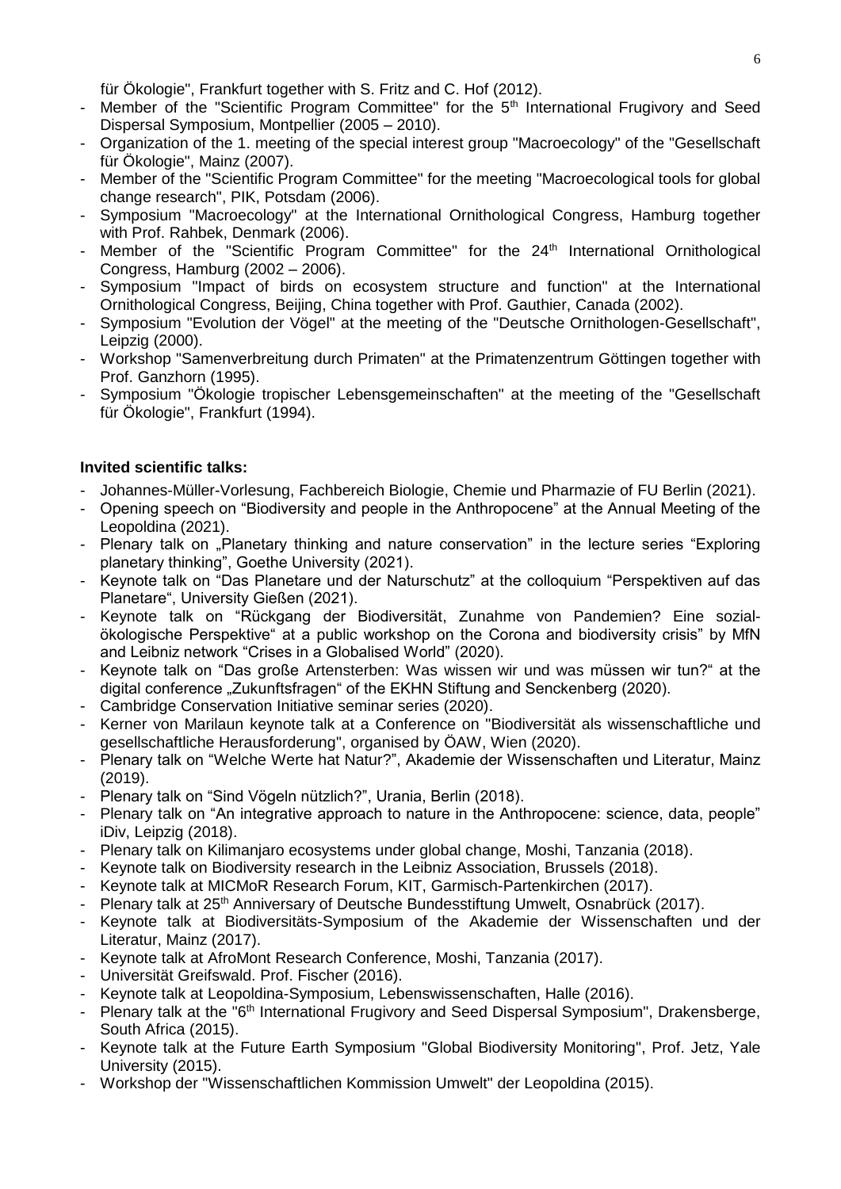für Ökologie", Frankfurt together with S. Fritz and C. Hof (2012).
- Member of the "Scientific Program Committee" for the 5th International Frugivory and Seed Dispersal Symposium, Montpellier (2005 – 2010).
- Organization of the 1. meeting of the special interest group "Macroecology" of the "Gesellschaft für Ökologie", Mainz (2007).
- Member of the "Scientific Program Committee" for the meeting "Macroecological tools for global change research", PIK, Potsdam (2006).
- Symposium "Macroecology" at the International Ornithological Congress, Hamburg together with Prof. Rahbek, Denmark (2006).
- Member of the "Scientific Program Committee" for the 24th International Ornithological Congress, Hamburg (2002 – 2006).
- Symposium "Impact of birds on ecosystem structure and function" at the International Ornithological Congress, Beijing, China together with Prof. Gauthier, Canada (2002).
- Symposium "Evolution der Vögel" at the meeting of the "Deutsche Ornithologen-Gesellschaft", Leipzig (2000).
- Workshop "Samenverbreitung durch Primaten" at the Primatenzentrum Göttingen together with Prof. Ganzhorn (1995).
- Symposium "Ökologie tropischer Lebensgemeinschaften" at the meeting of the "Gesellschaft für Ökologie", Frankfurt (1994).

**Invited scientific talks:**

- Johannes-Müller-Vorlesung, Fachbereich Biologie, Chemie und Pharmazie of FU Berlin (2021).
- Opening speech on "Biodiversity and people in the Anthropocene" at the Annual Meeting of the Leopoldina (2021).
- Plenary talk on „Planetary thinking and nature conservation" in the lecture series "Exploring planetary thinking", Goethe University (2021).
- Keynote talk on "Das Planetare und der Naturschutz" at the colloquium "Perspektiven auf das Planetare", University Gießen (2021).
- Keynote talk on "Rückgang der Biodiversität, Zunahme von Pandemien? Eine sozial-ökologische Perspektive" at a public workshop on the Corona and biodiversity crisis" by MfN and Leibniz network "Crises in a Globalised World" (2020).
- Keynote talk on "Das große Artensterben: Was wissen wir und was müssen wir tun?" at the digital conference „Zukunftsfragen" of the EKHN Stiftung and Senckenberg (2020).
- Cambridge Conservation Initiative seminar series (2020).
- Kerner von Marilaun keynote talk at a Conference on "Biodiversität als wissenschaftliche und gesellschaftliche Herausforderung", organised by ÖAW, Wien (2020).
- Plenary talk on "Welche Werte hat Natur?", Akademie der Wissenschaften und Literatur, Mainz (2019).
- Plenary talk on "Sind Vögeln nützlich?", Urania, Berlin (2018).
- Plenary talk on "An integrative approach to nature in the Anthropocene: science, data, people" iDiv, Leipzig (2018).
- Plenary talk on Kilimanjaro ecosystems under global change, Moshi, Tanzania (2018).
- Keynote talk on Biodiversity research in the Leibniz Association, Brussels (2018).
- Keynote talk at MICMoR Research Forum, KIT, Garmisch-Partenkirchen (2017).
- Plenary talk at 25th Anniversary of Deutsche Bundesstiftung Umwelt, Osnabrück (2017).
- Keynote talk at Biodiversitäts-Symposium of the Akademie der Wissenschaften und der Literatur, Mainz (2017).
- Keynote talk at AfroMont Research Conference, Moshi, Tanzania (2017).
- Universität Greifswald. Prof. Fischer (2016).
- Keynote talk at Leopoldina-Symposium, Lebenswissenschaften, Halle (2016).
- Plenary talk at the "6th International Frugivory and Seed Dispersal Symposium", Drakensberge, South Africa (2015).
- Keynote talk at the Future Earth Symposium "Global Biodiversity Monitoring", Prof. Jetz, Yale University (2015).
- Workshop der "Wissenschaftlichen Kommission Umwelt" der Leopoldina (2015).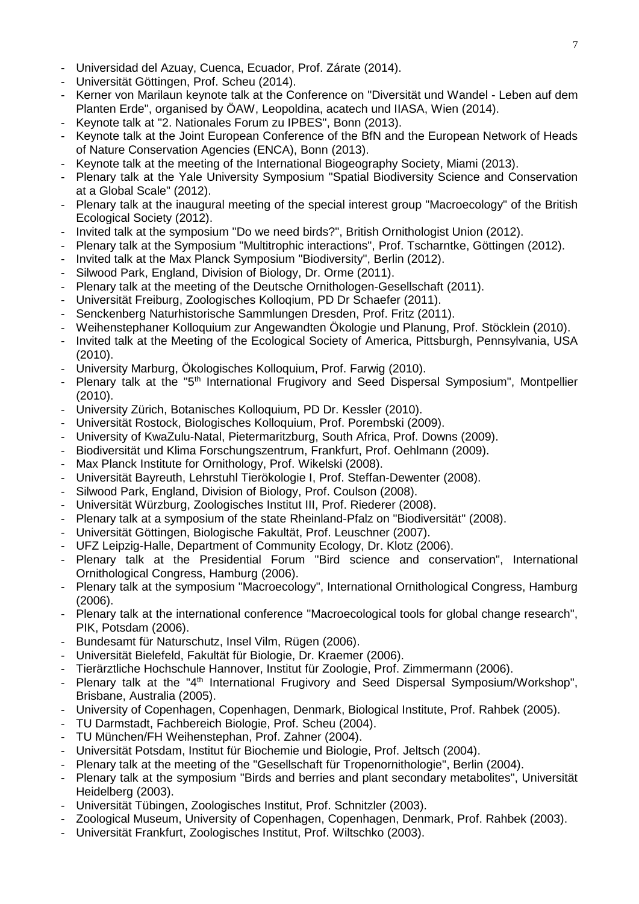- Universidad del Azuay, Cuenca, Ecuador, Prof. Zárate (2014).
- Universität Göttingen, Prof. Scheu (2014).
- Kerner von Marilaun keynote talk at the Conference on "Diversität und Wandel - Leben auf dem Planten Erde", organised by ÖAW, Leopoldina, acatech und IIASA, Wien (2014).
- Keynote talk at "2. Nationales Forum zu IPBES", Bonn (2013).
- Keynote talk at the Joint European Conference of the BfN and the European Network of Heads of Nature Conservation Agencies (ENCA), Bonn (2013).
- Keynote talk at the meeting of the International Biogeography Society, Miami (2013).
- Plenary talk at the Yale University Symposium "Spatial Biodiversity Science and Conservation at a Global Scale" (2012).
- Plenary talk at the inaugural meeting of the special interest group "Macroecology" of the British Ecological Society (2012).
- Invited talk at the symposium "Do we need birds?", British Ornithologist Union (2012).
- Plenary talk at the Symposium "Multitrophic interactions", Prof. Tscharntke, Göttingen (2012).
- Invited talk at the Max Planck Symposium "Biodiversity", Berlin (2012).
- Silwood Park, England, Division of Biology, Dr. Orme (2011).
- Plenary talk at the meeting of the Deutsche Ornithologen-Gesellschaft (2011).
- Universität Freiburg, Zoologisches Kolloqium, PD Dr Schaefer (2011).
- Senckenberg Naturhistorische Sammlungen Dresden, Prof. Fritz (2011).
- Weihenstephaner Kolloquium zur Angewandten Ökologie und Planung, Prof. Stöcklein (2010).
- Invited talk at the Meeting of the Ecological Society of America, Pittsburgh, Pennsylvania, USA (2010).
- University Marburg, Ökologisches Kolloquium, Prof. Farwig (2010).
- Plenary talk at the "5th International Frugivory and Seed Dispersal Symposium", Montpellier (2010).
- University Zürich, Botanisches Kolloquium, PD Dr. Kessler (2010).
- Universität Rostock, Biologisches Kolloquium, Prof. Porembski (2009).
- University of KwaZulu-Natal, Pietermaritzburg, South Africa, Prof. Downs (2009).
- Biodiversität und Klima Forschungszentrum, Frankfurt, Prof. Oehlmann (2009).
- Max Planck Institute for Ornithology, Prof. Wikelski (2008).
- Universität Bayreuth, Lehrstuhl Tierökologie I, Prof. Steffan-Dewenter (2008).
- Silwood Park, England, Division of Biology, Prof. Coulson (2008).
- Universität Würzburg, Zoologisches Institut III, Prof. Riederer (2008).
- Plenary talk at a symposium of the state Rheinland-Pfalz on "Biodiversität" (2008).
- Universität Göttingen, Biologische Fakultät, Prof. Leuschner (2007).
- UFZ Leipzig-Halle, Department of Community Ecology, Dr. Klotz (2006).
- Plenary talk at the Presidential Forum "Bird science and conservation", International Ornithological Congress, Hamburg (2006).
- Plenary talk at the symposium "Macroecology", International Ornithological Congress, Hamburg (2006).
- Plenary talk at the international conference "Macroecological tools for global change research", PIK, Potsdam (2006).
- Bundesamt für Naturschutz, Insel Vilm, Rügen (2006).
- Universität Bielefeld, Fakultät für Biologie, Dr. Kraemer (2006).
- Tierärztliche Hochschule Hannover, Institut für Zoologie, Prof. Zimmermann (2006).
- Plenary talk at the "4th International Frugivory and Seed Dispersal Symposium/Workshop", Brisbane, Australia (2005).
- University of Copenhagen, Copenhagen, Denmark, Biological Institute, Prof. Rahbek (2005).
- TU Darmstadt, Fachbereich Biologie, Prof. Scheu (2004).
- TU München/FH Weihenstephan, Prof. Zahner (2004).
- Universität Potsdam, Institut für Biochemie und Biologie, Prof. Jeltsch (2004).
- Plenary talk at the meeting of the "Gesellschaft für Tropenornithologie", Berlin (2004).
- Plenary talk at the symposium "Birds and berries and plant secondary metabolites", Universität Heidelberg (2003).
- Universität Tübingen, Zoologisches Institut, Prof. Schnitzler (2003).
- Zoological Museum, University of Copenhagen, Copenhagen, Denmark, Prof. Rahbek (2003).
- Universität Frankfurt, Zoologisches Institut, Prof. Wiltschko (2003).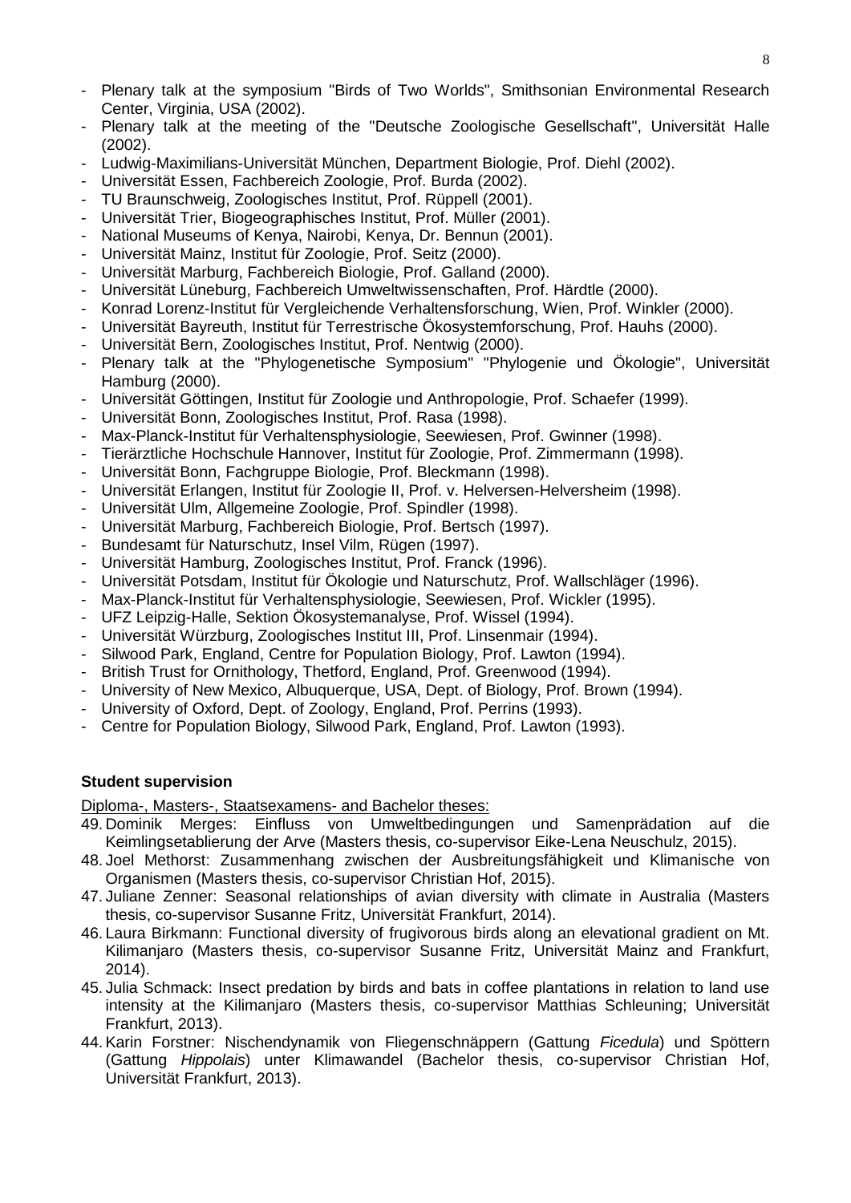- Plenary talk at the symposium "Birds of Two Worlds", Smithsonian Environmental Research Center, Virginia, USA (2002).
- Plenary talk at the meeting of the "Deutsche Zoologische Gesellschaft", Universität Halle (2002).
- Ludwig-Maximilians-Universität München, Department Biologie, Prof. Diehl (2002).
- Universität Essen, Fachbereich Zoologie, Prof. Burda (2002).
- TU Braunschweig, Zoologisches Institut, Prof. Rüppell (2001).
- Universität Trier, Biogeographisches Institut, Prof. Müller (2001).
- National Museums of Kenya, Nairobi, Kenya, Dr. Bennun (2001).
- Universität Mainz, Institut für Zoologie, Prof. Seitz (2000).
- Universität Marburg, Fachbereich Biologie, Prof. Galland (2000).
- Universität Lüneburg, Fachbereich Umweltwissenschaften, Prof. Härdtle (2000).
- Konrad Lorenz-Institut für Vergleichende Verhaltensforschung, Wien, Prof. Winkler (2000).
- Universität Bayreuth, Institut für Terrestrische Ökosystemforschung, Prof. Hauhs (2000).
- Universität Bern, Zoologisches Institut, Prof. Nentwig (2000).
- Plenary talk at the "Phylogenetische Symposium" "Phylogenie und Ökologie", Universität Hamburg (2000).
- Universität Göttingen, Institut für Zoologie und Anthropologie, Prof. Schaefer (1999).
- Universität Bonn, Zoologisches Institut, Prof. Rasa (1998).
- Max-Planck-Institut für Verhaltensphysiologie, Seewiesen, Prof. Gwinner (1998).
- Tierärztliche Hochschule Hannover, Institut für Zoologie, Prof. Zimmermann (1998).
- Universität Bonn, Fachgruppe Biologie, Prof. Bleckmann (1998).
- Universität Erlangen, Institut für Zoologie II, Prof. v. Helversen-Helversheim (1998).
- Universität Ulm, Allgemeine Zoologie, Prof. Spindler (1998).
- Universität Marburg, Fachbereich Biologie, Prof. Bertsch (1997).
- Bundesamt für Naturschutz, Insel Vilm, Rügen (1997).
- Universität Hamburg, Zoologisches Institut, Prof. Franck (1996).
- Universität Potsdam, Institut für Ökologie und Naturschutz, Prof. Wallschläger (1996).
- Max-Planck-Institut für Verhaltensphysiologie, Seewiesen, Prof. Wickler (1995).
- UFZ Leipzig-Halle, Sektion Ökosystemanalyse, Prof. Wissel (1994).
- Universität Würzburg, Zoologisches Institut III, Prof. Linsenmair (1994).
- Silwood Park, England, Centre for Population Biology, Prof. Lawton (1994).
- British Trust for Ornithology, Thetford, England, Prof. Greenwood (1994).
- University of New Mexico, Albuquerque, USA, Dept. of Biology, Prof. Brown (1994).
- University of Oxford, Dept. of Zoology, England, Prof. Perrins (1993).
- Centre for Population Biology, Silwood Park, England, Prof. Lawton (1993).

**Student supervision**

Diploma-, Masters-, Staatsexamens- and Bachelor theses:

49. Dominik Merges: Einfluss von Umweltbedingungen und Samenprädation auf die Keimlingsetablierung der Arve (Masters thesis, co-supervisor Eike-Lena Neuschulz, 2015).
48. Joel Methorst: Zusammenhang zwischen der Ausbreitungsfähigkeit und Klimanische von Organismen (Masters thesis, co-supervisor Christian Hof, 2015).
47. Juliane Zenner: Seasonal relationships of avian diversity with climate in Australia (Masters thesis, co-supervisor Susanne Fritz, Universität Frankfurt, 2014).
46. Laura Birkmann: Functional diversity of frugivorous birds along an elevational gradient on Mt. Kilimanjaro (Masters thesis, co-supervisor Susanne Fritz, Universität Mainz and Frankfurt, 2014).
45. Julia Schmack: Insect predation by birds and bats in coffee plantations in relation to land use intensity at the Kilimanjaro (Masters thesis, co-supervisor Matthias Schleuning; Universität Frankfurt, 2013).
44. Karin Forstner: Nischendynamik von Fliegenschnäppern (Gattung *Ficedula*) und Spöttern (Gattung *Hippolais*) unter Klimawandel (Bachelor thesis, co-supervisor Christian Hof, Universität Frankfurt, 2013).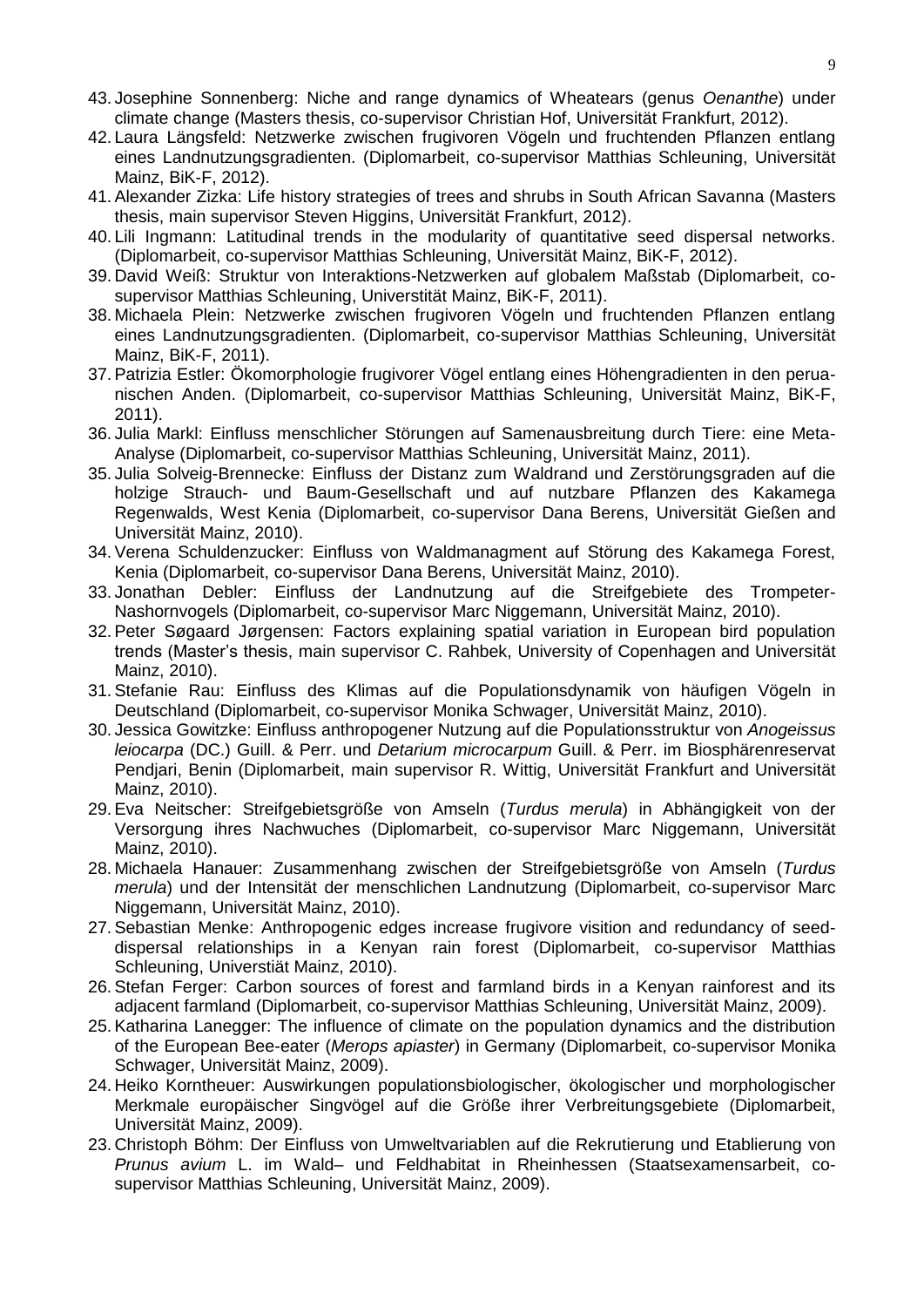43. Josephine Sonnenberg: Niche and range dynamics of Wheatears (genus *Oenanthe*) under climate change (Masters thesis, co-supervisor Christian Hof, Universität Frankfurt, 2012).
42. Laura Längsfeld: Netzwerke zwischen frugivoren Vögeln und fruchtenden Pflanzen entlang eines Landnutzungsgradienten. (Diplomarbeit, co-supervisor Matthias Schleuning, Universität Mainz, BiK-F, 2012).
41. Alexander Zizka: Life history strategies of trees and shrubs in South African Savanna (Masters thesis, main supervisor Steven Higgins, Universität Frankfurt, 2012).
40. Lili Ingmann: Latitudinal trends in the modularity of quantitative seed dispersal networks. (Diplomarbeit, co-supervisor Matthias Schleuning, Universität Mainz, BiK-F, 2012).
39. David Weiß: Struktur von Interaktions-Netzwerken auf globalem Maßstab (Diplomarbeit, co-supervisor Matthias Schleuning, Universtität Mainz, BiK-F, 2011).
38. Michaela Plein: Netzwerke zwischen frugivoren Vögeln und fruchtenden Pflanzen entlang eines Landnutzungsgradienten. (Diplomarbeit, co-supervisor Matthias Schleuning, Universität Mainz, BiK-F, 2011).
37. Patrizia Estler: Ökomorphologie frugivorer Vögel entlang eines Höhengradienten in den peruanischen Anden. (Diplomarbeit, co-supervisor Matthias Schleuning, Universität Mainz, BiK-F, 2011).
36. Julia Markl: Einfluss menschlicher Störungen auf Samenausbreitung durch Tiere: eine Meta-Analyse (Diplomarbeit, co-supervisor Matthias Schleuning, Universität Mainz, 2011).
35. Julia Solveig-Brennecke: Einfluss der Distanz zum Waldrand und Zerstörungsgraden auf die holzige Strauch- und Baum-Gesellschaft und auf nutzbare Pflanzen des Kakamega Regenwalds, West Kenia (Diplomarbeit, co-supervisor Dana Berens, Universität Gießen and Universität Mainz, 2010).
34. Verena Schuldenzucker: Einfluss von Waldmanagment auf Störung des Kakamega Forest, Kenia (Diplomarbeit, co-supervisor Dana Berens, Universität Mainz, 2010).
33. Jonathan Debler: Einfluss der Landnutzung auf die Streifgebiete des Trompeter-Nashornvogels (Diplomarbeit, co-supervisor Marc Niggemann, Universität Mainz, 2010).
32. Peter Søgaard Jørgensen: Factors explaining spatial variation in European bird population trends (Master's thesis, main supervisor C. Rahbek, University of Copenhagen and Universität Mainz, 2010).
31. Stefanie Rau: Einfluss des Klimas auf die Populationsdynamik von häufigen Vögeln in Deutschland (Diplomarbeit, co-supervisor Monika Schwager, Universität Mainz, 2010).
30. Jessica Gowitzke: Einfluss anthropogener Nutzung auf die Populationsstruktur von *Anogeissus leiocarpa* (DC.) Guill. & Perr. und *Detarium microcarpum* Guill. & Perr. im Biosphärenreservat Pendjari, Benin (Diplomarbeit, main supervisor R. Wittig, Universität Frankfurt and Universität Mainz, 2010).
29. Eva Neitscher: Streifgebietsgröße von Amseln (*Turdus merula*) in Abhängigkeit von der Versorgung ihres Nachwuches (Diplomarbeit, co-supervisor Marc Niggemann, Universität Mainz, 2010).
28. Michaela Hanauer: Zusammenhang zwischen der Streifgebietsgröße von Amseln (*Turdus merula*) und der Intensität der menschlichen Landnutzung (Diplomarbeit, co-supervisor Marc Niggemann, Universität Mainz, 2010).
27. Sebastian Menke: Anthropogenic edges increase frugivore visition and redundancy of seed-dispersal relationships in a Kenyan rain forest (Diplomarbeit, co-supervisor Matthias Schleuning, Universtiät Mainz, 2010).
26. Stefan Ferger: Carbon sources of forest and farmland birds in a Kenyan rainforest and its adjacent farmland (Diplomarbeit, co-supervisor Matthias Schleuning, Universität Mainz, 2009).
25. Katharina Lanegger: The influence of climate on the population dynamics and the distribution of the European Bee-eater (*Merops apiaster*) in Germany (Diplomarbeit, co-supervisor Monika Schwager, Universität Mainz, 2009).
24. Heiko Korntheuer: Auswirkungen populationsbiologischer, ökologischer und morphologischer Merkmale europäischer Singvögel auf die Größe ihrer Verbreitungsgebiete (Diplomarbeit, Universität Mainz, 2009).
23. Christoph Böhm: Der Einfluss von Umweltvariablen auf die Rekrutierung und Etablierung von *Prunus avium* L. im Wald– und Feldhabitat in Rheinhessen (Staatsexamensarbeit, co-supervisor Matthias Schleuning, Universität Mainz, 2009).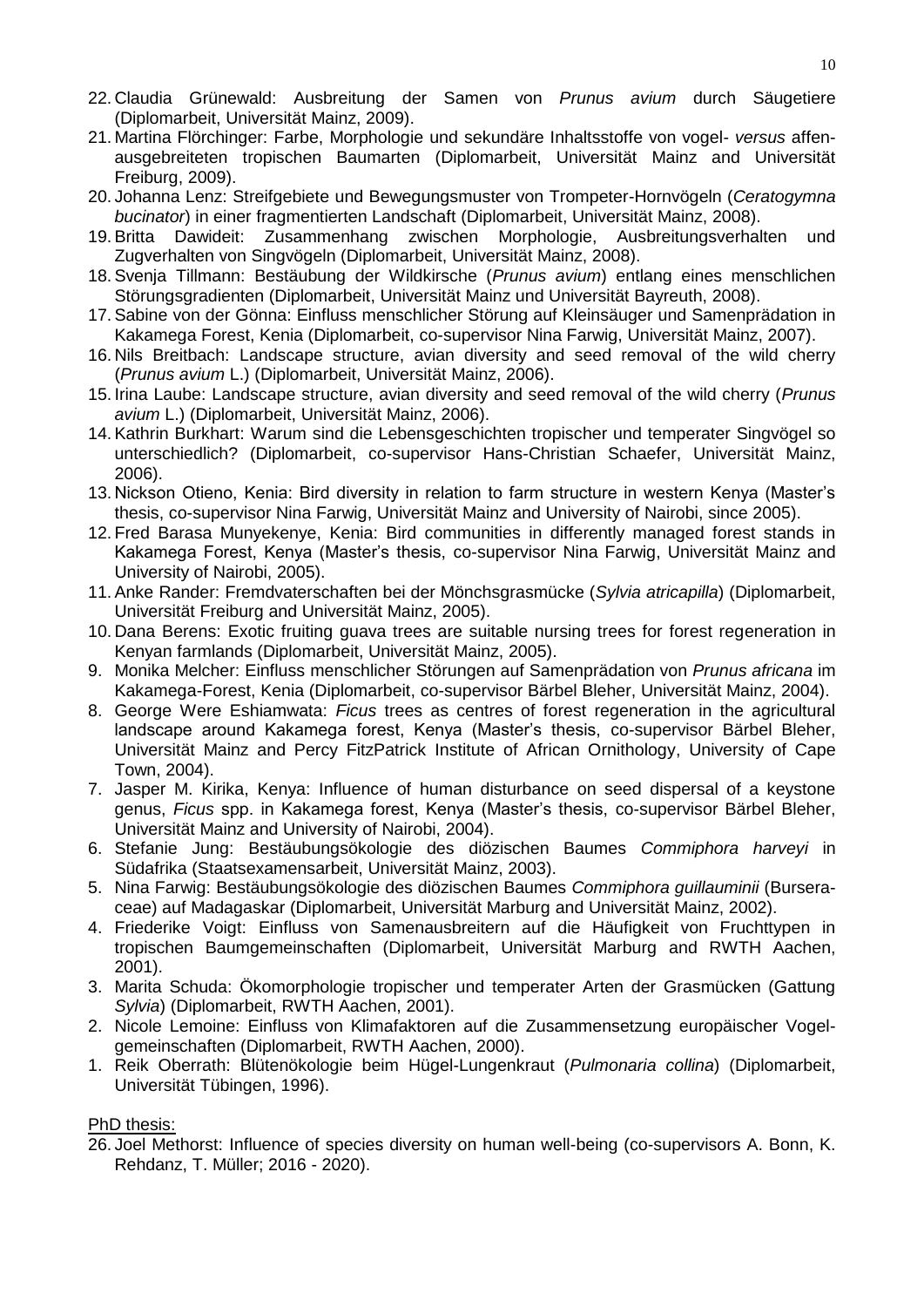22. Claudia Grünewald: Ausbreitung der Samen von *Prunus avium* durch Säugetiere (Diplomarbeit, Universität Mainz, 2009).
21. Martina Flörchinger: Farbe, Morphologie und sekundäre Inhaltsstoffe von vogel- *versus* affen-ausgebreiteten tropischen Baumarten (Diplomarbeit, Universität Mainz and Universität Freiburg, 2009).
20. Johanna Lenz: Streifgebiete und Bewegungsmuster von Trompeter-Hornvögeln (*Ceratogymna bucinator*) in einer fragmentierten Landschaft (Diplomarbeit, Universität Mainz, 2008).
19. Britta Dawideit: Zusammenhang zwischen Morphologie, Ausbreitungsverhalten und Zugverhalten von Singvögeln (Diplomarbeit, Universität Mainz, 2008).
18. Svenja Tillmann: Bestäubung der Wildkirsche (*Prunus avium*) entlang eines menschlichen Störungsgradienten (Diplomarbeit, Universität Mainz und Universität Bayreuth, 2008).
17. Sabine von der Gönna: Einfluss menschlicher Störung auf Kleinsäuger und Samenprädation in Kakamega Forest, Kenia (Diplomarbeit, co-supervisor Nina Farwig, Universität Mainz, 2007).
16. Nils Breitbach: Landscape structure, avian diversity and seed removal of the wild cherry (*Prunus avium* L.) (Diplomarbeit, Universität Mainz, 2006).
15. Irina Laube: Landscape structure, avian diversity and seed removal of the wild cherry (*Prunus avium* L.) (Diplomarbeit, Universität Mainz, 2006).
14. Kathrin Burkhart: Warum sind die Lebensgeschichten tropischer und temperater Singvögel so unterschiedlich? (Diplomarbeit, co-supervisor Hans-Christian Schaefer, Universität Mainz, 2006).
13. Nickson Otieno, Kenia: Bird diversity in relation to farm structure in western Kenya (Master's thesis, co-supervisor Nina Farwig, Universität Mainz and University of Nairobi, since 2005).
12. Fred Barasa Munyekenye, Kenia: Bird communities in differently managed forest stands in Kakamega Forest, Kenya (Master's thesis, co-supervisor Nina Farwig, Universität Mainz and University of Nairobi, 2005).
11. Anke Rander: Fremdvaterschaften bei der Mönchsgrasmücke (*Sylvia atricapilla*) (Diplomarbeit, Universität Freiburg and Universität Mainz, 2005).
10. Dana Berens: Exotic fruiting guava trees are suitable nursing trees for forest regeneration in Kenyan farmlands (Diplomarbeit, Universität Mainz, 2005).
9. Monika Melcher: Einfluss menschlicher Störungen auf Samenprädation von *Prunus africana* im Kakamega-Forest, Kenia (Diplomarbeit, co-supervisor Bärbel Bleher, Universität Mainz, 2004).
8. George Were Eshiamwata: *Ficus* trees as centres of forest regeneration in the agricultural landscape around Kakamega forest, Kenya (Master's thesis, co-supervisor Bärbel Bleher, Universität Mainz and Percy FitzPatrick Institute of African Ornithology, University of Cape Town, 2004).
7. Jasper M. Kirika, Kenya: Influence of human disturbance on seed dispersal of a keystone genus, *Ficus* spp. in Kakamega forest, Kenya (Master's thesis, co-supervisor Bärbel Bleher, Universität Mainz and University of Nairobi, 2004).
6. Stefanie Jung: Bestäubungsökologie des diözischen Baumes *Commiphora harveyi* in Südafrika (Staatsexamensarbeit, Universität Mainz, 2003).
5. Nina Farwig: Bestäubungsökologie des diözischen Baumes *Commiphora guillauminii* (Burseraceae) auf Madagaskar (Diplomarbeit, Universität Marburg und Universität Mainz, 2002).
4. Friederike Voigt: Einfluss von Samenausbreitern auf die Häufigkeit von Fruchttypen in tropischen Baumgemeinschaften (Diplomarbeit, Universität Marburg and RWTH Aachen, 2001).
3. Marita Schuda: Ökomorphologie tropischer und temperater Arten der Grasmücken (Gattung *Sylvia*) (Diplomarbeit, RWTH Aachen, 2001).
2. Nicole Lemoine: Einfluss von Klimafaktoren auf die Zusammensetzung europäischer Vogelgemeinschaften (Diplomarbeit, RWTH Aachen, 2000).
1. Reik Oberrath: Blütenökologie beim Hügel-Lungenkraut (*Pulmonaria collina*) (Diplomarbeit, Universität Tübingen, 1996).

PhD thesis:

26. Joel Methorst: Influence of species diversity on human well-being (co-supervisors A. Bonn, K. Rehdanz, T. Müller; 2016 - 2020).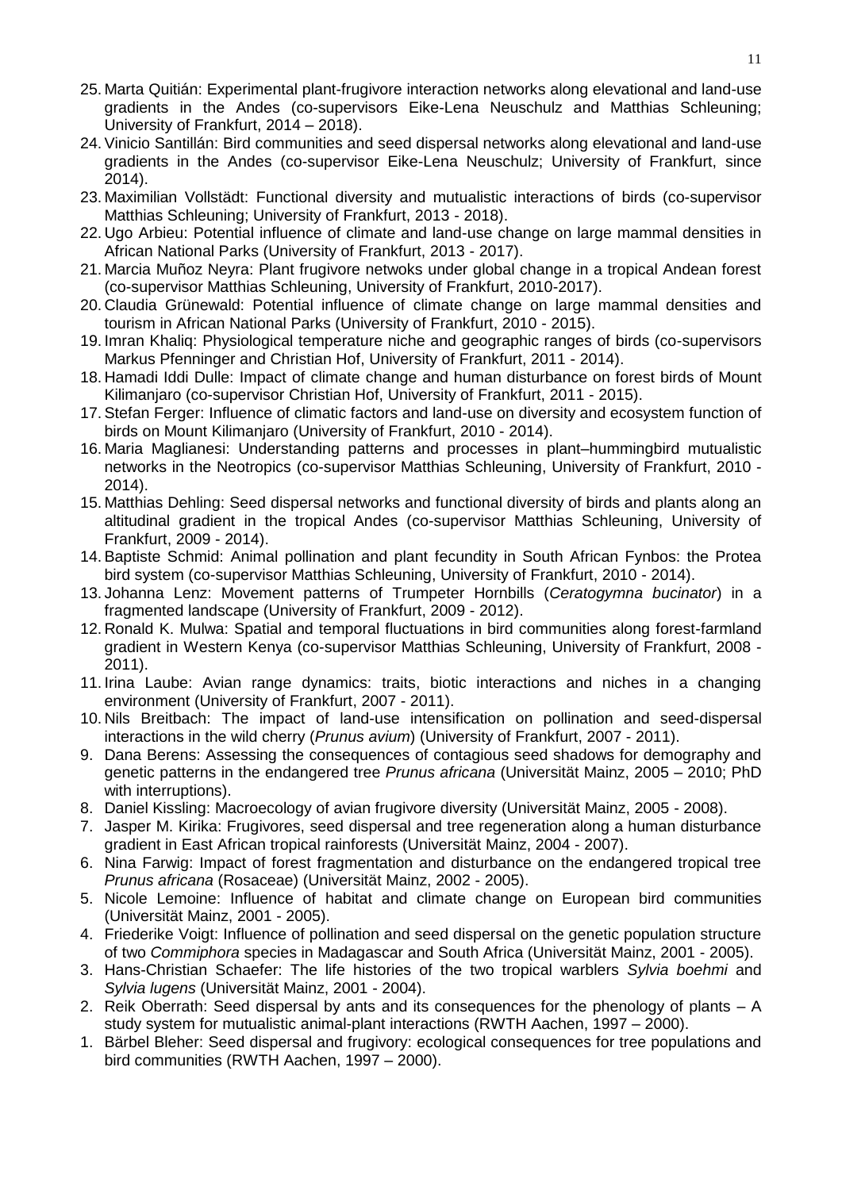25. Marta Quitián: Experimental plant-frugivore interaction networks along elevational and land-use gradients in the Andes (co-supervisors Eike-Lena Neuschulz and Matthias Schleuning; University of Frankfurt, 2014 – 2018).
24. Vinicio Santillán: Bird communities and seed dispersal networks along elevational and land-use gradients in the Andes (co-supervisor Eike-Lena Neuschulz; University of Frankfurt, since 2014).
23. Maximilian Vollstädt: Functional diversity and mutualistic interactions of birds (co-supervisor Matthias Schleuning; University of Frankfurt, 2013 - 2018).
22. Ugo Arbieu: Potential influence of climate and land-use change on large mammal densities in African National Parks (University of Frankfurt, 2013 - 2017).
21. Marcia Muñoz Neyra: Plant frugivore netwoks under global change in a tropical Andean forest (co-supervisor Matthias Schleuning, University of Frankfurt, 2010-2017).
20. Claudia Grünewald: Potential influence of climate change on large mammal densities and tourism in African National Parks (University of Frankfurt, 2010 - 2015).
19. Imran Khaliq: Physiological temperature niche and geographic ranges of birds (co-supervisors Markus Pfenninger and Christian Hof, University of Frankfurt, 2011 - 2014).
18. Hamadi Iddi Dulle: Impact of climate change and human disturbance on forest birds of Mount Kilimanjaro (co-supervisor Christian Hof, University of Frankfurt, 2011 - 2015).
17. Stefan Ferger: Influence of climatic factors and land-use on diversity and ecosystem function of birds on Mount Kilimanjaro (University of Frankfurt, 2010 - 2014).
16. Maria Maglianesi: Understanding patterns and processes in plant–hummingbird mutualistic networks in the Neotropics (co-supervisor Matthias Schleuning, University of Frankfurt, 2010 - 2014).
15. Matthias Dehling: Seed dispersal networks and functional diversity of birds and plants along an altitudinal gradient in the tropical Andes (co-supervisor Matthias Schleuning, University of Frankfurt, 2009 - 2014).
14. Baptiste Schmid: Animal pollination and plant fecundity in South African Fynbos: the Protea bird system (co-supervisor Matthias Schleuning, University of Frankfurt, 2010 - 2014).
13. Johanna Lenz: Movement patterns of Trumpeter Hornbills (*Ceratogymna bucinator*) in a fragmented landscape (University of Frankfurt, 2009 - 2012).
12. Ronald K. Mulwa: Spatial and temporal fluctuations in bird communities along forest-farmland gradient in Western Kenya (co-supervisor Matthias Schleuning, University of Frankfurt, 2008 - 2011).
11. Irina Laube: Avian range dynamics: traits, biotic interactions and niches in a changing environment (University of Frankfurt, 2007 - 2011).
10. Nils Breitbach: The impact of land-use intensification on pollination and seed-dispersal interactions in the wild cherry (*Prunus avium*) (University of Frankfurt, 2007 - 2011).
9. Dana Berens: Assessing the consequences of contagious seed shadows for demography and genetic patterns in the endangered tree *Prunus africana* (Universität Mainz, 2005 – 2010; PhD with interruptions).
8. Daniel Kissling: Macroecology of avian frugivore diversity (Universität Mainz, 2005 - 2008).
7. Jasper M. Kirika: Frugivores, seed dispersal and tree regeneration along a human disturbance gradient in East African tropical rainforests (Universität Mainz, 2004 - 2007).
6. Nina Farwig: Impact of forest fragmentation and disturbance on the endangered tropical tree *Prunus africana* (Rosaceae) (Universität Mainz, 2002 - 2005).
5. Nicole Lemoine: Influence of habitat and climate change on European bird communities (Universität Mainz, 2001 - 2005).
4. Friederike Voigt: Influence of pollination and seed dispersal on the genetic population structure of two *Commiphora* species in Madagascar and South Africa (Universität Mainz, 2001 - 2005).
3. Hans-Christian Schaefer: The life histories of the two tropical warblers *Sylvia boehmi* and *Sylvia lugens* (Universität Mainz, 2001 - 2004).
2. Reik Oberrath: Seed dispersal by ants and its consequences for the phenology of plants – A study system for mutualistic animal-plant interactions (RWTH Aachen, 1997 – 2000).
1. Bärbel Bleher: Seed dispersal and frugivory: ecological consequences for tree populations and bird communities (RWTH Aachen, 1997 – 2000).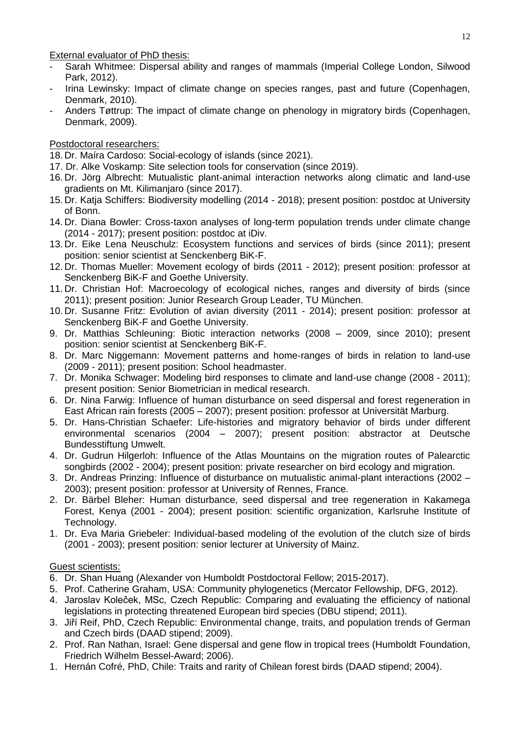External evaluator of PhD thesis:

- Sarah Whitmee: Dispersal ability and ranges of mammals (Imperial College London, Silwood Park, 2012).
- Irina Lewinsky: Impact of climate change on species ranges, past and future (Copenhagen, Denmark, 2010).
- Anders Tøttrup: The impact of climate change on phenology in migratory birds (Copenhagen, Denmark, 2009).

Postdoctoral researchers:

18. Dr. Maíra Cardoso: Social-ecology of islands (since 2021).
17. Dr. Alke Voskamp: Site selection tools for conservation (since 2019).
16. Dr. Jörg Albrecht: Mutualistic plant-animal interaction networks along climatic and land-use gradients on Mt. Kilimanjaro (since 2017).
15. Dr. Katja Schiffers: Biodiversity modelling (2014 - 2018); present position: postdoc at University of Bonn.
14. Dr. Diana Bowler: Cross-taxon analyses of long-term population trends under climate change (2014 - 2017); present position: postdoc at iDiv.
13. Dr. Eike Lena Neuschulz: Ecosystem functions and services of birds (since 2011); present position: senior scientist at Senckenberg BiK-F.
12. Dr. Thomas Mueller: Movement ecology of birds (2011 - 2012); present position: professor at Senckenberg BiK-F and Goethe University.
11. Dr. Christian Hof: Macroecology of ecological niches, ranges and diversity of birds (since 2011); present position: Junior Research Group Leader, TU München.
10. Dr. Susanne Fritz: Evolution of avian diversity (2011 - 2014); present position: professor at Senckenberg BiK-F and Goethe University.
9. Dr. Matthias Schleuning: Biotic interaction networks (2008 – 2009, since 2010); present position: senior scientist at Senckenberg BiK-F.
8. Dr. Marc Niggemann: Movement patterns and home-ranges of birds in relation to land-use (2009 - 2011); present position: School headmaster.
7. Dr. Monika Schwager: Modeling bird responses to climate and land-use change (2008 - 2011); present position: Senior Biometrician in medical research.
6. Dr. Nina Farwig: Influence of human disturbance on seed dispersal and forest regeneration in East African rain forests (2005 – 2007); present position: professor at Universität Marburg.
5. Dr. Hans-Christian Schaefer: Life-histories and migratory behavior of birds under different environmental scenarios (2004 – 2007); present position: abstractor at Deutsche Bundesstiftung Umwelt.
4. Dr. Gudrun Hilgerloh: Influence of the Atlas Mountains on the migration routes of Palearctic songbirds (2002 - 2004); present position: private researcher on bird ecology and migration.
3. Dr. Andreas Prinzing: Influence of disturbance on mutualistic animal-plant interactions (2002 – 2003); present position: professor at University of Rennes, France.
2. Dr. Bärbel Bleher: Human disturbance, seed dispersal and tree regeneration in Kakamega Forest, Kenya (2001 - 2004); present position: scientific organization, Karlsruhe Institute of Technology.
1. Dr. Eva Maria Griebeler: Individual-based modeling of the evolution of the clutch size of birds (2001 - 2003); present position: senior lecturer at University of Mainz.

Guest scientists:

6. Dr. Shan Huang (Alexander von Humboldt Postdoctoral Fellow; 2015-2017).
5. Prof. Catherine Graham, USA: Community phylogenetics (Mercator Fellowship, DFG, 2012).
4. Jaroslav Koleček, MSc, Czech Republic: Comparing and evaluating the efficiency of national legislations in protecting threatened European bird species (DBU stipend; 2011).
3. Jiří Reif, PhD, Czech Republic: Environmental change, traits, and population trends of German and Czech birds (DAAD stipend; 2009).
2. Prof. Ran Nathan, Israel: Gene dispersal and gene flow in tropical trees (Humboldt Foundation, Friedrich Wilhelm Bessel-Award; 2006).
1. Hernán Cofré, PhD, Chile: Traits and rarity of Chilean forest birds (DAAD stipend; 2004).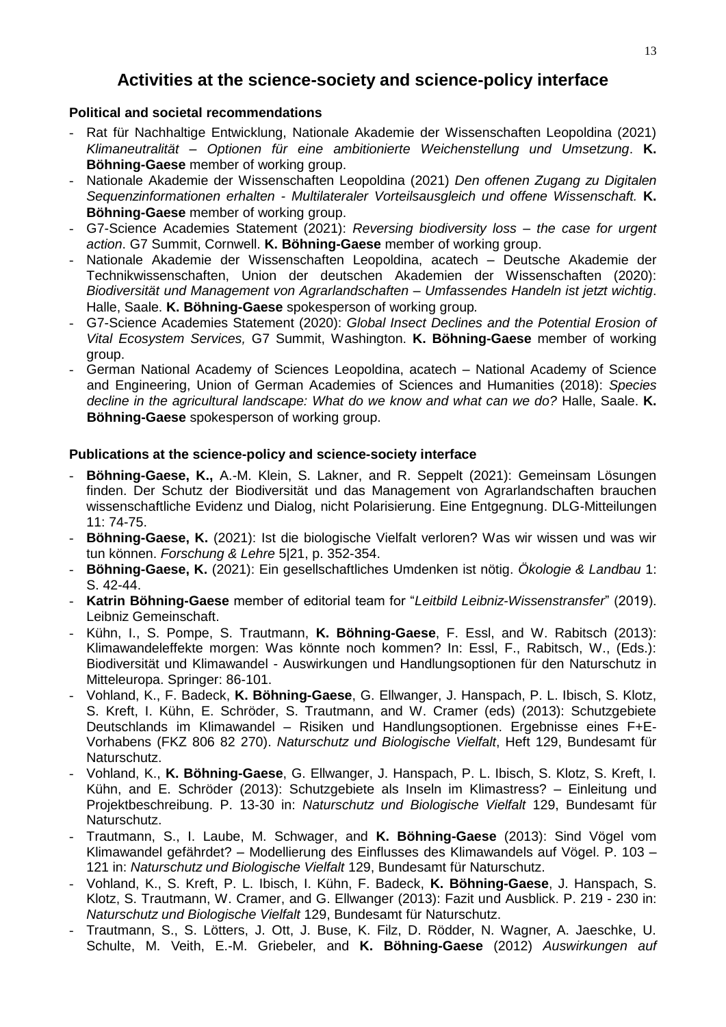# Activities at the science-society and science-policy interface

### Political and societal recommendations

- Rat für Nachhaltige Entwicklung, Nationale Akademie der Wissenschaften Leopoldina (2021) *Klimaneutralität – Optionen für eine ambitionierte Weichenstellung und Umsetzung*. **K. Böhning-Gaese** member of working group.
- Nationale Akademie der Wissenschaften Leopoldina (2021) *Den offenen Zugang zu Digitalen Sequenzinformationen erhalten - Multilateraler Vorteilsausgleich und offene Wissenschaft.* **K. Böhning-Gaese** member of working group.
- G7-Science Academies Statement (2021): *Reversing biodiversity loss – the case for urgent action*. G7 Summit, Cornwell. **K. Böhning-Gaese** member of working group.
- Nationale Akademie der Wissenschaften Leopoldina, acatech – Deutsche Akademie der Technikwissenschaften, Union der deutschen Akademien der Wissenschaften (2020): *Biodiversität und Management von Agrarlandschaften – Umfassendes Handeln ist jetzt wichtig*. Halle, Saale. **K. Böhning-Gaese** spokesperson of working group.
- G7-Science Academies Statement (2020): *Global Insect Declines and the Potential Erosion of Vital Ecosystem Services,* G7 Summit, Washington. **K. Böhning-Gaese** member of working group.
- German National Academy of Sciences Leopoldina, acatech – National Academy of Science and Engineering, Union of German Academies of Sciences and Humanities (2018): *Species decline in the agricultural landscape: What do we know and what can we do?* Halle, Saale. **K. Böhning-Gaese** spokesperson of working group.

### Publications at the science-policy and science-society interface

- **Böhning-Gaese, K.,** A.-M. Klein, S. Lakner, and R. Seppelt (2021): Gemeinsam Lösungen finden. Der Schutz der Biodiversität und das Management von Agrarlandschaften brauchen wissenschaftliche Evidenz und Dialog, nicht Polarisierung. Eine Entgegnung. DLG-Mitteilungen 11: 74-75.
- **Böhning-Gaese, K.** (2021): Ist die biologische Vielfalt verloren? Was wir wissen und was wir tun können. *Forschung & Lehre* 5|21, p. 352-354.
- **Böhning-Gaese, K.** (2021): Ein gesellschaftliches Umdenken ist nötig. *Ökologie & Landbau* 1: S. 42-44.
- **Katrin Böhning-Gaese** member of editorial team for "*Leitbild Leibniz-Wissenstransfer*" (2019). Leibniz Gemeinschaft.
- Kühn, I., S. Pompe, S. Trautmann, **K. Böhning-Gaese**, F. Essl, and W. Rabitsch (2013): Klimawandeleffekte morgen: Was könnte noch kommen? In: Essl, F., Rabitsch, W., (Eds.): Biodiversität und Klimawandel - Auswirkungen und Handlungsoptionen für den Naturschutz in Mitteleuropa. Springer: 86-101.
- Vohland, K., F. Badeck, **K. Böhning-Gaese**, G. Ellwanger, J. Hanspach, P. L. Ibisch, S. Klotz, S. Kreft, I. Kühn, E. Schröder, S. Trautmann, and W. Cramer (eds) (2013): Schutzgebiete Deutschlands im Klimawandel – Risiken und Handlungsoptionen. Ergebnisse eines F+E-Vorhabens (FKZ 806 82 270). *Naturschutz und Biologische Vielfalt*, Heft 129, Bundesamt für Naturschutz.
- Vohland, K., **K. Böhning-Gaese**, G. Ellwanger, J. Hanspach, P. L. Ibisch, S. Klotz, S. Kreft, I. Kühn, and E. Schröder (2013): Schutzgebiete als Inseln im Klimastress? – Einleitung und Projektbeschreibung. P. 13-30 in: *Naturschutz und Biologische Vielfalt* 129, Bundesamt für Naturschutz.
- Trautmann, S., I. Laube, M. Schwager, and **K. Böhning-Gaese** (2013): Sind Vögel vom Klimawandel gefährdet? – Modellierung des Einflusses des Klimawandels auf Vögel. P. 103 – 121 in: *Naturschutz und Biologische Vielfalt* 129, Bundesamt für Naturschutz.
- Vohland, K., S. Kreft, P. L. Ibisch, I. Kühn, F. Badeck, **K. Böhning-Gaese**, J. Hanspach, S. Klotz, S. Trautmann, W. Cramer, and G. Ellwanger (2013): Fazit und Ausblick. P. 219 - 230 in: *Naturschutz und Biologische Vielfalt* 129, Bundesamt für Naturschutz.
- Trautmann, S., S. Lötters, J. Ott, J. Buse, K. Filz, D. Rödder, N. Wagner, A. Jaeschke, U. Schulte, M. Veith, E.-M. Griebeler, and **K. Böhning-Gaese** (2012) *Auswirkungen auf*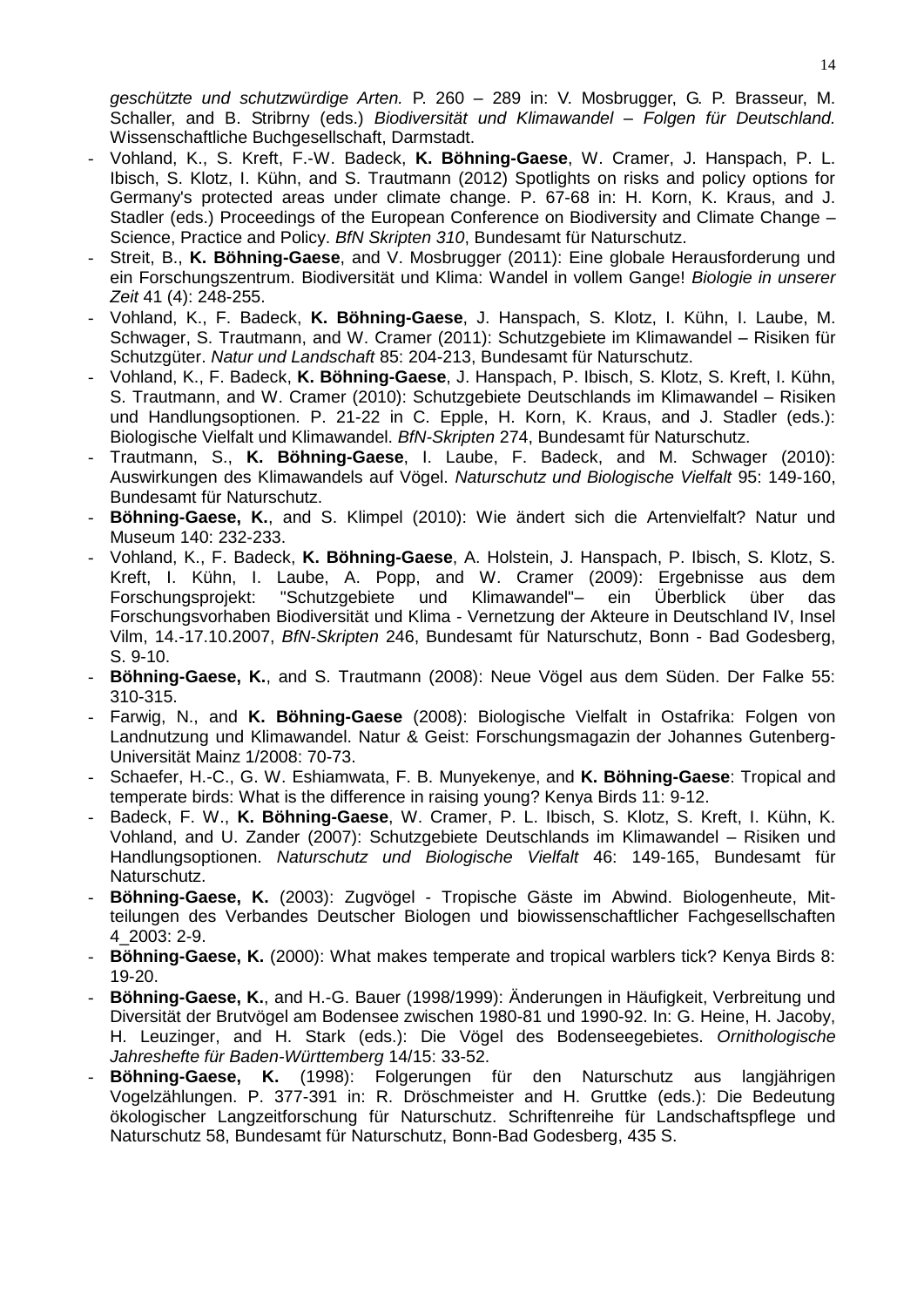*geschützte und schutzwürdige Arten.* P. 260 – 289 in: V. Mosbrugger, G. P. Brasseur, M. Schaller, and B. Stribrny (eds.) *Biodiversität und Klimawandel – Folgen für Deutschland.* Wissenschaftliche Buchgesellschaft, Darmstadt.

- Vohland, K., S. Kreft, F.-W. Badeck, **K. Böhning-Gaese**, W. Cramer, J. Hanspach, P. L. Ibisch, S. Klotz, I. Kühn, and S. Trautmann (2012) Spotlights on risks and policy options for Germany's protected areas under climate change. P. 67-68 in: H. Korn, K. Kraus, and J. Stadler (eds.) Proceedings of the European Conference on Biodiversity and Climate Change – Science, Practice and Policy. *BfN Skripten 310*, Bundesamt für Naturschutz.
- Streit, B., **K. Böhning-Gaese**, and V. Mosbrugger (2011): Eine globale Herausforderung und ein Forschungszentrum. Biodiversität und Klima: Wandel in vollem Gange! *Biologie in unserer Zeit* 41 (4): 248-255.
- Vohland, K., F. Badeck, **K. Böhning-Gaese**, J. Hanspach, S. Klotz, I. Kühn, I. Laube, M. Schwager, S. Trautmann, and W. Cramer (2011): Schutzgebiete im Klimawandel – Risiken für Schutzgüter. *Natur und Landschaft* 85: 204-213, Bundesamt für Naturschutz.
- Vohland, K., F. Badeck, **K. Böhning-Gaese**, J. Hanspach, P. Ibisch, S. Klotz, S. Kreft, I. Kühn, S. Trautmann, and W. Cramer (2010): Schutzgebiete Deutschlands im Klimawandel – Risiken und Handlungsoptionen. P. 21-22 in C. Epple, H. Korn, K. Kraus, and J. Stadler (eds.): Biologische Vielfalt und Klimawandel. *BfN-Skripten* 274, Bundesamt für Naturschutz.
- Trautmann, S., **K. Böhning-Gaese**, I. Laube, F. Badeck, and M. Schwager (2010): Auswirkungen des Klimawandels auf Vögel. *Naturschutz und Biologische Vielfalt* 95: 149-160, Bundesamt für Naturschutz.
- **Böhning-Gaese, K.**, and S. Klimpel (2010): Wie ändert sich die Artenvielfalt? Natur und Museum 140: 232-233.
- Vohland, K., F. Badeck, **K. Böhning-Gaese**, A. Holstein, J. Hanspach, P. Ibisch, S. Klotz, S. Kreft, I. Kühn, I. Laube, A. Popp, and W. Cramer (2009): Ergebnisse aus dem Forschungsprojekt: "Schutzgebiete und Klimawandel"– ein Überblick über das Forschungsvorhaben Biodiversität und Klima - Vernetzung der Akteure in Deutschland IV, Insel Vilm, 14.-17.10.2007, *BfN-Skripten* 246, Bundesamt für Naturschutz, Bonn - Bad Godesberg, S. 9-10.
- **Böhning-Gaese, K.**, and S. Trautmann (2008): Neue Vögel aus dem Süden. Der Falke 55: 310-315.
- Farwig, N., and **K. Böhning-Gaese** (2008): Biologische Vielfalt in Ostafrika: Folgen von Landnutzung und Klimawandel. Natur & Geist: Forschungsmagazin der Johannes Gutenberg-Universität Mainz 1/2008: 70-73.
- Schaefer, H.-C., G. W. Eshiamwata, F. B. Munyekenye, and **K. Böhning-Gaese**: Tropical and temperate birds: What is the difference in raising young? Kenya Birds 11: 9-12.
- Badeck, F. W., **K. Böhning-Gaese**, W. Cramer, P. L. Ibisch, S. Klotz, S. Kreft, I. Kühn, K. Vohland, and U. Zander (2007): Schutzgebiete Deutschlands im Klimawandel – Risiken und Handlungsoptionen. *Naturschutz und Biologische Vielfalt* 46: 149-165, Bundesamt für Naturschutz.
- **Böhning-Gaese, K.** (2003): Zugvögel - Tropische Gäste im Abwind. Biologenheute, Mitteilungen des Verbandes Deutscher Biologen und biowissenschaftlicher Fachgesellschaften 4_2003: 2-9.
- **Böhning-Gaese, K.** (2000): What makes temperate and tropical warblers tick? Kenya Birds 8: 19-20.
- **Böhning-Gaese, K.**, and H.-G. Bauer (1998/1999): Änderungen in Häufigkeit, Verbreitung und Diversität der Brutvögel am Bodensee zwischen 1980-81 und 1990-92. In: G. Heine, H. Jacoby, H. Leuzinger, and H. Stark (eds.): Die Vögel des Bodenseegebietes. *Ornithologische Jahreshefte für Baden-Württemberg* 14/15: 33-52.
- **Böhning-Gaese, K.** (1998): Folgerungen für den Naturschutz aus langjährigen Vogelzählungen. P. 377-391 in: R. Dröschmeister and H. Gruttke (eds.): Die Bedeutung ökologischer Langzeitforschung für Naturschutz. Schriftenreihe für Landschaftspflege und Naturschutz 58, Bundesamt für Naturschutz, Bonn-Bad Godesberg, 435 S.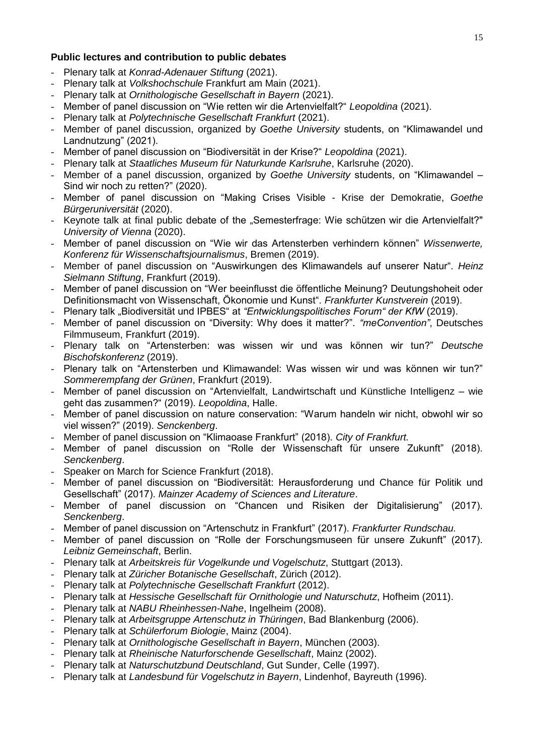**Public lectures and contribution to public debates**

- Plenary talk at *Konrad-Adenauer Stiftung* (2021).
- Plenary talk at *Volkshochschule* Frankfurt am Main (2021).
- Plenary talk at *Ornithologische Gesellschaft in Bayern* (2021).
- Member of panel discussion on "Wie retten wir die Artenvielfalt?" *Leopoldina* (2021).
- Plenary talk at *Polytechnische Gesellschaft Frankfurt* (2021).
- Member of panel discussion, organized by *Goethe University* students, on "Klimawandel und Landnutzung" (2021).
- Member of panel discussion on "Biodiversität in der Krise?" *Leopoldina* (2021).
- Plenary talk at *Staatliches Museum für Naturkunde Karlsruhe*, Karlsruhe (2020).
- Member of a panel discussion, organized by *Goethe University* students, on "Klimawandel – Sind wir noch zu retten?" (2020).
- Member of panel discussion on "Making Crises Visible - Krise der Demokratie, *Goethe Bürgeruniversität* (2020).
- Keynote talk at final public debate of the „Semesterfrage: Wie schützen wir die Artenvielfalt?" *University of Vienna* (2020).
- Member of panel discussion on "Wie wir das Artensterben verhindern können" *Wissenwerte, Konferenz für Wissenschaftsjournalismus*, Bremen (2019).
- Member of panel discussion on "Auswirkungen des Klimawandels auf unserer Natur". *Heinz Sielmann Stiftung*, Frankfurt (2019).
- Member of panel discussion on "Wer beeinflusst die öffentliche Meinung? Deutungshoheit oder Definitionsmacht von Wissenschaft, Ökonomie und Kunst". *Frankfurter Kunstverein* (2019).
- Plenary talk „Biodiversität und IPBES" at *"Entwicklungspolitisches Forum" der KfW* (2019).
- Member of panel discussion on "Diversity: Why does it matter?". *"meConvention"*, Deutsches Filmmuseum, Frankfurt (2019).
- Plenary talk on "Artensterben: was wissen wir und was können wir tun?" *Deutsche Bischofskonferenz* (2019).
- Plenary talk on "Artensterben und Klimawandel: Was wissen wir und was können wir tun?" *Sommerempfang der Grünen*, Frankfurt (2019).
- Member of panel discussion on "Artenvielfalt, Landwirtschaft und Künstliche Intelligenz – wie geht das zusammen?" (2019). *Leopoldina*, Halle.
- Member of panel discussion on nature conservation: "Warum handeln wir nicht, obwohl wir so viel wissen?" (2019). *Senckenberg*.
- Member of panel discussion on "Klimaoase Frankfurt" (2018). *City of Frankfurt.*
- Member of panel discussion on "Rolle der Wissenschaft für unsere Zukunft" (2018). *Senckenberg*.
- Speaker on March for Science Frankfurt (2018).
- Member of panel discussion on "Biodiversität: Herausforderung und Chance für Politik und Gesellschaft" (2017). *Mainzer Academy of Sciences and Literature*.
- Member of panel discussion on "Chancen und Risiken der Digitalisierung" (2017). *Senckenberg*.
- Member of panel discussion on "Artenschutz in Frankfurt" (2017). *Frankfurter Rundschau.*
- Member of panel discussion on "Rolle der Forschungsmuseen für unsere Zukunft" (2017). *Leibniz Gemeinschaft*, Berlin.
- Plenary talk at *Arbeitskreis für Vogelkunde und Vogelschutz*, Stuttgart (2013).
- Plenary talk at *Züricher Botanische Gesellschaft*, Zürich (2012).
- Plenary talk at *Polytechnische Gesellschaft Frankfurt* (2012).
- Plenary talk at *Hessische Gesellschaft für Ornithologie und Naturschutz*, Hofheim (2011).
- Plenary talk at *NABU Rheinhessen-Nahe*, Ingelheim (2008).
- Plenary talk at *Arbeitsgruppe Artenschutz in Thüringen*, Bad Blankenburg (2006).
- Plenary talk at *Schülerforum Biologie*, Mainz (2004).
- Plenary talk at *Ornithologische Gesellschaft in Bayern*, München (2003).
- Plenary talk at *Rheinische Naturforschende Gesellschaft*, Mainz (2002).
- Plenary talk at *Naturschutzbund Deutschland*, Gut Sunder, Celle (1997).
- Plenary talk at *Landesbund für Vogelschutz in Bayern*, Lindenhof, Bayreuth (1996).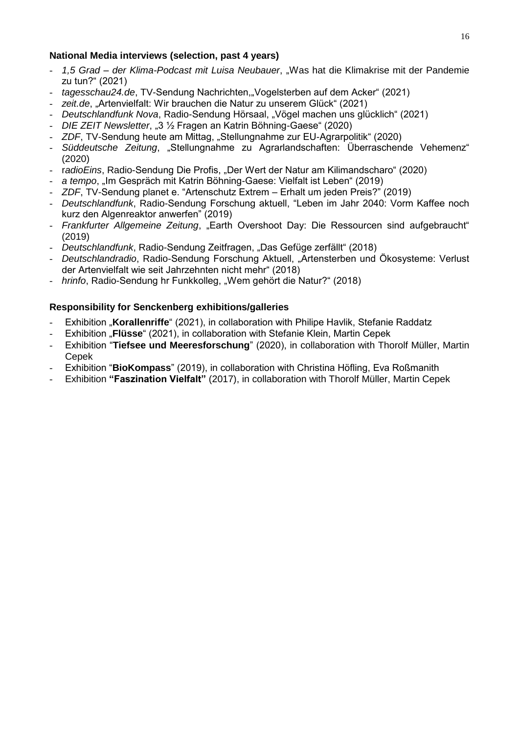### National Media interviews (selection, past 4 years)

- *1,5 Grad – der Klima-Podcast mit Luisa Neubauer*, „Was hat die Klimakrise mit der Pandemie zu tun?" (2021)
- *tagesschau24.de*, TV-Sendung Nachrichten„Vogelsterben auf dem Acker" (2021)
- *zeit.de*, „Artenvielfalt: Wir brauchen die Natur zu unserem Glück" (2021)
- *Deutschlandfunk Nova*, Radio-Sendung Hörsaal, „Vögel machen uns glücklich" (2021)
- *DIE ZEIT Newsletter*, „3 ½ Fragen an Katrin Böhning-Gaese" (2020)
- *ZDF*, TV-Sendung heute am Mittag, „Stellungnahme zur EU-Agrarpolitik" (2020)
- *Süddeutsche Zeitung*, „Stellungnahme zu Agrarlandschaften: Überraschende Vehemenz" (2020)
- *radioEins*, Radio-Sendung Die Profis, „Der Wert der Natur am Kilimandscharo" (2020)
- *a tempo*, „Im Gespräch mit Katrin Böhning-Gaese: Vielfalt ist Leben" (2019)
- *ZDF*, TV-Sendung planet e. "Artenschutz Extrem – Erhalt um jeden Preis?" (2019)
- *Deutschlandfunk*, Radio-Sendung Forschung aktuell, "Leben im Jahr 2040: Vorm Kaffee noch kurz den Algenreaktor anwerfen" (2019)
- *Frankfurter Allgemeine Zeitung*, „Earth Overshoot Day: Die Ressourcen sind aufgebraucht" (2019)
- *Deutschlandfunk*, Radio-Sendung Zeitfragen, „Das Gefüge zerfällt" (2018)
- *Deutschlandradio*, Radio-Sendung Forschung Aktuell, „Artensterben und Ökosysteme: Verlust der Artenvielfalt wie seit Jahrzehnten nicht mehr" (2018)
- *hrinfo*, Radio-Sendung hr Funkkolleg, „Wem gehört die Natur?" (2018)

### Responsibility for Senckenberg exhibitions/galleries

- Exhibition „**Korallenriffe**" (2021), in collaboration with Philipe Havlik, Stefanie Raddatz
- Exhibition „**Flüsse**" (2021), in collaboration with Stefanie Klein, Martin Cepek
- Exhibition "**Tiefsee und Meeresforschung**" (2020), in collaboration with Thorolf Müller, Martin Cepek
- Exhibition "**BioKompass**" (2019), in collaboration with Christina Höfling, Eva Roßmanith
- Exhibition **"Faszination Vielfalt"** (2017), in collaboration with Thorolf Müller, Martin Cepek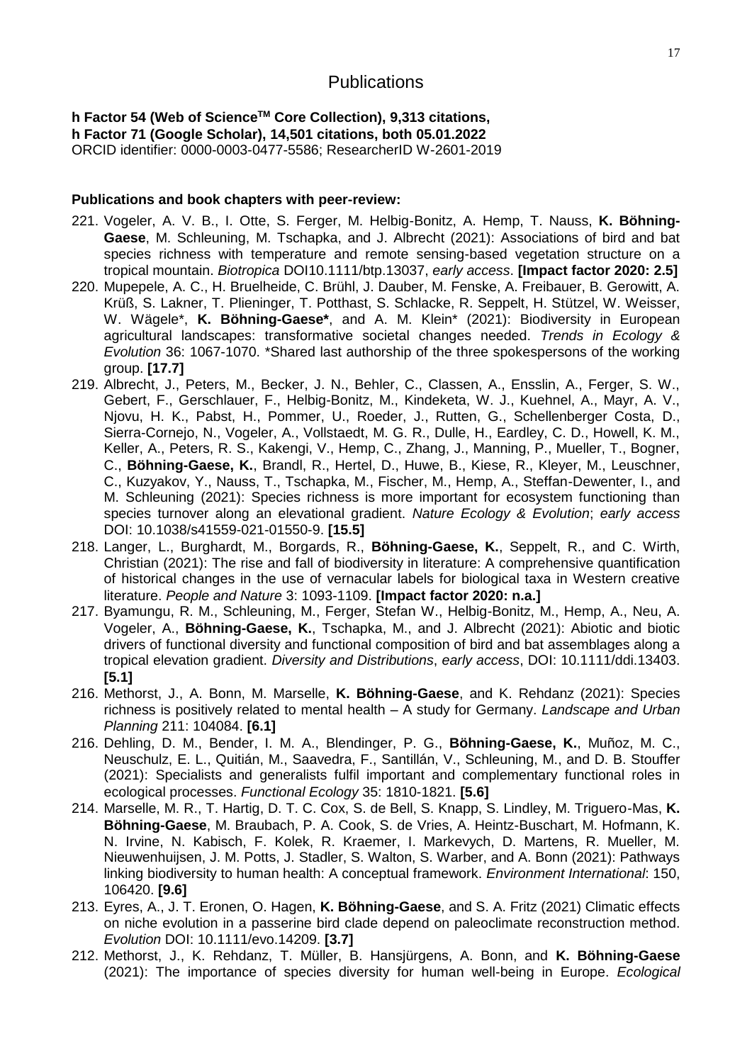# Publications

**h Factor 54 (Web of Science$^{TM}$ Core Collection), 9,313 citations,**
**h Factor 71 (Google Scholar), 14,501 citations, both 05.01.2022**
ORCID identifier: 0000-0003-0477-5586; ResearcherID W-2601-2019

**Publications and book chapters with peer-review:**

221. Vogeler, A. V. B., I. Otte, S. Ferger, M. Helbig-Bonitz, A. Hemp, T. Nauss, **K. Böhning-Gaese**, M. Schleuning, M. Tschapka, and J. Albrecht (2021): Associations of bird and bat species richness with temperature and remote sensing-based vegetation structure on a tropical mountain. *Biotropica* DOI10.1111/btp.13037, *early access*. **[Impact factor 2020: 2.5]**
220. Mupepele, A. C., H. Bruelheide, C. Brühl, J. Dauber, M. Fenske, A. Freibauer, B. Gerowitt, A. Krüß, S. Lakner, T. Plieninger, T. Potthast, S. Schlacke, R. Seppelt, H. Stützel, W. Weisser, W. Wägele*, **K. Böhning-Gaese***, and A. M. Klein* (2021): Biodiversity in European agricultural landscapes: transformative societal changes needed. *Trends in Ecology & Evolution* 36: 1067-1070. *Shared last authorship of the three spokespersons of the working group. **[17.7]**
219. Albrecht, J., Peters, M., Becker, J. N., Behler, C., Classen, A., Ensslin, A., Ferger, S. W., Gebert, F., Gerschlauer, F., Helbig-Bonitz, M., Kindeketa, W. J., Kuehnel, A., Mayr, A. V., Njovu, H. K., Pabst, H., Pommer, U., Roeder, J., Rutten, G., Schellenberger Costa, D., Sierra-Cornejo, N., Vogeler, A., Vollstaedt, M. G. R., Dulle, H., Eardley, C. D., Howell, K. M., Keller, A., Peters, R. S., Kakengi, V., Hemp, C., Zhang, J., Manning, P., Mueller, T., Bogner, C., **Böhning-Gaese, K.**, Brandl, R., Hertel, D., Huwe, B., Kiese, R., Kleyer, M., Leuschner, C., Kuzyakov, Y., Nauss, T., Tschapka, M., Fischer, M., Hemp, A., Steffan-Dewenter, I., and M. Schleuning (2021): Species richness is more important for ecosystem functioning than species turnover along an elevational gradient. *Nature Ecology & Evolution*; *early access* DOI: 10.1038/s41559-021-01550-9. **[15.5]**
218. Langer, L., Burghardt, M., Borgards, R., **Böhning-Gaese, K.**, Seppelt, R., and C. Wirth, Christian (2021): The rise and fall of biodiversity in literature: A comprehensive quantification of historical changes in the use of vernacular labels for biological taxa in Western creative literature. *People and Nature* 3: 1093-1109. **[Impact factor 2020: n.a.]**
217. Byamungu, R. M., Schleuning, M., Ferger, Stefan W., Helbig-Bonitz, M., Hemp, A., Neu, A. Vogeler, A., **Böhning-Gaese, K.**, Tschapka, M., and J. Albrecht (2021): Abiotic and biotic drivers of functional diversity and functional composition of bird and bat assemblages along a tropical elevation gradient. *Diversity and Distributions*, *early access*, DOI: 10.1111/ddi.13403. **[5.1]**
216. Methorst, J., A. Bonn, M. Marselle, **K. Böhning-Gaese**, and K. Rehdanz (2021): Species richness is positively related to mental health – A study for Germany. *Landscape and Urban Planning* 211: 104084. **[6.1]**
216. Dehling, D. M., Bender, I. M. A., Blendinger, P. G., **Böhning-Gaese, K.**, Muñoz, M. C., Neuschulz, E. L., Quitián, M., Saavedra, F., Santillán, V., Schleuning, M., and D. B. Stouffer (2021): Specialists and generalists fulfil important and complementary functional roles in ecological processes. *Functional Ecology* 35: 1810-1821. **[5.6]**
214. Marselle, M. R., T. Hartig, D. T. C. Cox, S. de Bell, S. Knapp, S. Lindley, M. Triguero-Mas, **K. Böhning-Gaese**, M. Braubach, P. A. Cook, S. de Vries, A. Heintz-Buschart, M. Hofmann, K. N. Irvine, N. Kabisch, F. Kolek, R. Kraemer, I. Markevych, D. Martens, R. Mueller, M. Nieuwenhuijsen, J. M. Potts, J. Stadler, S. Walton, S. Warber, and A. Bonn (2021): Pathways linking biodiversity to human health: A conceptual framework. *Environment International*: 150, 106420. **[9.6]**
213. Eyres, A., J. T. Eronen, O. Hagen, **K. Böhning-Gaese**, and S. A. Fritz (2021) Climatic effects on niche evolution in a passerine bird clade depend on paleoclimate reconstruction method. *Evolution* DOI: 10.1111/evo.14209. **[3.7]**
212. Methorst, J., K. Rehdanz, T. Müller, B. Hansjürgens, A. Bonn, and **K. Böhning-Gaese** (2021): The importance of species diversity for human well-being in Europe. *Ecological*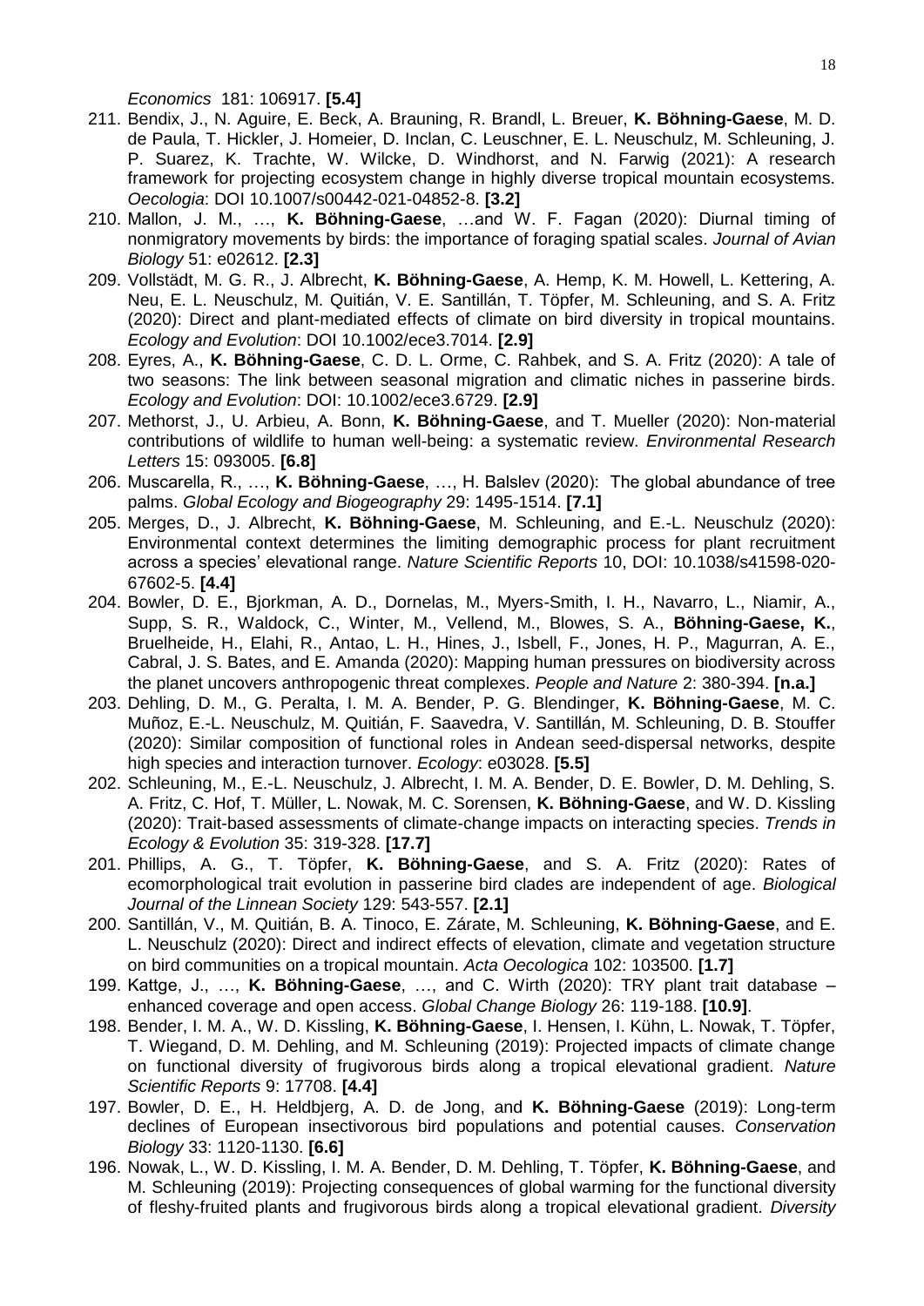*Economics* 181: 106917. **[5.4]**

211. Bendix, J., N. Aguire, E. Beck, A. Brauning, R. Brandl, L. Breuer, **K. Böhning-Gaese**, M. D. de Paula, T. Hickler, J. Homeier, D. Inclan, C. Leuschner, E. L. Neuschulz, M. Schleuning, J. P. Suarez, K. Trachte, W. Wilcke, D. Windhorst, and N. Farwig (2021): A research framework for projecting ecosystem change in highly diverse tropical mountain ecosystems. *Oecologia*: DOI 10.1007/s00442-021-04852-8. **[3.2]**
210. Mallon, J. M., …, **K. Böhning-Gaese**, …and W. F. Fagan (2020): Diurnal timing of nonmigratory movements by birds: the importance of foraging spatial scales. *Journal of Avian Biology* 51: e02612. **[2.3]**
209. Vollstädt, M. G. R., J. Albrecht, **K. Böhning-Gaese**, A. Hemp, K. M. Howell, L. Kettering, A. Neu, E. L. Neuschulz, M. Quitián, V. E. Santillán, T. Töpfer, M. Schleuning, and S. A. Fritz (2020): Direct and plant-mediated effects of climate on bird diversity in tropical mountains. *Ecology and Evolution*: DOI 10.1002/ece3.7014. **[2.9]**
208. Eyres, A., **K. Böhning-Gaese**, C. D. L. Orme, C. Rahbek, and S. A. Fritz (2020): A tale of two seasons: The link between seasonal migration and climatic niches in passerine birds. *Ecology and Evolution*: DOI: 10.1002/ece3.6729. **[2.9]**
207. Methorst, J., U. Arbieu, A. Bonn, **K. Böhning-Gaese**, and T. Mueller (2020): Non-material contributions of wildlife to human well-being: a systematic review. *Environmental Research Letters* 15: 093005. **[6.8]**
206. Muscarella, R., …, **K. Böhning-Gaese**, …, H. Balslev (2020): The global abundance of tree palms. *Global Ecology and Biogeography* 29: 1495-1514. **[7.1]**
205. Merges, D., J. Albrecht, **K. Böhning-Gaese**, M. Schleuning, and E.-L. Neuschulz (2020): Environmental context determines the limiting demographic process for plant recruitment across a species' elevational range. *Nature Scientific Reports* 10, DOI: 10.1038/s41598-020-67602-5. **[4.4]**
204. Bowler, D. E., Bjorkman, A. D., Dornelas, M., Myers-Smith, I. H., Navarro, L., Niamir, A., Supp, S. R., Waldock, C., Winter, M., Vellend, M., Blowes, S. A., **Böhning-Gaese, K.**, Bruelheide, H., Elahi, R., Antao, L. H., Hines, J., Isbell, F., Jones, H. P., Magurran, A. E., Cabral, J. S. Bates, and E. Amanda (2020): Mapping human pressures on biodiversity across the planet uncovers anthropogenic threat complexes. *People and Nature* 2: 380-394. **[n.a.]**
203. Dehling, D. M., G. Peralta, I. M. A. Bender, P. G. Blendinger, **K. Böhning-Gaese**, M. C. Muñoz, E.-L. Neuschulz, M. Quitián, F. Saavedra, V. Santillán, M. Schleuning, D. B. Stouffer (2020): Similar composition of functional roles in Andean seed-dispersal networks, despite high species and interaction turnover. *Ecology*: e03028. **[5.5]**
202. Schleuning, M., E.-L. Neuschulz, J. Albrecht, I. M. A. Bender, D. E. Bowler, D. M. Dehling, S. A. Fritz, C. Hof, T. Müller, L. Nowak, M. C. Sorensen, **K. Böhning-Gaese**, and W. D. Kissling (2020): Trait-based assessments of climate-change impacts on interacting species. *Trends in Ecology & Evolution* 35: 319-328. **[17.7]**
201. Phillips, A. G., T. Töpfer, **K. Böhning-Gaese**, and S. A. Fritz (2020): Rates of ecomorphological trait evolution in passerine bird clades are independent of age. *Biological Journal of the Linnean Society* 129: 543-557. **[2.1]**
200. Santillán, V., M. Quitián, B. A. Tinoco, E. Zárate, M. Schleuning, **K. Böhning-Gaese**, and E. L. Neuschulz (2020): Direct and indirect effects of elevation, climate and vegetation structure on bird communities on a tropical mountain. *Acta Oecologica* 102: 103500. **[1.7]**
199. Kattge, J., …, **K. Böhning-Gaese**, …, and C. Wirth (2020): TRY plant trait database – enhanced coverage and open access. *Global Change Biology* 26: 119-188. **[10.9]**.
198. Bender, I. M. A., W. D. Kissling, **K. Böhning-Gaese**, I. Hensen, I. Kühn, L. Nowak, T. Töpfer, T. Wiegand, D. M. Dehling, and M. Schleuning (2019): Projected impacts of climate change on functional diversity of frugivorous birds along a tropical elevational gradient. *Nature Scientific Reports* 9: 17708. **[4.4]**
197. Bowler, D. E., H. Heldbjerg, A. D. de Jong, and **K. Böhning-Gaese** (2019): Long-term declines of European insectivorous bird populations and potential causes. *Conservation Biology* 33: 1120-1130. **[6.6]**
196. Nowak, L., W. D. Kissling, I. M. A. Bender, D. M. Dehling, T. Töpfer, **K. Böhning-Gaese**, and M. Schleuning (2019): Projecting consequences of global warming for the functional diversity of fleshy-fruited plants and frugivorous birds along a tropical elevational gradient. *Diversity*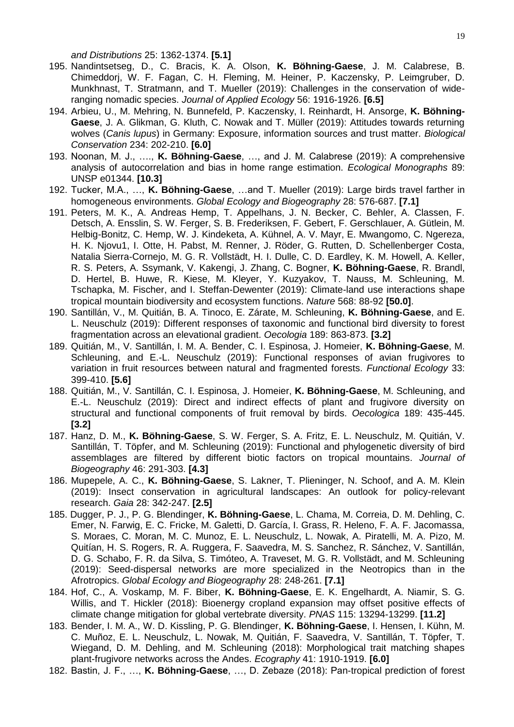*and Distributions* 25: 1362-1374. **[5.1]**

195. Nandintsetseg, D., C. Bracis, K. A. Olson, **K. Böhning-Gaese**, J. M. Calabrese, B. Chimeddorj, W. F. Fagan, C. H. Fleming, M. Heiner, P. Kaczensky, P. Leimgruber, D. Munkhnast, T. Stratmann, and T. Mueller (2019): Challenges in the conservation of wide-ranging nomadic species. *Journal of Applied Ecology* 56: 1916-1926. **[6.5]**
194. Arbieu, U., M. Mehring, N. Bunnefeld, P. Kaczensky, I. Reinhardt, H. Ansorge, **K. Böhning-Gaese**, J. A. Glikman, G. Kluth, C. Nowak and T. Müller (2019): Attitudes towards returning wolves (*Canis lupus*) in Germany: Exposure, information sources and trust matter. *Biological Conservation* 234: 202-210. **[6.0]**
193. Noonan, M. J., …., **K. Böhning-Gaese**, …, and J. M. Calabrese (2019): A comprehensive analysis of autocorrelation and bias in home range estimation. *Ecological Monographs* 89: UNSP e01344. **[10.3]**
192. Tucker, M.A., …, **K. Böhning-Gaese**, …and T. Mueller (2019): Large birds travel farther in homogeneous environments. *Global Ecology and Biogeography* 28: 576-687. **[7.1]**
191. Peters, M. K., A. Andreas Hemp, T. Appelhans, J. N. Becker, C. Behler, A. Classen, F. Detsch, A. Ensslin, S. W. Ferger, S. B. Frederiksen, F. Gebert, F. Gerschlauer, A. Gütlein, M. Helbig-Bonitz, C. Hemp, W. J. Kindeketa, A. Kühnel, A. V. Mayr, E. Mwangomo, C. Ngereza, H. K. Njovu1, I. Otte, H. Pabst, M. Renner, J. Röder, G. Rutten, D. Schellenberger Costa, Natalia Sierra-Cornejo, M. G. R. Vollstädt, H. I. Dulle, C. D. Eardley, K. M. Howell, A. Keller, R. S. Peters, A. Ssymank, V. Kakengi, J. Zhang, C. Bogner, **K. Böhning-Gaese**, R. Brandl, D. Hertel, B. Huwe, R. Kiese, M. Kleyer, Y. Kuzyakov, T. Nauss, M. Schleuning, M. Tschapka, M. Fischer, and I. Steffan-Dewenter (2019): Climate-land use interactions shape tropical mountain biodiversity and ecosystem functions. *Nature* 568: 88-92 **[50.0]**.
190. Santillán, V., M. Quitián, B. A. Tinoco, E. Zárate, M. Schleuning, **K. Böhning-Gaese**, and E. L. Neuschulz (2019): Different responses of taxonomic and functional bird diversity to forest fragmentation across an elevational gradient. *Oecologia* 189: 863-873. **[3.2]**
189. Quitián, M., V. Santillán, I. M. A. Bender, C. I. Espinosa, J. Homeier, **K. Böhning-Gaese**, M. Schleuning, and E.-L. Neuschulz (2019): Functional responses of avian frugivores to variation in fruit resources between natural and fragmented forests. *Functional Ecology* 33: 399-410. **[5.6]**
188. Quitián, M., V. Santillán, C. I. Espinosa, J. Homeier, **K. Böhning-Gaese**, M. Schleuning, and E.-L. Neuschulz (2019): Direct and indirect effects of plant and frugivore diversity on structural and functional components of fruit removal by birds. *Oecologica* 189: 435-445. **[3.2]**
187. Hanz, D. M., **K. Böhning-Gaese**, S. W. Ferger, S. A. Fritz, E. L. Neuschulz, M. Quitián, V. Santillán, T. Töpfer, and M. Schleuning (2019): Functional and phylogenetic diversity of bird assemblages are filtered by different biotic factors on tropical mountains. *Journal of Biogeography* 46: 291-303. **[4.3]**
186. Mupepele, A. C., **K. Böhning-Gaese**, S. Lakner, T. Plieninger, N. Schoof, and A. M. Klein (2019): Insect conservation in agricultural landscapes: An outlook for policy-relevant research. *Gaia* 28: 342-247. **[2.5]**
185. Dugger, P. J., P. G. Blendinger, **K. Böhning-Gaese**, L. Chama, M. Correia, D. M. Dehling, C. Emer, N. Farwig, E. C. Fricke, M. Galetti, D. García, I. Grass, R. Heleno, F. A. F. Jacomassa, S. Moraes, C. Moran, M. C. Munoz, E. L. Neuschulz, L. Nowak, A. Piratelli, M. A. Pizo, M. Quitían, H. S. Rogers, R. A. Ruggera, F. Saavedra, M. S. Sanchez, R. Sánchez, V. Santillán, D. G. Schabo, F. R. da Silva, S. Timóteo, A. Traveset, M. G. R. Vollstädt, and M. Schleuning (2019): Seed-dispersal networks are more specialized in the Neotropics than in the Afrotropics. *Global Ecology and Biogeography* 28: 248-261. **[7.1]**
184. Hof, C., A. Voskamp, M. F. Biber, **K. Böhning-Gaese**, E. K. Engelhardt, A. Niamir, S. G. Willis, and T. Hickler (2018): Bioenergy cropland expansion may offset positive effects of climate change mitigation for global vertebrate diversity. *PNAS* 115: 13294-13299. **[11.2]**
183. Bender, I. M. A., W. D. Kissling, P. G. Blendinger, **K. Böhning-Gaese**, I. Hensen, I. Kühn, M. C. Muñoz, E. L. Neuschulz, L. Nowak, M. Quitián, F. Saavedra, V. Santillán, T. Töpfer, T. Wiegand, D. M. Dehling, and M. Schleuning (2018): Morphological trait matching shapes plant-frugivore networks across the Andes. *Ecography* 41: 1910-1919. **[6.0]**
182. Bastin, J. F., …, **K. Böhning-Gaese**, …, D. Zebaze (2018): Pan-tropical prediction of forest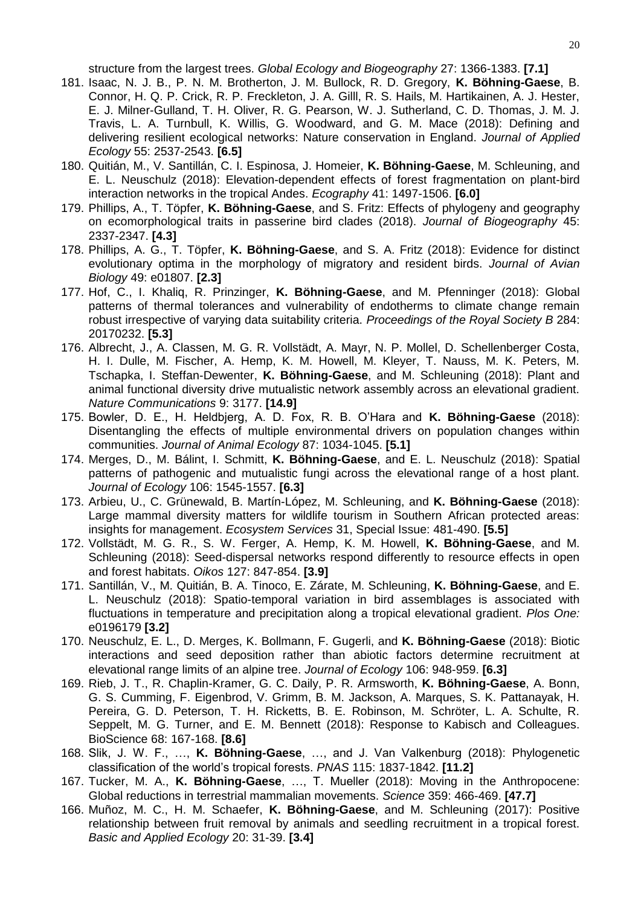structure from the largest trees. *Global Ecology and Biogeography* 27: 1366-1383. **[7.1]**

181. Isaac, N. J. B., P. N. M. Brotherton, J. M. Bullock, R. D. Gregory, **K. Böhning-Gaese**, B. Connor, H. Q. P. Crick, R. P. Freckleton, J. A. Gilll, R. S. Hails, M. Hartikainen, A. J. Hester, E. J. Milner-Gulland, T. H. Oliver, R. G. Pearson, W. J. Sutherland, C. D. Thomas, J. M. J. Travis, L. A. Turnbull, K. Willis, G. Woodward, and G. M. Mace (2018): Defining and delivering resilient ecological networks: Nature conservation in England. *Journal of Applied Ecology* 55: 2537-2543. **[6.5]**
180. Quitián, M., V. Santillán, C. I. Espinosa, J. Homeier, **K. Böhning-Gaese**, M. Schleuning, and E. L. Neuschulz (2018): Elevation-dependent effects of forest fragmentation on plant-bird interaction networks in the tropical Andes. *Ecography* 41: 1497-1506. **[6.0]**
179. Phillips, A., T. Töpfer, **K. Böhning-Gaese**, and S. Fritz: Effects of phylogeny and geography on ecomorphological traits in passerine bird clades (2018). *Journal of Biogeography* 45: 2337-2347. **[4.3]**
178. Phillips, A. G., T. Töpfer, **K. Böhning-Gaese**, and S. A. Fritz (2018): Evidence for distinct evolutionary optima in the morphology of migratory and resident birds. *Journal of Avian Biology* 49: e01807. **[2.3]**
177. Hof, C., I. Khaliq, R. Prinzinger, **K. Böhning-Gaese**, and M. Pfenninger (2018): Global patterns of thermal tolerances and vulnerability of endotherms to climate change remain robust irrespective of varying data suitability criteria. *Proceedings of the Royal Society B* 284: 20170232. **[5.3]**
176. Albrecht, J., A. Classen, M. G. R. Vollstädt, A. Mayr, N. P. Mollel, D. Schellenberger Costa, H. I. Dulle, M. Fischer, A. Hemp, K. M. Howell, M. Kleyer, T. Nauss, M. K. Peters, M. Tschapka, I. Steffan-Dewenter, **K. Böhning-Gaese**, and M. Schleuning (2018): Plant and animal functional diversity drive mutualistic network assembly across an elevational gradient. *Nature Communications* 9: 3177. **[14.9]**
175. Bowler, D. E., H. Heldbjerg, A. D. Fox, R. B. O'Hara and **K. Böhning-Gaese** (2018): Disentangling the effects of multiple environmental drivers on population changes within communities. *Journal of Animal Ecology* 87: 1034-1045. **[5.1]**
174. Merges, D., M. Bálint, I. Schmitt, **K. Böhning-Gaese**, and E. L. Neuschulz (2018): Spatial patterns of pathogenic and mutualistic fungi across the elevational range of a host plant. *Journal of Ecology* 106: 1545-1557. **[6.3]**
173. Arbieu, U., C. Grünewald, B. Martín-López, M. Schleuning, and **K. Böhning-Gaese** (2018): Large mammal diversity matters for wildlife tourism in Southern African protected areas: insights for management. *Ecosystem Services* 31, Special Issue: 481-490. **[5.5]**
172. Vollstädt, M. G. R., S. W. Ferger, A. Hemp, K. M. Howell, **K. Böhning-Gaese**, and M. Schleuning (2018): Seed-dispersal networks respond differently to resource effects in open and forest habitats. *Oikos* 127: 847-854. **[3.9]**
171. Santillán, V., M. Quitián, B. A. Tinoco, E. Zárate, M. Schleuning, **K. Böhning-Gaese**, and E. L. Neuschulz (2018): Spatio-temporal variation in bird assemblages is associated with fluctuations in temperature and precipitation along a tropical elevational gradient. *Plos One:* e0196179 **[3.2]**
170. Neuschulz, E. L., D. Merges, K. Bollmann, F. Gugerli, and **K. Böhning-Gaese** (2018): Biotic interactions and seed deposition rather than abiotic factors determine recruitment at elevational range limits of an alpine tree. *Journal of Ecology* 106: 948-959. **[6.3]**
169. Rieb, J. T., R. Chaplin-Kramer, G. C. Daily, P. R. Armsworth, **K. Böhning-Gaese**, A. Bonn, G. S. Cumming, F. Eigenbrod, V. Grimm, B. M. Jackson, A. Marques, S. K. Pattanayak, H. Pereira, G. D. Peterson, T. H. Ricketts, B. E. Robinson, M. Schröter, L. A. Schulte, R. Seppelt, M. G. Turner, and E. M. Bennett (2018): Response to Kabisch and Colleagues. BioScience 68: 167-168. **[8.6]**
168. Slik, J. W. F., …, **K. Böhning-Gaese**, …, and J. Van Valkenburg (2018): Phylogenetic classification of the world's tropical forests. *PNAS* 115: 1837-1842. **[11.2]**
167. Tucker, M. A., **K. Böhning-Gaese**, …, T. Mueller (2018): Moving in the Anthropocene: Global reductions in terrestrial mammalian movements. *Science* 359: 466-469. **[47.7]**
166. Muñoz, M. C., H. M. Schaefer, **K. Böhning-Gaese**, and M. Schleuning (2017): Positive relationship between fruit removal by animals and seedling recruitment in a tropical forest. *Basic and Applied Ecology* 20: 31-39. **[3.4]**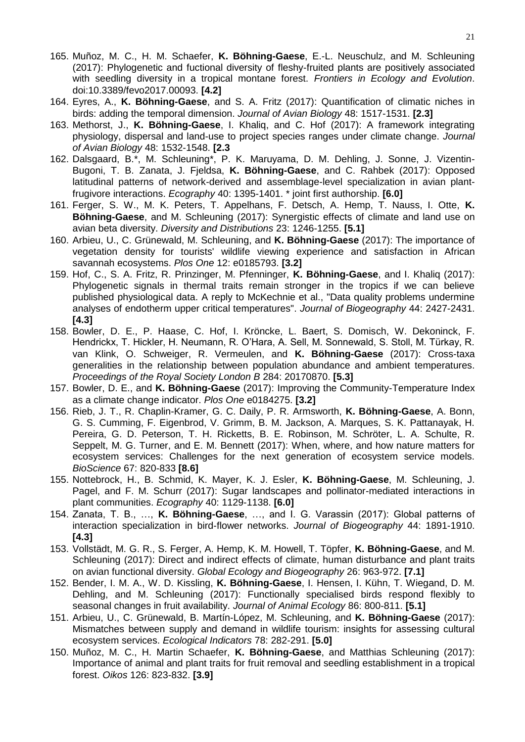165. Muñoz, M. C., H. M. Schaefer, **K. Böhning-Gaese**, E.-L. Neuschulz, and M. Schleuning (2017): Phylogenetic and fuctional diversity of fleshy-fruited plants are positively associated with seedling diversity in a tropical montane forest. *Frontiers in Ecology and Evolution*. doi:10.3389/fevo2017.00093. **[4.2]**
164. Eyres, A., **K. Böhning-Gaese**, and S. A. Fritz (2017): Quantification of climatic niches in birds: adding the temporal dimension. *Journal of Avian Biology* 48: 1517-1531. **[2.3]**
163. Methorst, J., **K. Böhning-Gaese**, I. Khaliq, and C. Hof (2017): A framework integrating physiology, dispersal and land-use to project species ranges under climate change. *Journal of Avian Biology* 48: 1532-1548. **[2.3**
162. Dalsgaard, B.*, M. Schleuning*, P. K. Maruyama, D. M. Dehling, J. Sonne, J. Vizentin-Bugoni, T. B. Zanata, J. Fjeldsa, **K. Böhning-Gaese**, and C. Rahbek (2017): Opposed latitudinal patterns of network-derived and assemblage-level specialization in avian plant-frugivore interactions. *Ecography* 40: 1395-1401. * joint first authorship. **[6.0]**
161. Ferger, S. W., M. K. Peters, T. Appelhans, F. Detsch, A. Hemp, T. Nauss, I. Otte, **K. Böhning-Gaese**, and M. Schleuning (2017): Synergistic effects of climate and land use on avian beta diversity. *Diversity and Distributions* 23: 1246-1255. **[5.1]**
160. Arbieu, U., C. Grünewald, M. Schleuning, and **K. Böhning-Gaese** (2017): The importance of vegetation density for tourists' wildlife viewing experience and satisfaction in African savannah ecosystems. *Plos One* 12: e0185793. **[3.2]**
159. Hof, C., S. A. Fritz, R. Prinzinger, M. Pfenninger, **K. Böhning-Gaese**, and I. Khaliq (2017): Phylogenetic signals in thermal traits remain stronger in the tropics if we can believe published physiological data. A reply to McKechnie et al., "Data quality problems undermine analyses of endotherm upper critical temperatures". *Journal of Biogeography* 44: 2427-2431. **[4.3]**
158. Bowler, D. E., P. Haase, C. Hof, I. Kröncke, L. Baert, S. Domisch, W. Dekoninck, F. Hendrickx, T. Hickler, H. Neumann, R. O'Hara, A. Sell, M. Sonnewald, S. Stoll, M. Türkay, R. van Klink, O. Schweiger, R. Vermeulen, and **K. Böhning-Gaese** (2017): Cross-taxa generalities in the relationship between population abundance and ambient temperatures. *Proceedings of the Royal Society London B* 284: 20170870. **[5.3]**
157. Bowler, D. E., and **K. Böhning-Gaese** (2017): Improving the Community-Temperature Index as a climate change indicator. *Plos One* e0184275. **[3.2]**
156. Rieb, J. T., R. Chaplin-Kramer, G. C. Daily, P. R. Armsworth, **K. Böhning-Gaese**, A. Bonn, G. S. Cumming, F. Eigenbrod, V. Grimm, B. M. Jackson, A. Marques, S. K. Pattanayak, H. Pereira, G. D. Peterson, T. H. Ricketts, B. E. Robinson, M. Schröter, L. A. Schulte, R. Seppelt, M. G. Turner, and E. M. Bennett (2017): When, where, and how nature matters for ecosystem services: Challenges for the next generation of ecosystem service models. *BioScience* 67: 820-833 **[8.6]**
155. Nottebrock, H., B. Schmid, K. Mayer, K. J. Esler, **K. Böhning-Gaese**, M. Schleuning, J. Pagel, and F. M. Schurr (2017): Sugar landscapes and pollinator-mediated interactions in plant communities. *Ecography* 40: 1129-1138. **[6.0]**
154. Zanata, T. B., …, **K. Böhning-Gaese**, …, and I. G. Varassin (2017): Global patterns of interaction specialization in bird-flower networks. *Journal of Biogeography* 44: 1891-1910. **[4.3]**
153. Vollstädt, M. G. R., S. Ferger, A. Hemp, K. M. Howell, T. Töpfer, **K. Böhning-Gaese**, and M. Schleuning (2017): Direct and indirect effects of climate, human disturbance and plant traits on avian functional diversity. *Global Ecology and Biogeography* 26: 963-972. **[7.1]**
152. Bender, I. M. A., W. D. Kissling, **K. Böhning-Gaese**, I. Hensen, I. Kühn, T. Wiegand, D. M. Dehling, and M. Schleuning (2017): Functionally specialised birds respond flexibly to seasonal changes in fruit availability. *Journal of Animal Ecology* 86: 800-811. **[5.1]**
151. Arbieu, U., C. Grünewald, B. Martín-López, M. Schleuning, and **K. Böhning-Gaese** (2017): Mismatches between supply and demand in wildlife tourism: insights for assessing cultural ecosystem services. *Ecological Indicators* 78: 282-291. **[5.0]**
150. Muñoz, M. C., H. Martin Schaefer, **K. Böhning-Gaese**, and Matthias Schleuning (2017): Importance of animal and plant traits for fruit removal and seedling establishment in a tropical forest. *Oikos* 126: 823-832. **[3.9]**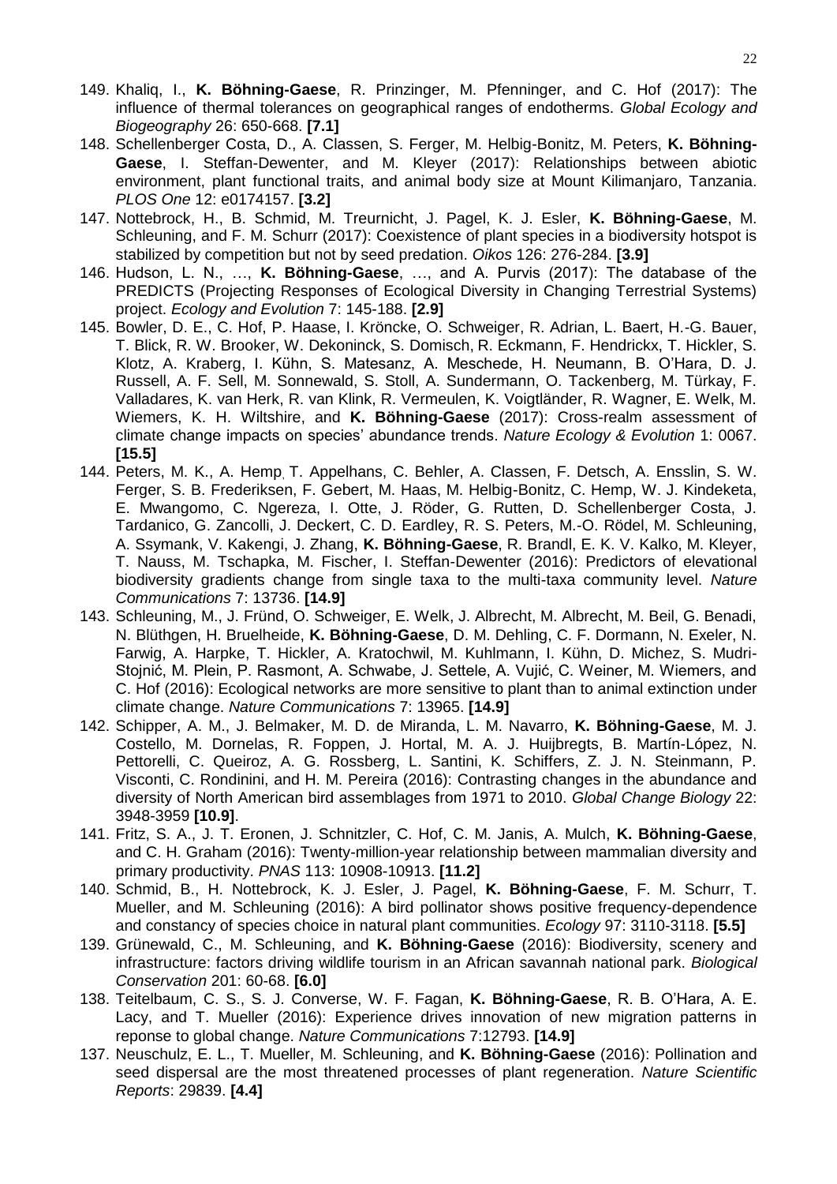149. Khaliq, I., **K. Böhning-Gaese**, R. Prinzinger, M. Pfenninger, and C. Hof (2017): The influence of thermal tolerances on geographical ranges of endotherms. *Global Ecology and Biogeography* 26: 650-668. **[7.1]**
148. Schellenberger Costa, D., A. Classen, S. Ferger, M. Helbig-Bonitz, M. Peters, **K. Böhning-Gaese**, I. Steffan-Dewenter, and M. Kleyer (2017): Relationships between abiotic environment, plant functional traits, and animal body size at Mount Kilimanjaro, Tanzania. *PLOS One* 12: e0174157. **[3.2]**
147. Nottebrock, H., B. Schmid, M. Treurnicht, J. Pagel, K. J. Esler, **K. Böhning-Gaese**, M. Schleuning, and F. M. Schurr (2017): Coexistence of plant species in a biodiversity hotspot is stabilized by competition but not by seed predation. *Oikos* 126: 276-284. **[3.9]**
146. Hudson, L. N., …, **K. Böhning-Gaese**, …, and A. Purvis (2017): The database of the PREDICTS (Projecting Responses of Ecological Diversity in Changing Terrestrial Systems) project. *Ecology and Evolution* 7: 145-188. **[2.9]**
145. Bowler, D. E., C. Hof, P. Haase, I. Kröncke, O. Schweiger, R. Adrian, L. Baert, H.-G. Bauer, T. Blick, R. W. Brooker, W. Dekoninck, S. Domisch, R. Eckmann, F. Hendrickx, T. Hickler, S. Klotz, A. Kraberg, I. Kühn, S. Matesanz, A. Meschede, H. Neumann, B. O'Hara, D. J. Russell, A. F. Sell, M. Sonnewald, S. Stoll, A. Sundermann, O. Tackenberg, M. Türkay, F. Valladares, K. van Herk, R. van Klink, R. Vermeulen, K. Voigtländer, R. Wagner, E. Welk, M. Wiemers, K. H. Wiltshire, and **K. Böhning-Gaese** (2017): Cross-realm assessment of climate change impacts on species' abundance trends. *Nature Ecology & Evolution* 1: 0067. **[15.5]**
144. Peters, M. K., A. Hemp, T. Appelhans, C. Behler, A. Classen, F. Detsch, A. Ensslin, S. W. Ferger, S. B. Frederiksen, F. Gebert, M. Haas, M. Helbig-Bonitz, C. Hemp, W. J. Kindeketa, E. Mwangomo, C. Ngereza, I. Otte, J. Röder, G. Rutten, D. Schellenberger Costa, J. Tardanico, G. Zancolli, J. Deckert, C. D. Eardley, R. S. Peters, M.-O. Rödel, M. Schleuning, A. Ssymank, V. Kakengi, J. Zhang, **K. Böhning-Gaese**, R. Brandl, E. K. V. Kalko, M. Kleyer, T. Nauss, M. Tschapka, M. Fischer, I. Steffan-Dewenter (2016): Predictors of elevational biodiversity gradients change from single taxa to the multi-taxa community level. *Nature Communications* 7: 13736. **[14.9]**
143. Schleuning, M., J. Fründ, O. Schweiger, E. Welk, J. Albrecht, M. Albrecht, M. Beil, G. Benadi, N. Blüthgen, H. Bruelheide, **K. Böhning-Gaese**, D. M. Dehling, C. F. Dormann, N. Exeler, N. Farwig, A. Harpke, T. Hickler, A. Kratochwil, M. Kuhlmann, I. Kühn, D. Michez, S. Mudri-Stojnić, M. Plein, P. Rasmont, A. Schwabe, J. Settele, A. Vujić, C. Weiner, M. Wiemers, and C. Hof (2016): Ecological networks are more sensitive to plant than to animal extinction under climate change. *Nature Communications* 7: 13965. **[14.9]**
142. Schipper, A. M., J. Belmaker, M. D. de Miranda, L. M. Navarro, **K. Böhning-Gaese**, M. J. Costello, M. Dornelas, R. Foppen, J. Hortal, M. A. J. Huijbregts, B. Martín-López, N. Pettorelli, C. Queiroz, A. G. Rossberg, L. Santini, K. Schiffers, Z. J. N. Steinmann, P. Visconti, C. Rondinini, and H. M. Pereira (2016): Contrasting changes in the abundance and diversity of North American bird assemblages from 1971 to 2010. *Global Change Biology* 22: 3948-3959 **[10.9]**.
141. Fritz, S. A., J. T. Eronen, J. Schnitzler, C. Hof, C. M. Janis, A. Mulch, **K. Böhning-Gaese**, and C. H. Graham (2016): Twenty-million-year relationship between mammalian diversity and primary productivity. *PNAS* 113: 10908-10913. **[11.2]**
140. Schmid, B., H. Nottebrock, K. J. Esler, J. Pagel, **K. Böhning-Gaese**, F. M. Schurr, T. Mueller, and M. Schleuning (2016): A bird pollinator shows positive frequency-dependence and constancy of species choice in natural plant communities. *Ecology* 97: 3110-3118. **[5.5]**
139. Grünewald, C., M. Schleuning, and **K. Böhning-Gaese** (2016): Biodiversity, scenery and infrastructure: factors driving wildlife tourism in an African savannah national park. *Biological Conservation* 201: 60-68. **[6.0]**
138. Teitelbaum, C. S., S. J. Converse, W. F. Fagan, **K. Böhning-Gaese**, R. B. O'Hara, A. E. Lacy, and T. Mueller (2016): Experience drives innovation of new migration patterns in reponse to global change. *Nature Communications* 7:12793. **[14.9]**
137. Neuschulz, E. L., T. Mueller, M. Schleuning, and **K. Böhning-Gaese** (2016): Pollination and seed dispersal are the most threatened processes of plant regeneration. *Nature Scientific Reports*: 29839. **[4.4]**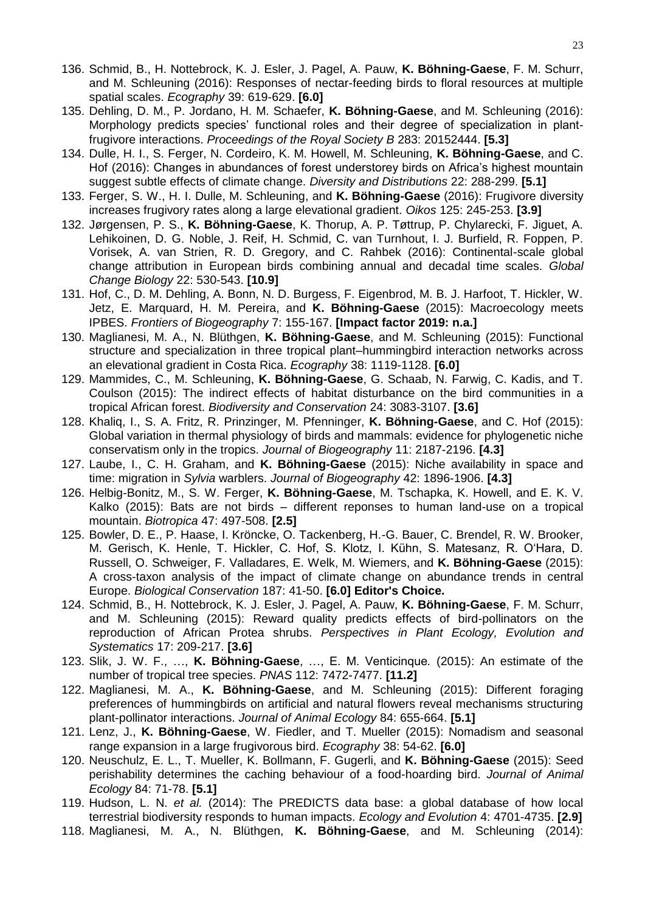136. Schmid, B., H. Nottebrock, K. J. Esler, J. Pagel, A. Pauw, **K. Böhning-Gaese**, F. M. Schurr, and M. Schleuning (2016): Responses of nectar-feeding birds to floral resources at multiple spatial scales. *Ecography* 39: 619-629. **[6.0]**
135. Dehling, D. M., P. Jordano, H. M. Schaefer, **K. Böhning-Gaese**, and M. Schleuning (2016): Morphology predicts species' functional roles and their degree of specialization in plant-frugivore interactions. *Proceedings of the Royal Society B* 283: 20152444. **[5.3]**
134. Dulle, H. I., S. Ferger, N. Cordeiro, K. M. Howell, M. Schleuning, **K. Böhning-Gaese**, and C. Hof (2016): Changes in abundances of forest understorey birds on Africa's highest mountain suggest subtle effects of climate change. *Diversity and Distributions* 22: 288-299. **[5.1]**
133. Ferger, S. W., H. I. Dulle, M. Schleuning, and **K. Böhning-Gaese** (2016): Frugivore diversity increases frugivory rates along a large elevational gradient. *Oikos* 125: 245-253. **[3.9]**
132. Jørgensen, P. S., **K. Böhning-Gaese**, K. Thorup, A. P. Tøttrup, P. Chylarecki, F. Jiguet, A. Lehikoinen, D. G. Noble, J. Reif, H. Schmid, C. van Turnhout, I. J. Burfield, R. Foppen, P. Vorisek, A. van Strien, R. D. Gregory, and C. Rahbek (2016): Continental-scale global change attribution in European birds combining annual and decadal time scales. *Global Change Biology* 22: 530-543. **[10.9]**
131. Hof, C., D. M. Dehling, A. Bonn, N. D. Burgess, F. Eigenbrod, M. B. J. Harfoot, T. Hickler, W. Jetz, E. Marquard, H. M. Pereira, and **K. Böhning-Gaese** (2015): Macroecology meets IPBES. *Frontiers of Biogeography* 7: 155-167. **[Impact factor 2019: n.a.]**
130. Maglianesi, M. A., N. Blüthgen, **K. Böhning-Gaese**, and M. Schleuning (2015): Functional structure and specialization in three tropical plant–hummingbird interaction networks across an elevational gradient in Costa Rica. *Ecography* 38: 1119-1128. **[6.0]**
129. Mammides, C., M. Schleuning, **K. Böhning-Gaese**, G. Schaab, N. Farwig, C. Kadis, and T. Coulson (2015): The indirect effects of habitat disturbance on the bird communities in a tropical African forest. *Biodiversity and Conservation* 24: 3083-3107. **[3.6]**
128. Khaliq, I., S. A. Fritz, R. Prinzinger, M. Pfenninger, **K. Böhning-Gaese**, and C. Hof (2015): Global variation in thermal physiology of birds and mammals: evidence for phylogenetic niche conservatism only in the tropics. *Journal of Biogeography* 11: 2187-2196. **[4.3]**
127. Laube, I., C. H. Graham, and **K. Böhning-Gaese** (2015): Niche availability in space and time: migration in *Sylvia* warblers. *Journal of Biogeography* 42: 1896-1906. **[4.3]**
126. Helbig-Bonitz, M., S. W. Ferger, **K. Böhning-Gaese**, M. Tschapka, K. Howell, and E. K. V. Kalko (2015): Bats are not birds – different reponses to human land-use on a tropical mountain. *Biotropica* 47: 497-508. **[2.5]**
125. Bowler, D. E., P. Haase, I. Kröncke, O. Tackenberg, H.-G. Bauer, C. Brendel, R. W. Brooker, M. Gerisch, K. Henle, T. Hickler, C. Hof, S. Klotz, I. Kühn, S. Matesanz, R. O'Hara, D. Russell, O. Schweiger, F. Valladares, E. Welk, M. Wiemers, and **K. Böhning-Gaese** (2015): A cross-taxon analysis of the impact of climate change on abundance trends in central Europe. *Biological Conservation* 187: 41-50. **[6.0] Editor's Choice.**
124. Schmid, B., H. Nottebrock, K. J. Esler, J. Pagel, A. Pauw, **K. Böhning-Gaese**, F. M. Schurr, and M. Schleuning (2015): Reward quality predicts effects of bird-pollinators on the reproduction of African Protea shrubs. *Perspectives in Plant Ecology, Evolution and Systematics* 17: 209-217. **[3.6]**
123. Slik, J. W. F., …, **K. Böhning-Gaese**, …, E. M. Venticinque*.* (2015): An estimate of the number of tropical tree species. *PNAS* 112: 7472-7477. **[11.2]**
122. Maglianesi, M. A., **K. Böhning-Gaese**, and M. Schleuning (2015): Different foraging preferences of hummingbirds on artificial and natural flowers reveal mechanisms structuring plant-pollinator interactions. *Journal of Animal Ecology* 84: 655-664. **[5.1]**
121. Lenz, J., **K. Böhning-Gaese**, W. Fiedler, and T. Mueller (2015): Nomadism and seasonal range expansion in a large frugivorous bird. *Ecography* 38: 54-62. **[6.0]**
120. Neuschulz, E. L., T. Mueller, K. Bollmann, F. Gugerli, and **K. Böhning-Gaese** (2015): Seed perishability determines the caching behaviour of a food-hoarding bird. *Journal of Animal Ecology* 84: 71-78. **[5.1]**
119. Hudson, L. N. *et al.* (2014): The PREDICTS data base: a global database of how local terrestrial biodiversity responds to human impacts. *Ecology and Evolution* 4: 4701-4735. **[2.9]**
118. Maglianesi, M. A., N. Blüthgen, **K. Böhning-Gaese**, and M. Schleuning (2014):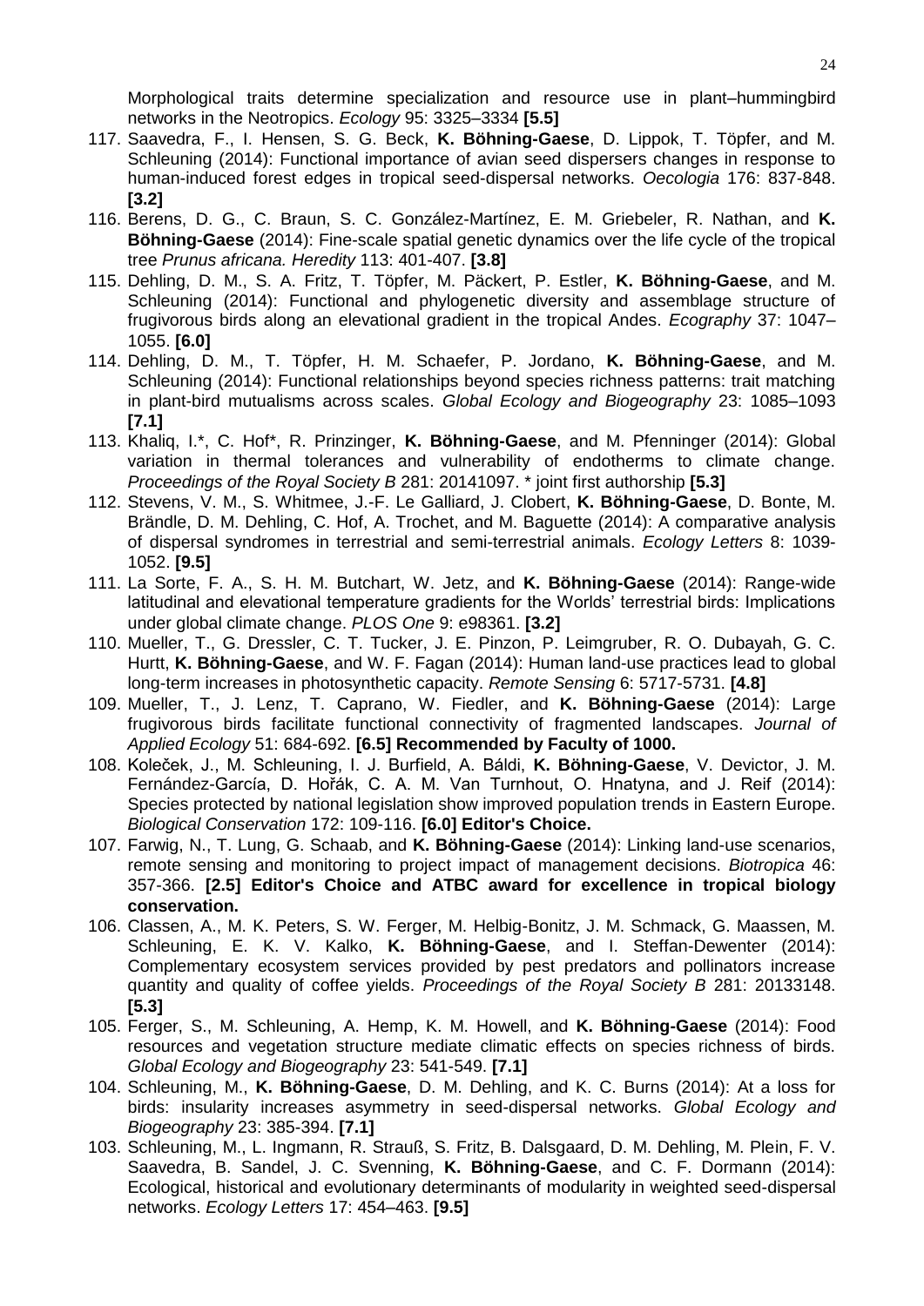Morphological traits determine specialization and resource use in plant–hummingbird networks in the Neotropics. *Ecology* 95: 3325–3334 **[5.5]**

117. Saavedra, F., I. Hensen, S. G. Beck, **K. Böhning-Gaese**, D. Lippok, T. Töpfer, and M. Schleuning (2014): Functional importance of avian seed dispersers changes in response to human-induced forest edges in tropical seed-dispersal networks. *Oecologia* 176: 837-848. **[3.2]**
116. Berens, D. G., C. Braun, S. C. González-Martínez, E. M. Griebeler, R. Nathan, and **K. Böhning-Gaese** (2014): Fine-scale spatial genetic dynamics over the life cycle of the tropical tree *Prunus africana. Heredity* 113: 401-407. **[3.8]**
115. Dehling, D. M., S. A. Fritz, T. Töpfer, M. Päckert, P. Estler, **K. Böhning-Gaese**, and M. Schleuning (2014): Functional and phylogenetic diversity and assemblage structure of frugivorous birds along an elevational gradient in the tropical Andes. *Ecography* 37: 1047–1055. **[6.0]**
114. Dehling, D. M., T. Töpfer, H. M. Schaefer, P. Jordano, **K. Böhning-Gaese**, and M. Schleuning (2014): Functional relationships beyond species richness patterns: trait matching in plant-bird mutualisms across scales. *Global Ecology and Biogeography* 23: 1085–1093 **[7.1]**
113. Khaliq, I.*, C. Hof*, R. Prinzinger, **K. Böhning-Gaese**, and M. Pfenninger (2014): Global variation in thermal tolerances and vulnerability of endotherms to climate change. *Proceedings of the Royal Society B* 281: 20141097. * joint first authorship **[5.3]**
112. Stevens, V. M., S. Whitmee, J.-F. Le Galliard, J. Clobert, **K. Böhning-Gaese**, D. Bonte, M. Brändle, D. M. Dehling, C. Hof, A. Trochet, and M. Baguette (2014): A comparative analysis of dispersal syndromes in terrestrial and semi-terrestrial animals. *Ecology Letters* 8: 1039-1052. **[9.5]**
111. La Sorte, F. A., S. H. M. Butchart, W. Jetz, and **K. Böhning-Gaese** (2014): Range-wide latitudinal and elevational temperature gradients for the Worlds' terrestrial birds: Implications under global climate change. *PLOS One* 9: e98361. **[3.2]**
110. Mueller, T., G. Dressler, C. T. Tucker, J. E. Pinzon, P. Leimgruber, R. O. Dubayah, G. C. Hurtt, **K. Böhning-Gaese**, and W. F. Fagan (2014): Human land-use practices lead to global long-term increases in photosynthetic capacity. *Remote Sensing* 6: 5717-5731. **[4.8]**
109. Mueller, T., J. Lenz, T. Caprano, W. Fiedler, and **K. Böhning-Gaese** (2014): Large frugivorous birds facilitate functional connectivity of fragmented landscapes. *Journal of Applied Ecology* 51: 684-692. **[6.5] Recommended by Faculty of 1000.**
108. Koleček, J., M. Schleuning, I. J. Burfield, A. Báldi, **K. Böhning-Gaese**, V. Devictor, J. M. Fernández-García, D. Hořák, C. A. M. Van Turnhout, O. Hnatyna, and J. Reif (2014): Species protected by national legislation show improved population trends in Eastern Europe. *Biological Conservation* 172: 109-116. **[6.0] Editor's Choice.**
107. Farwig, N., T. Lung, G. Schaab, and **K. Böhning-Gaese** (2014): Linking land-use scenarios, remote sensing and monitoring to project impact of management decisions. *Biotropica* 46: 357-366. **[2.5] Editor's Choice and ATBC award for excellence in tropical biology conservation.**
106. Classen, A., M. K. Peters, S. W. Ferger, M. Helbig-Bonitz, J. M. Schmack, G. Maassen, M. Schleuning, E. K. V. Kalko, **K. Böhning-Gaese**, and I. Steffan-Dewenter (2014): Complementary ecosystem services provided by pest predators and pollinators increase quantity and quality of coffee yields. *Proceedings of the Royal Society B* 281: 20133148. **[5.3]**
105. Ferger, S., M. Schleuning, A. Hemp, K. M. Howell, and **K. Böhning-Gaese** (2014): Food resources and vegetation structure mediate climatic effects on species richness of birds. *Global Ecology and Biogeography* 23: 541-549. **[7.1]**
104. Schleuning, M., **K. Böhning-Gaese**, D. M. Dehling, and K. C. Burns (2014): At a loss for birds: insularity increases asymmetry in seed-dispersal networks. *Global Ecology and Biogeography* 23: 385-394. **[7.1]**
103. Schleuning, M., L. Ingmann, R. Strauß, S. Fritz, B. Dalsgaard, D. M. Dehling, M. Plein, F. V. Saavedra, B. Sandel, J. C. Svenning, **K. Böhning-Gaese**, and C. F. Dormann (2014): Ecological, historical and evolutionary determinants of modularity in weighted seed-dispersal networks. *Ecology Letters* 17: 454–463. **[9.5]**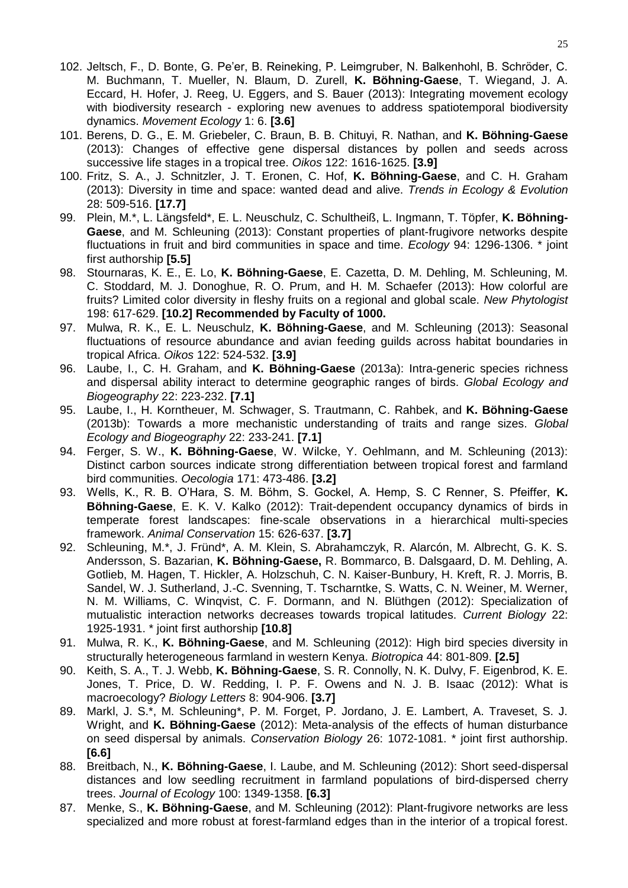102. Jeltsch, F., D. Bonte, G. Pe'er, B. Reineking, P. Leimgruber, N. Balkenhohl, B. Schröder, C. M. Buchmann, T. Mueller, N. Blaum, D. Zurell, **K. Böhning-Gaese**, T. Wiegand, J. A. Eccard, H. Hofer, J. Reeg, U. Eggers, and S. Bauer (2013): Integrating movement ecology with biodiversity research - exploring new avenues to address spatiotemporal biodiversity dynamics. *Movement Ecology* 1: 6. **[3.6]**
101. Berens, D. G., E. M. Griebeler, C. Braun, B. B. Chituyi, R. Nathan, and **K. Böhning-Gaese** (2013): Changes of effective gene dispersal distances by pollen and seeds across successive life stages in a tropical tree. *Oikos* 122: 1616-1625. **[3.9]**
100. Fritz, S. A., J. Schnitzler, J. T. Eronen, C. Hof, **K. Böhning-Gaese**, and C. H. Graham (2013): Diversity in time and space: wanted dead and alive. *Trends in Ecology & Evolution* 28: 509-516. **[17.7]**
99. Plein, M.*, L. Längsfeld*, E. L. Neuschulz, C. Schultheiß, L. Ingmann, T. Töpfer, **K. Böhning-Gaese**, and M. Schleuning (2013): Constant properties of plant-frugivore networks despite fluctuations in fruit and bird communities in space and time. *Ecology* 94: 1296-1306. * joint first authorship **[5.5]**
98. Stournaras, K. E., E. Lo, **K. Böhning-Gaese**, E. Cazetta, D. M. Dehling, M. Schleuning, M. C. Stoddard, M. J. Donoghue, R. O. Prum, and H. M. Schaefer (2013): How colorful are fruits? Limited color diversity in fleshy fruits on a regional and global scale. *New Phytologist* 198: 617-629. **[10.2] Recommended by Faculty of 1000.**
97. Mulwa, R. K., E. L. Neuschulz, **K. Böhning-Gaese**, and M. Schleuning (2013): Seasonal fluctuations of resource abundance and avian feeding guilds across habitat boundaries in tropical Africa. *Oikos* 122: 524-532. **[3.9]**
96. Laube, I., C. H. Graham, and **K. Böhning-Gaese** (2013a): Intra-generic species richness and dispersal ability interact to determine geographic ranges of birds. *Global Ecology and Biogeography* 22: 223-232. **[7.1]**
95. Laube, I., H. Korntheuer, M. Schwager, S. Trautmann, C. Rahbek, and **K. Böhning-Gaese** (2013b): Towards a more mechanistic understanding of traits and range sizes. *Global Ecology and Biogeography* 22: 233-241. **[7.1]**
94. Ferger, S. W., **K. Böhning-Gaese**, W. Wilcke, Y. Oehlmann, and M. Schleuning (2013): Distinct carbon sources indicate strong differentiation between tropical forest and farmland bird communities. *Oecologia* 171: 473-486. **[3.2]**
93. Wells, K., R. B. O'Hara, S. M. Böhm, S. Gockel, A. Hemp, S. C Renner, S. Pfeiffer, **K. Böhning-Gaese**, E. K. V. Kalko (2012): Trait-dependent occupancy dynamics of birds in temperate forest landscapes: fine-scale observations in a hierarchical multi-species framework. *Animal Conservation* 15: 626-637. **[3.7]**
92. Schleuning, M.*, J. Fründ*, A. M. Klein, S. Abrahamczyk, R. Alarcón, M. Albrecht, G. K. S. Andersson, S. Bazarian, **K. Böhning-Gaese,** R. Bommarco, B. Dalsgaard, D. M. Dehling, A. Gotlieb, M. Hagen, T. Hickler, A. Holzschuh, C. N. Kaiser-Bunbury, H. Kreft, R. J. Morris, B. Sandel, W. J. Sutherland, J.-C. Svenning, T. Tscharntke, S. Watts, C. N. Weiner, M. Werner, N. M. Williams, C. Winqvist, C. F. Dormann, and N. Blüthgen (2012): Specialization of mutualistic interaction networks decreases towards tropical latitudes. *Current Biology* 22: 1925-1931. * joint first authorship **[10.8]**
91. Mulwa, R. K., **K. Böhning-Gaese**, and M. Schleuning (2012): High bird species diversity in structurally heterogeneous farmland in western Kenya. *Biotropica* 44: 801-809. **[2.5]**
90. Keith, S. A., T. J. Webb, **K. Böhning-Gaese**, S. R. Connolly, N. K. Dulvy, F. Eigenbrod, K. E. Jones, T. Price, D. W. Redding, I. P. F. Owens and N. J. B. Isaac (2012): What is macroecology? *Biology Letters* 8: 904-906. **[3.7]**
89. Markl, J. S.*, M. Schleuning*, P. M. Forget, P. Jordano, J. E. Lambert, A. Traveset, S. J. Wright, and **K. Böhning-Gaese** (2012): Meta-analysis of the effects of human disturbance on seed dispersal by animals. *Conservation Biology* 26: 1072-1081. * joint first authorship. **[6.6]**
88. Breitbach, N., **K. Böhning-Gaese**, I. Laube, and M. Schleuning (2012): Short seed-dispersal distances and low seedling recruitment in farmland populations of bird-dispersed cherry trees. *Journal of Ecology* 100: 1349-1358. **[6.3]**
87. Menke, S., **K. Böhning-Gaese**, and M. Schleuning (2012): Plant-frugivore networks are less specialized and more robust at forest-farmland edges than in the interior of a tropical forest.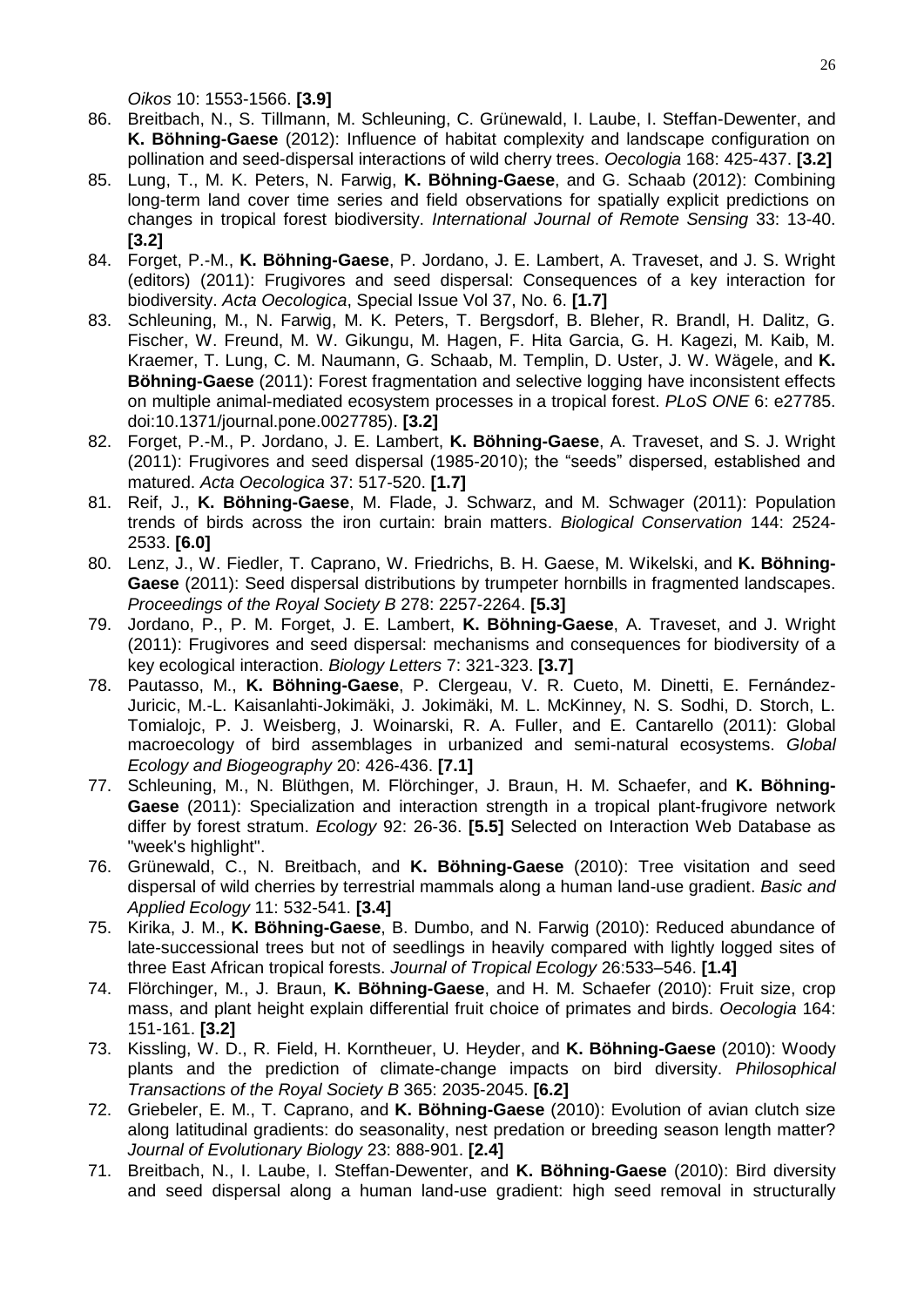*Oikos* 10: 1553-1566. **[3.9]**

86. Breitbach, N., S. Tillmann, M. Schleuning, C. Grünewald, I. Laube, I. Steffan-Dewenter, and **K. Böhning-Gaese** (2012): Influence of habitat complexity and landscape configuration on pollination and seed-dispersal interactions of wild cherry trees. *Oecologia* 168: 425-437. **[3.2]**
85. Lung, T., M. K. Peters, N. Farwig, **K. Böhning-Gaese**, and G. Schaab (2012): Combining long-term land cover time series and field observations for spatially explicit predictions on changes in tropical forest biodiversity. *International Journal of Remote Sensing* 33: 13-40. **[3.2]**
84. Forget, P.-M., **K. Böhning-Gaese**, P. Jordano, J. E. Lambert, A. Traveset, and J. S. Wright (editors) (2011): Frugivores and seed dispersal: Consequences of a key interaction for biodiversity. *Acta Oecologica*, Special Issue Vol 37, No. 6. **[1.7]**
83. Schleuning, M., N. Farwig, M. K. Peters, T. Bergsdorf, B. Bleher, R. Brandl, H. Dalitz, G. Fischer, W. Freund, M. W. Gikungu, M. Hagen, F. Hita Garcia, G. H. Kagezi, M. Kaib, M. Kraemer, T. Lung, C. M. Naumann, G. Schaab, M. Templin, D. Uster, J. W. Wägele, and **K. Böhning-Gaese** (2011): Forest fragmentation and selective logging have inconsistent effects on multiple animal-mediated ecosystem processes in a tropical forest. *PLoS ONE* 6: e27785. doi:10.1371/journal.pone.0027785). **[3.2]**
82. Forget, P.-M., P. Jordano, J. E. Lambert, **K. Böhning-Gaese**, A. Traveset, and S. J. Wright (2011): Frugivores and seed dispersal (1985-2010); the "seeds" dispersed, established and matured. *Acta Oecologica* 37: 517-520. **[1.7]**
81. Reif, J., **K. Böhning-Gaese**, M. Flade, J. Schwarz, and M. Schwager (2011): Population trends of birds across the iron curtain: brain matters. *Biological Conservation* 144: 2524-2533. **[6.0]**
80. Lenz, J., W. Fiedler, T. Caprano, W. Friedrichs, B. H. Gaese, M. Wikelski, and **K. Böhning-Gaese** (2011): Seed dispersal distributions by trumpeter hornbills in fragmented landscapes. *Proceedings of the Royal Society B* 278: 2257-2264. **[5.3]**
79. Jordano, P., P. M. Forget, J. E. Lambert, **K. Böhning-Gaese**, A. Traveset, and J. Wright (2011): Frugivores and seed dispersal: mechanisms and consequences for biodiversity of a key ecological interaction. *Biology Letters* 7: 321-323. **[3.7]**
78. Pautasso, M., **K. Böhning-Gaese**, P. Clergeau, V. R. Cueto, M. Dinetti, E. Fernández-Juricic, M.-L. Kaisanlahti-Jokimäki, J. Jokimäki, M. L. McKinney, N. S. Sodhi, D. Storch, L. Tomialojc, P. J. Weisberg, J. Woinarski, R. A. Fuller, and E. Cantarello (2011): Global macroecology of bird assemblages in urbanized and semi-natural ecosystems. *Global Ecology and Biogeography* 20: 426-436. **[7.1]**
77. Schleuning, M., N. Blüthgen, M. Flörchinger, J. Braun, H. M. Schaefer, and **K. Böhning-Gaese** (2011): Specialization and interaction strength in a tropical plant-frugivore network differ by forest stratum. *Ecology* 92: 26-36. **[5.5]** Selected on Interaction Web Database as "week's highlight".
76. Grünewald, C., N. Breitbach, and **K. Böhning-Gaese** (2010): Tree visitation and seed dispersal of wild cherries by terrestrial mammals along a human land-use gradient. *Basic and Applied Ecology* 11: 532-541. **[3.4]**
75. Kirika, J. M., **K. Böhning-Gaese**, B. Dumbo, and N. Farwig (2010): Reduced abundance of late-successional trees but not of seedlings in heavily compared with lightly logged sites of three East African tropical forests. *Journal of Tropical Ecology* 26:533–546. **[1.4]**
74. Flörchinger, M., J. Braun, **K. Böhning-Gaese**, and H. M. Schaefer (2010): Fruit size, crop mass, and plant height explain differential fruit choice of primates and birds. *Oecologia* 164: 151-161. **[3.2]**
73. Kissling, W. D., R. Field, H. Korntheuer, U. Heyder, and **K. Böhning-Gaese** (2010): Woody plants and the prediction of climate-change impacts on bird diversity. *Philosophical Transactions of the Royal Society B* 365: 2035-2045. **[6.2]**
72. Griebeler, E. M., T. Caprano, and **K. Böhning-Gaese** (2010): Evolution of avian clutch size along latitudinal gradients: do seasonality, nest predation or breeding season length matter? *Journal of Evolutionary Biology* 23: 888-901. **[2.4]**
71. Breitbach, N., I. Laube, I. Steffan-Dewenter, and **K. Böhning-Gaese** (2010): Bird diversity and seed dispersal along a human land-use gradient: high seed removal in structurally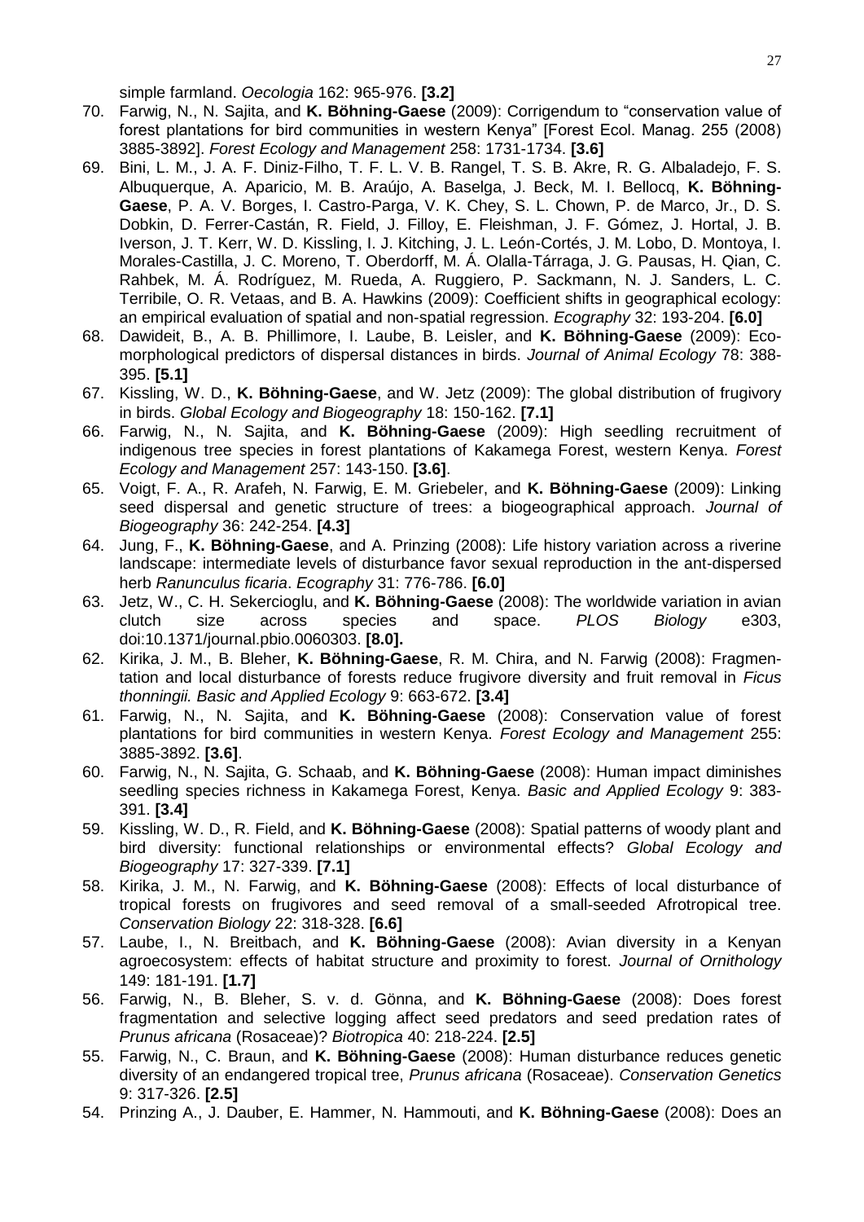simple farmland. *Oecologia* 162: 965-976. **[3.2]**

70. Farwig, N., N. Sajita, and **K. Böhning-Gaese** (2009): Corrigendum to "conservation value of forest plantations for bird communities in western Kenya" [Forest Ecol. Manag. 255 (2008) 3885-3892]. *Forest Ecology and Management* 258: 1731-1734. **[3.6]**
69. Bini, L. M., J. A. F. Diniz-Filho, T. F. L. V. B. Rangel, T. S. B. Akre, R. G. Albaladejo, F. S. Albuquerque, A. Aparicio, M. B. Araújo, A. Baselga, J. Beck, M. I. Bellocq, **K. Böhning-Gaese**, P. A. V. Borges, I. Castro-Parga, V. K. Chey, S. L. Chown, P. de Marco, Jr., D. S. Dobkin, D. Ferrer-Castán, R. Field, J. Filloy, E. Fleishman, J. F. Gómez, J. Hortal, J. B. Iverson, J. T. Kerr, W. D. Kissling, I. J. Kitching, J. L. León-Cortés, J. M. Lobo, D. Montoya, I. Morales-Castilla, J. C. Moreno, T. Oberdorff, M. Á. Olalla-Tárraga, J. G. Pausas, H. Qian, C. Rahbek, M. Á. Rodríguez, M. Rueda, A. Ruggiero, P. Sackmann, N. J. Sanders, L. C. Terribile, O. R. Vetaas, and B. A. Hawkins (2009): Coefficient shifts in geographical ecology: an empirical evaluation of spatial and non-spatial regression. *Ecography* 32: 193-204. **[6.0]**
68. Dawideit, B., A. B. Phillimore, I. Laube, B. Leisler, and **K. Böhning-Gaese** (2009): Ecomorphological predictors of dispersal distances in birds. *Journal of Animal Ecology* 78: 388-395. **[5.1]**
67. Kissling, W. D., **K. Böhning-Gaese**, and W. Jetz (2009): The global distribution of frugivory in birds. *Global Ecology and Biogeography* 18: 150-162. **[7.1]**
66. Farwig, N., N. Sajita, and **K. Böhning-Gaese** (2009): High seedling recruitment of indigenous tree species in forest plantations of Kakamega Forest, western Kenya. *Forest Ecology and Management* 257: 143-150. **[3.6]**.
65. Voigt, F. A., R. Arafeh, N. Farwig, E. M. Griebeler, and **K. Böhning-Gaese** (2009): Linking seed dispersal and genetic structure of trees: a biogeographical approach. *Journal of Biogeography* 36: 242-254. **[4.3]**
64. Jung, F., **K. Böhning-Gaese**, and A. Prinzing (2008): Life history variation across a riverine landscape: intermediate levels of disturbance favor sexual reproduction in the ant-dispersed herb *Ranunculus ficaria*. *Ecography* 31: 776-786. **[6.0]**
63. Jetz, W., C. H. Sekercioglu, and **K. Böhning-Gaese** (2008): The worldwide variation in avian clutch size across species and space. *PLOS Biology* e303, doi:10.1371/journal.pbio.0060303. **[8.0].**
62. Kirika, J. M., B. Bleher, **K. Böhning-Gaese**, R. M. Chira, and N. Farwig (2008): Fragmentation and local disturbance of forests reduce frugivore diversity and fruit removal in *Ficus thonningii. Basic and Applied Ecology* 9: 663-672. **[3.4]**
61. Farwig, N., N. Sajita, and **K. Böhning-Gaese** (2008): Conservation value of forest plantations for bird communities in western Kenya. *Forest Ecology and Management* 255: 3885-3892. **[3.6]**.
60. Farwig, N., N. Sajita, G. Schaab, and **K. Böhning-Gaese** (2008): Human impact diminishes seedling species richness in Kakamega Forest, Kenya. *Basic and Applied Ecology* 9: 383-391. **[3.4]**
59. Kissling, W. D., R. Field, and **K. Böhning-Gaese** (2008): Spatial patterns of woody plant and bird diversity: functional relationships or environmental effects? *Global Ecology and Biogeography* 17: 327-339. **[7.1]**
58. Kirika, J. M., N. Farwig, and **K. Böhning-Gaese** (2008): Effects of local disturbance of tropical forests on frugivores and seed removal of a small-seeded Afrotropical tree. *Conservation Biology* 22: 318-328. **[6.6]**
57. Laube, I., N. Breitbach, and **K. Böhning-Gaese** (2008): Avian diversity in a Kenyan agroecosystem: effects of habitat structure and proximity to forest. *Journal of Ornithology* 149: 181-191. **[1.7]**
56. Farwig, N., B. Bleher, S. v. d. Gönna, and **K. Böhning-Gaese** (2008): Does forest fragmentation and selective logging affect seed predators and seed predation rates of *Prunus africana* (Rosaceae)? *Biotropica* 40: 218-224. **[2.5]**
55. Farwig, N., C. Braun, and **K. Böhning-Gaese** (2008): Human disturbance reduces genetic diversity of an endangered tropical tree, *Prunus africana* (Rosaceae). *Conservation Genetics* 9: 317-326. **[2.5]**
54. Prinzing A., J. Dauber, E. Hammer, N. Hammouti, and **K. Böhning-Gaese** (2008): Does an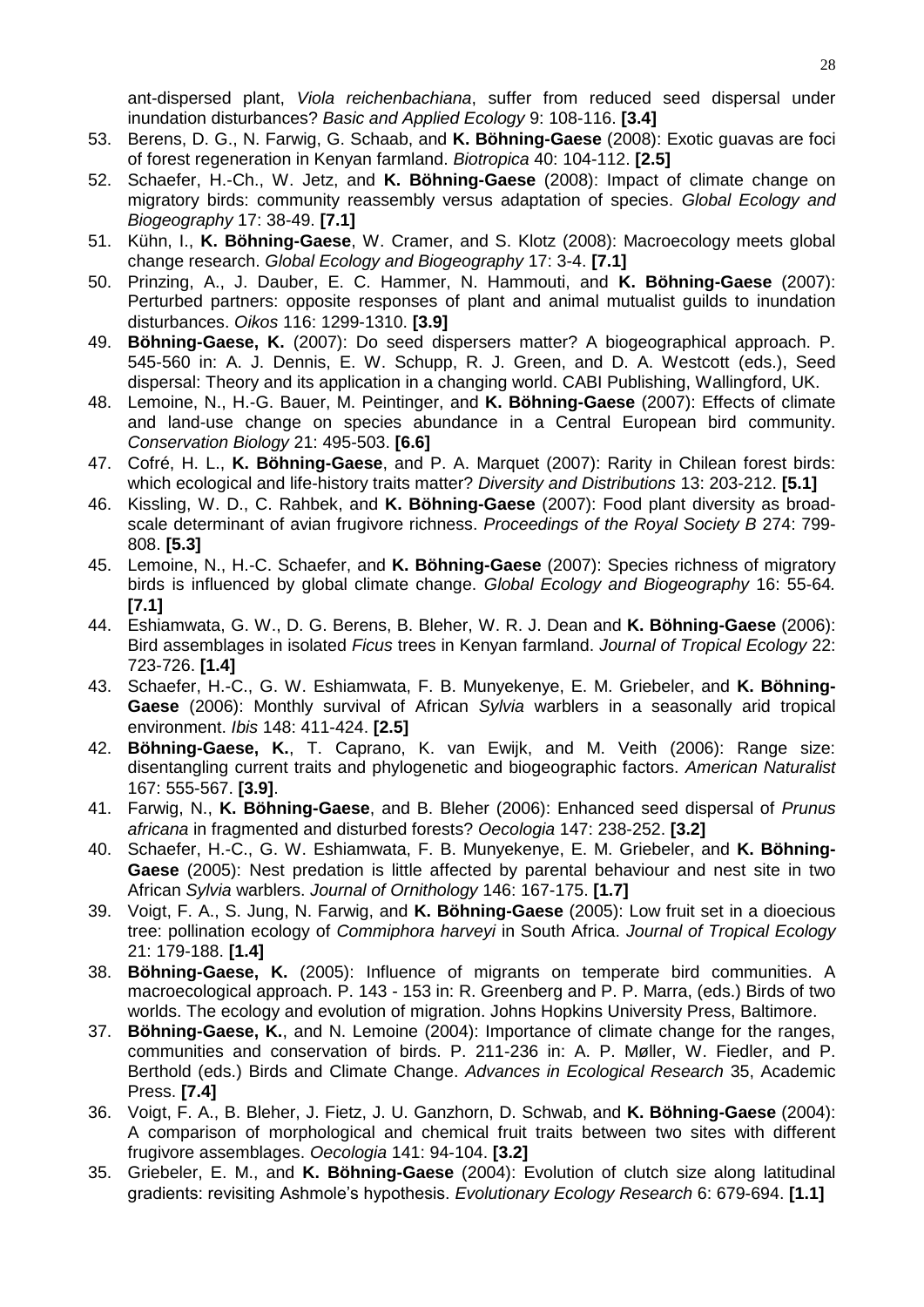ant-dispersed plant, *Viola reichenbachiana*, suffer from reduced seed dispersal under inundation disturbances? *Basic and Applied Ecology* 9: 108-116. **[3.4]**

53. Berens, D. G., N. Farwig, G. Schaab, and **K. Böhning-Gaese** (2008): Exotic guavas are foci of forest regeneration in Kenyan farmland. *Biotropica* 40: 104-112. **[2.5]**
52. Schaefer, H.-Ch., W. Jetz, and **K. Böhning-Gaese** (2008): Impact of climate change on migratory birds: community reassembly versus adaptation of species. *Global Ecology and Biogeography* 17: 38-49. **[7.1]**
51. Kühn, I., **K. Böhning-Gaese**, W. Cramer, and S. Klotz (2008): Macroecology meets global change research. *Global Ecology and Biogeography* 17: 3-4. **[7.1]**
50. Prinzing, A., J. Dauber, E. C. Hammer, N. Hammouti, and **K. Böhning-Gaese** (2007): Perturbed partners: opposite responses of plant and animal mutualist guilds to inundation disturbances. *Oikos* 116: 1299-1310. **[3.9]**
49. **Böhning-Gaese, K.** (2007): Do seed dispersers matter? A biogeographical approach. P. 545-560 in: A. J. Dennis, E. W. Schupp, R. J. Green, and D. A. Westcott (eds.), Seed dispersal: Theory and its application in a changing world. CABI Publishing, Wallingford, UK.
48. Lemoine, N., H.-G. Bauer, M. Peintinger, and **K. Böhning-Gaese** (2007): Effects of climate and land-use change on species abundance in a Central European bird community. *Conservation Biology* 21: 495-503. **[6.6]**
47. Cofré, H. L., **K. Böhning-Gaese**, and P. A. Marquet (2007): Rarity in Chilean forest birds: which ecological and life-history traits matter? *Diversity and Distributions* 13: 203-212. **[5.1]**
46. Kissling, W. D., C. Rahbek, and **K. Böhning-Gaese** (2007): Food plant diversity as broad-scale determinant of avian frugivore richness. *Proceedings of the Royal Society B* 274: 799-808. **[5.3]**
45. Lemoine, N., H.-C. Schaefer, and **K. Böhning-Gaese** (2007): Species richness of migratory birds is influenced by global climate change. *Global Ecology and Biogeography* 16: 55-64. **[7.1]**
44. Eshiamwata, G. W., D. G. Berens, B. Bleher, W. R. J. Dean and **K. Böhning-Gaese** (2006): Bird assemblages in isolated *Ficus* trees in Kenyan farmland. *Journal of Tropical Ecology* 22: 723-726. **[1.4]**
43. Schaefer, H.-C., G. W. Eshiamwata, F. B. Munyekenye, E. M. Griebeler, and **K. Böhning-Gaese** (2006): Monthly survival of African *Sylvia* warblers in a seasonally arid tropical environment. *Ibis* 148: 411-424. **[2.5]**
42. **Böhning-Gaese, K.**, T. Caprano, K. van Ewijk, and M. Veith (2006): Range size: disentangling current traits and phylogenetic and biogeographic factors. *American Naturalist* 167: 555-567. **[3.9]**.
41. Farwig, N., **K. Böhning-Gaese**, and B. Bleher (2006): Enhanced seed dispersal of *Prunus africana* in fragmented and disturbed forests? *Oecologia* 147: 238-252. **[3.2]**
40. Schaefer, H.-C., G. W. Eshiamwata, F. B. Munyekenye, E. M. Griebeler, and **K. Böhning-Gaese** (2005): Nest predation is little affected by parental behaviour and nest site in two African *Sylvia* warblers. *Journal of Ornithology* 146: 167-175. **[1.7]**
39. Voigt, F. A., S. Jung, N. Farwig, and **K. Böhning-Gaese** (2005): Low fruit set in a dioecious tree: pollination ecology of *Commiphora harveyi* in South Africa. *Journal of Tropical Ecology* 21: 179-188. **[1.4]**
38. **Böhning-Gaese, K.** (2005): Influence of migrants on temperate bird communities. A macroecological approach. P. 143 - 153 in: R. Greenberg and P. P. Marra, (eds.) Birds of two worlds. The ecology and evolution of migration. Johns Hopkins University Press, Baltimore.
37. **Böhning-Gaese, K.**, and N. Lemoine (2004): Importance of climate change for the ranges, communities and conservation of birds. P. 211-236 in: A. P. Møller, W. Fiedler, and P. Berthold (eds.) Birds and Climate Change. *Advances in Ecological Research* 35, Academic Press. **[7.4]**
36. Voigt, F. A., B. Bleher, J. Fietz, J. U. Ganzhorn, D. Schwab, and **K. Böhning-Gaese** (2004): A comparison of morphological and chemical fruit traits between two sites with different frugivore assemblages. *Oecologia* 141: 94-104. **[3.2]**
35. Griebeler, E. M., and **K. Böhning-Gaese** (2004): Evolution of clutch size along latitudinal gradients: revisiting Ashmole's hypothesis. *Evolutionary Ecology Research* 6: 679-694. **[1.1]**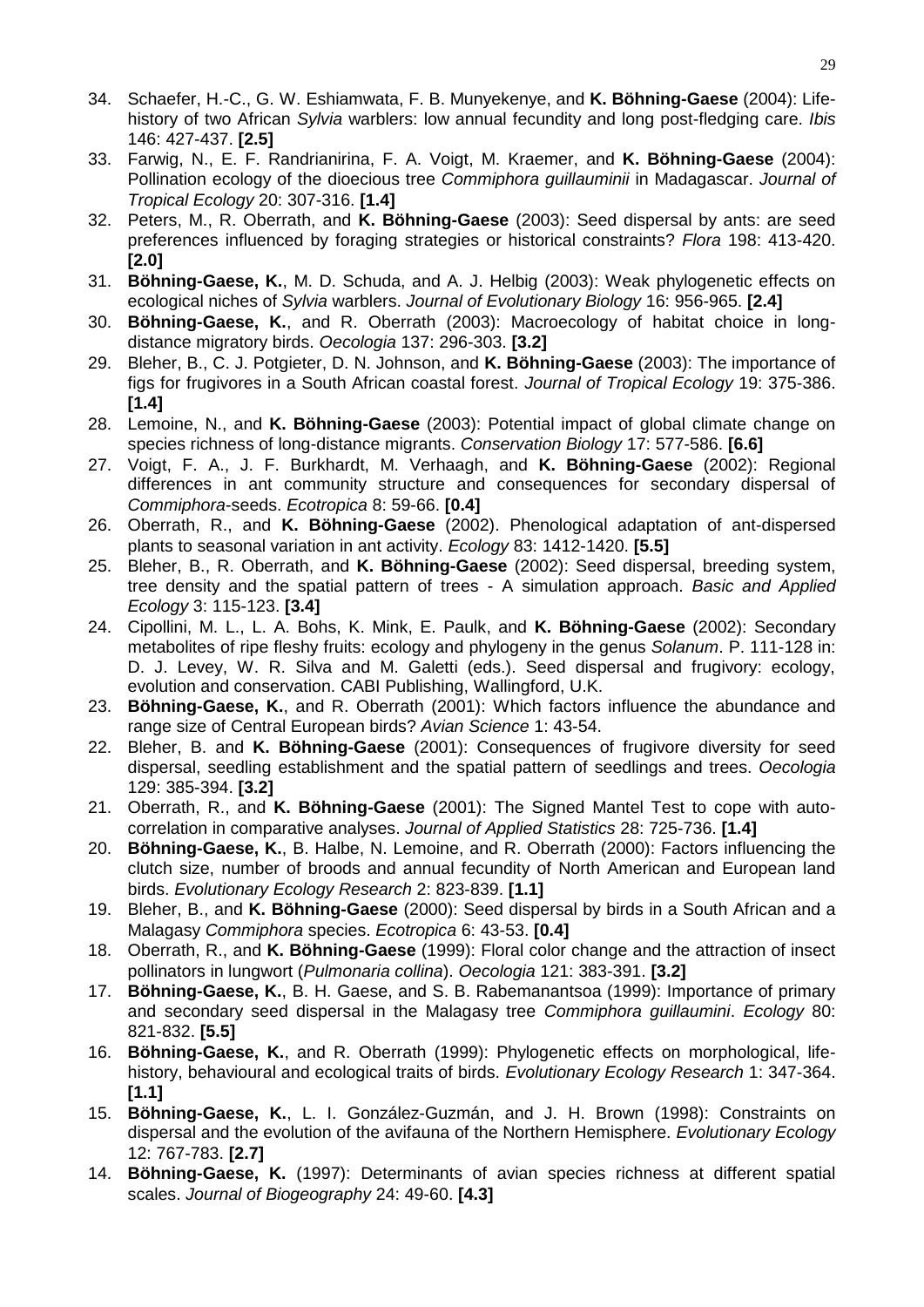34. Schaefer, H.-C., G. W. Eshiamwata, F. B. Munyekenye, and **K. Böhning-Gaese** (2004): Life-history of two African *Sylvia* warblers: low annual fecundity and long post-fledging care. *Ibis* 146: 427-437. **[2.5]**
33. Farwig, N., E. F. Randrianirina, F. A. Voigt, M. Kraemer, and **K. Böhning-Gaese** (2004): Pollination ecology of the dioecious tree *Commiphora guillauminii* in Madagascar. *Journal of Tropical Ecology* 20: 307-316. **[1.4]**
32. Peters, M., R. Oberrath, and **K. Böhning-Gaese** (2003): Seed dispersal by ants: are seed preferences influenced by foraging strategies or historical constraints? *Flora* 198: 413-420. **[2.0]**
31. **Böhning-Gaese, K.**, M. D. Schuda, and A. J. Helbig (2003): Weak phylogenetic effects on ecological niches of *Sylvia* warblers. *Journal of Evolutionary Biology* 16: 956-965. **[2.4]**
30. **Böhning-Gaese, K.**, and R. Oberrath (2003): Macroecology of habitat choice in long-distance migratory birds. *Oecologia* 137: 296-303. **[3.2]**
29. Bleher, B., C. J. Potgieter, D. N. Johnson, and **K. Böhning-Gaese** (2003): The importance of figs for frugivores in a South African coastal forest. *Journal of Tropical Ecology* 19: 375-386. **[1.4]**
28. Lemoine, N., and **K. Böhning-Gaese** (2003): Potential impact of global climate change on species richness of long-distance migrants. *Conservation Biology* 17: 577-586. **[6.6]**
27. Voigt, F. A., J. F. Burkhardt, M. Verhaagh, and **K. Böhning-Gaese** (2002): Regional differences in ant community structure and consequences for secondary dispersal of *Commiphora*-seeds. *Ecotropica* 8: 59-66. **[0.4]**
26. Oberrath, R., and **K. Böhning-Gaese** (2002). Phenological adaptation of ant-dispersed plants to seasonal variation in ant activity. *Ecology* 83: 1412-1420. **[5.5]**
25. Bleher, B., R. Oberrath, and **K. Böhning-Gaese** (2002): Seed dispersal, breeding system, tree density and the spatial pattern of trees - A simulation approach. *Basic and Applied Ecology* 3: 115-123. **[3.4]**
24. Cipollini, M. L., L. A. Bohs, K. Mink, E. Paulk, and **K. Böhning-Gaese** (2002): Secondary metabolites of ripe fleshy fruits: ecology and phylogeny in the genus *Solanum*. P. 111-128 in: D. J. Levey, W. R. Silva and M. Galetti (eds.). Seed dispersal and frugivory: ecology, evolution and conservation. CABI Publishing, Wallingford, U.K.
23. **Böhning-Gaese, K.**, and R. Oberrath (2001): Which factors influence the abundance and range size of Central European birds? *Avian Science* 1: 43-54.
22. Bleher, B. and **K. Böhning-Gaese** (2001): Consequences of frugivore diversity for seed dispersal, seedling establishment and the spatial pattern of seedlings and trees. *Oecologia* 129: 385-394. **[3.2]**
21. Oberrath, R., and **K. Böhning-Gaese** (2001): The Signed Mantel Test to cope with auto-correlation in comparative analyses. *Journal of Applied Statistics* 28: 725-736. **[1.4]**
20. **Böhning-Gaese, K.**, B. Halbe, N. Lemoine, and R. Oberrath (2000): Factors influencing the clutch size, number of broods and annual fecundity of North American and European land birds. *Evolutionary Ecology Research* 2: 823-839. **[1.1]**
19. Bleher, B., and **K. Böhning-Gaese** (2000): Seed dispersal by birds in a South African and a Malagasy *Commiphora* species. *Ecotropica* 6: 43-53. **[0.4]**
18. Oberrath, R., and **K. Böhning-Gaese** (1999): Floral color change and the attraction of insect pollinators in lungwort (*Pulmonaria collina*). *Oecologia* 121: 383-391. **[3.2]**
17. **Böhning-Gaese, K.**, B. H. Gaese, and S. B. Rabemanantsoa (1999): Importance of primary and secondary seed dispersal in the Malagasy tree *Commiphora guillaumini*. *Ecology* 80: 821-832. **[5.5]**
16. **Böhning-Gaese, K.**, and R. Oberrath (1999): Phylogenetic effects on morphological, life-history, behavioural and ecological traits of birds. *Evolutionary Ecology Research* 1: 347-364. **[1.1]**
15. **Böhning-Gaese, K.**, L. I. González-Guzmán, and J. H. Brown (1998): Constraints on dispersal and the evolution of the avifauna of the Northern Hemisphere. *Evolutionary Ecology* 12: 767-783. **[2.7]**
14. **Böhning-Gaese, K.** (1997): Determinants of avian species richness at different spatial scales. *Journal of Biogeography* 24: 49-60. **[4.3]**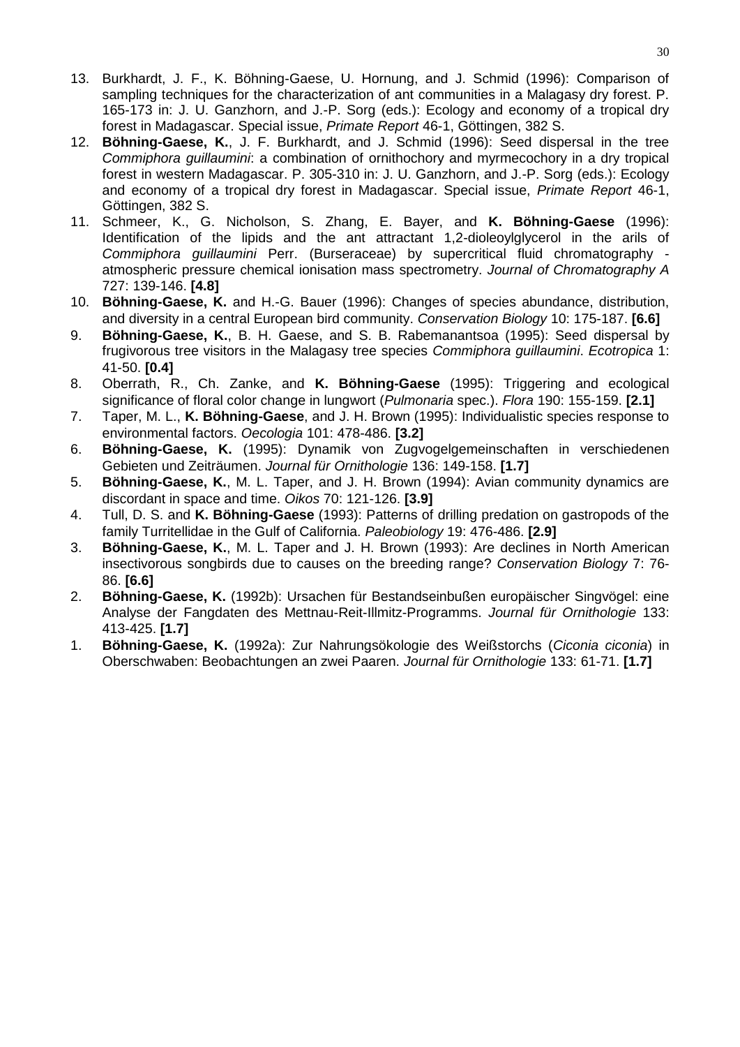13. Burkhardt, J. F., K. Böhning-Gaese, U. Hornung, and J. Schmid (1996): Comparison of sampling techniques for the characterization of ant communities in a Malagasy dry forest. P. 165-173 in: J. U. Ganzhorn, and J.-P. Sorg (eds.): Ecology and economy of a tropical dry forest in Madagascar. Special issue, *Primate Report* 46-1, Göttingen, 382 S.
12. **Böhning-Gaese, K.**, J. F. Burkhardt, and J. Schmid (1996): Seed dispersal in the tree *Commiphora guillaumini*: a combination of ornithochory and myrmecochory in a dry tropical forest in western Madagascar. P. 305-310 in: J. U. Ganzhorn, and J.-P. Sorg (eds.): Ecology and economy of a tropical dry forest in Madagascar. Special issue, *Primate Report* 46-1, Göttingen, 382 S.
11. Schmeer, K., G. Nicholson, S. Zhang, E. Bayer, and **K. Böhning-Gaese** (1996): Identification of the lipids and the ant attractant 1,2-dioleoylglycerol in the arils of *Commiphora guillaumini* Perr. (Burseraceae) by supercritical fluid chromatography - atmospheric pressure chemical ionisation mass spectrometry. *Journal of Chromatography A* 727: 139-146. **[4.8]**
10. **Böhning-Gaese, K.** and H.-G. Bauer (1996): Changes of species abundance, distribution, and diversity in a central European bird community. *Conservation Biology* 10: 175-187. **[6.6]**
9. **Böhning-Gaese, K.**, B. H. Gaese, and S. B. Rabemanantsoa (1995): Seed dispersal by frugivorous tree visitors in the Malagasy tree species *Commiphora guillaumini*. *Ecotropica* 1: 41-50. **[0.4]**
8. Oberrath, R., Ch. Zanke, and **K. Böhning-Gaese** (1995): Triggering and ecological significance of floral color change in lungwort (*Pulmonaria* spec.). *Flora* 190: 155-159. **[2.1]**
7. Taper, M. L., **K. Böhning-Gaese**, and J. H. Brown (1995): Individualistic species response to environmental factors. *Oecologia* 101: 478-486. **[3.2]**
6. **Böhning-Gaese, K.** (1995): Dynamik von Zugvogelgemeinschaften in verschiedenen Gebieten und Zeiträumen. *Journal für Ornithologie* 136: 149-158. **[1.7]**
5. **Böhning-Gaese, K.**, M. L. Taper, and J. H. Brown (1994): Avian community dynamics are discordant in space and time. *Oikos* 70: 121-126. **[3.9]**
4. Tull, D. S. and **K. Böhning-Gaese** (1993): Patterns of drilling predation on gastropods of the family Turritellidae in the Gulf of California. *Paleobiology* 19: 476-486. **[2.9]**
3. **Böhning-Gaese, K.**, M. L. Taper and J. H. Brown (1993): Are declines in North American insectivorous songbirds due to causes on the breeding range? *Conservation Biology* 7: 76-86. **[6.6]**
2. **Böhning-Gaese, K.** (1992b): Ursachen für Bestandseinbußen europäischer Singvögel: eine Analyse der Fangdaten des Mettnau-Reit-Illmitz-Programms. *Journal für Ornithologie* 133: 413-425. **[1.7]**
1. **Böhning-Gaese, K.** (1992a): Zur Nahrungsökologie des Weißstorchs (*Ciconia ciconia*) in Oberschwaben: Beobachtungen an zwei Paaren. *Journal für Ornithologie* 133: 61-71. **[1.7]**